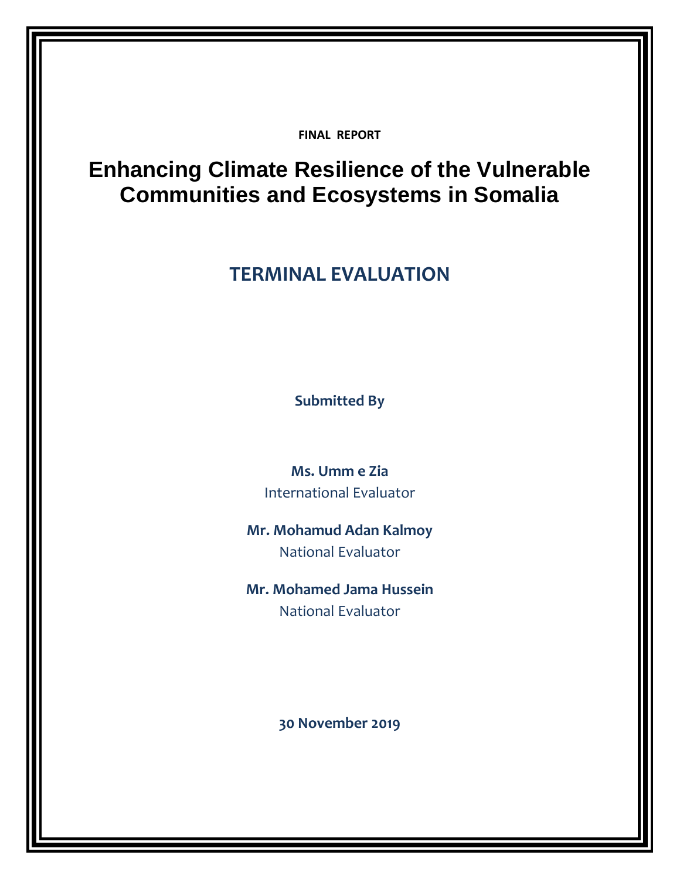**FINAL REPORT**

# Enhancing Climate Resilience of the Vulnerable Communities and Ecosystems in Somalia

## TERMINAL EVALUATION

**Submitted By**

**Ms. Umm e Zia**
International Evaluator

**Mr. Mohamud Adan Kalmoy**
National Evaluator

**Mr. Mohamed Jama Hussein**
National Evaluator

**30 November 2019**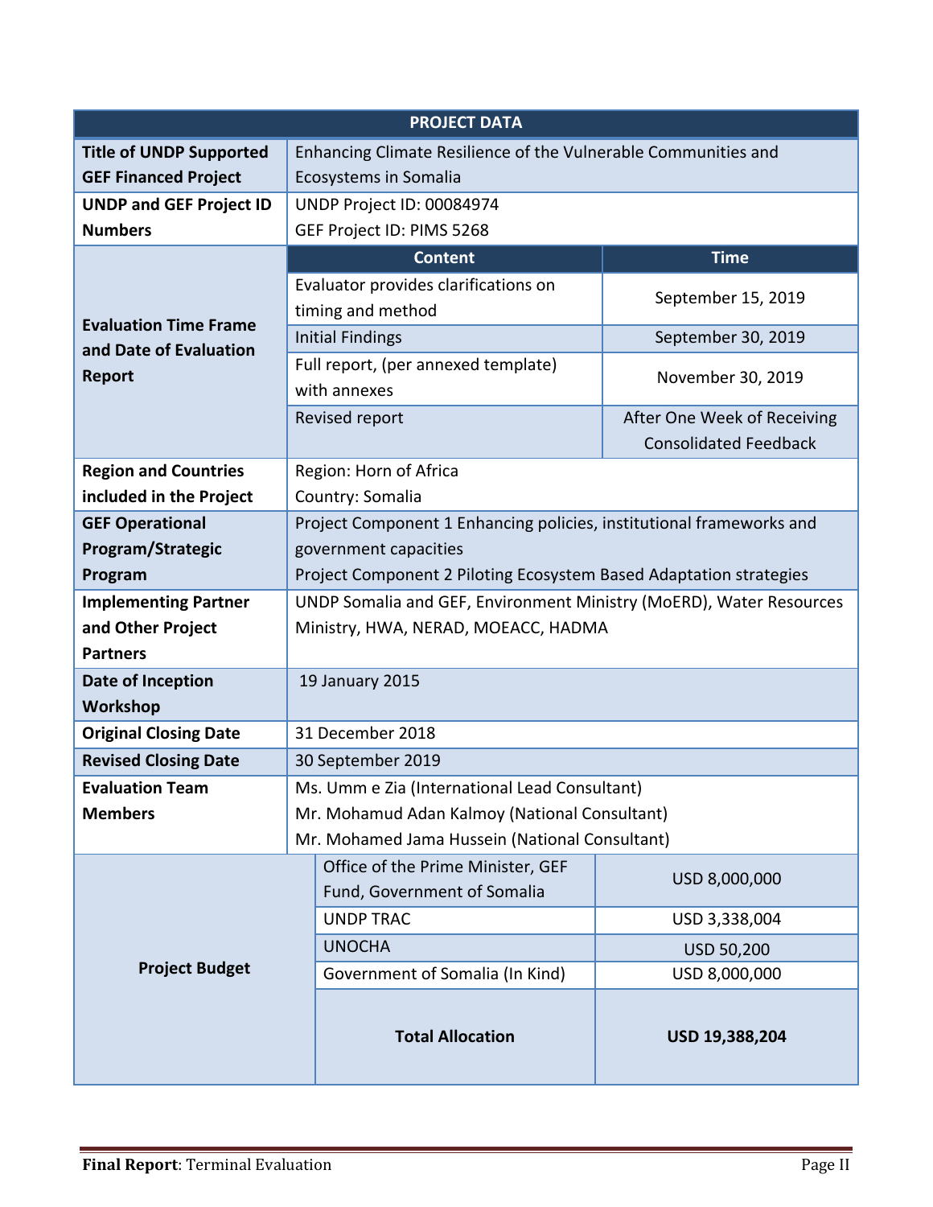| PROJECT DATA | | |
|---|---|---|
| **Title of UNDP Supported GEF Financed Project** | Enhancing Climate Resilience of the Vulnerable Communities and Ecosystems in Somalia | |
| **UNDP and GEF Project ID Numbers** | UNDP Project ID: 00084974<br>GEF Project ID: PIMS 5268 | |
| **Evaluation Time Frame and Date of Evaluation Report** | **Content** | **Time** |
| | Evaluator provides clarifications on timing and method | September 15, 2019 |
| | Initial Findings | September 30, 2019 |
| | Full report, (per annexed template) with annexes | November 30, 2019 |
| | Revised report | After One Week of Receiving Consolidated Feedback |
| **Region and Countries included in the Project** | Region: Horn of Africa<br>Country: Somalia | |
| **GEF Operational Program/Strategic Program** | Project Component 1 Enhancing policies, institutional frameworks and government capacities<br>Project Component 2 Piloting Ecosystem Based Adaptation strategies | |
| **Implementing Partner and Other Project Partners** | UNDP Somalia and GEF, Environment Ministry (MoERD), Water Resources Ministry, HWA, NERAD, MOEACC, HADMA | |
| **Date of Inception Workshop** | 19 January 2015 | |
| **Original Closing Date** | 31 December 2018 | |
| **Revised Closing Date** | 30 September 2019 | |
| **Evaluation Team Members** | Ms. Umm e Zia (International Lead Consultant)<br>Mr. Mohamud Adan Kalmoy (National Consultant)<br>Mr. Mohamed Jama Hussein (National Consultant) | |
| **Project Budget** | Office of the Prime Minister, GEF Fund, Government of Somalia | USD 8,000,000 |
| | UNDP TRAC | USD 3,338,004 |
| | UNOCHA | USD 50,200 |
| | Government of Somalia (In Kind) | USD 8,000,000 |
| | **Total Allocation** | **USD 19,388,204** |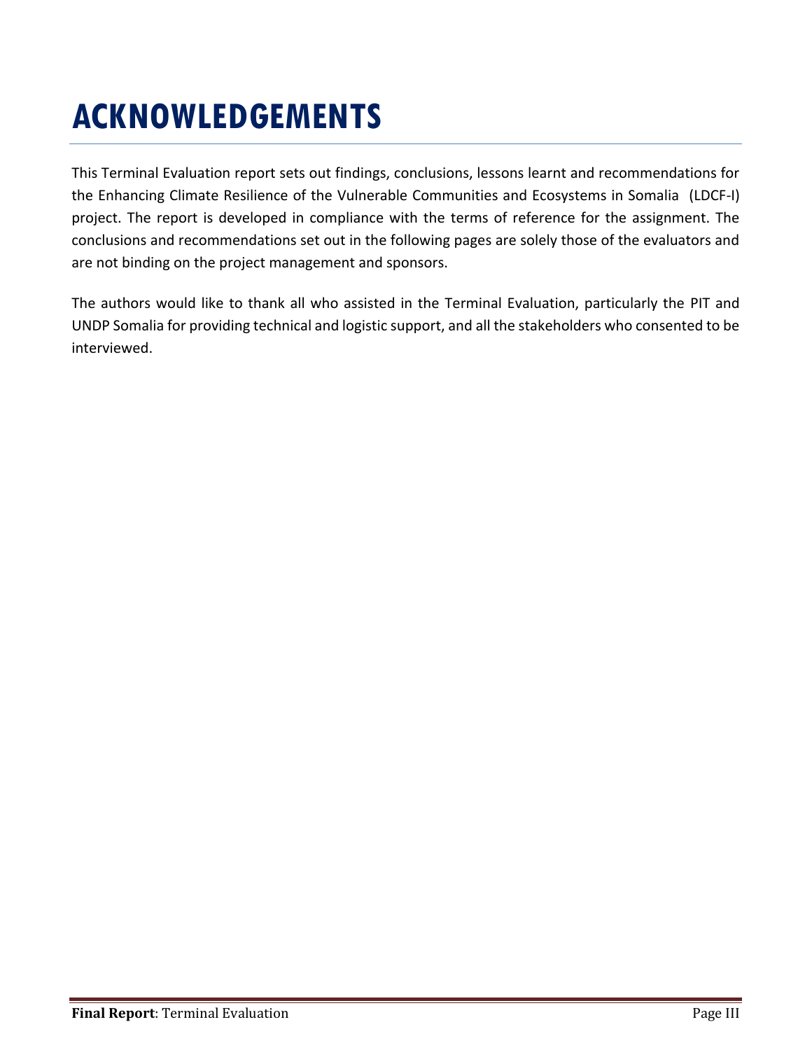# ACKNOWLEDGEMENTS

This Terminal Evaluation report sets out findings, conclusions, lessons learnt and recommendations for the Enhancing Climate Resilience of the Vulnerable Communities and Ecosystems in Somalia (LDCF-I) project. The report is developed in compliance with the terms of reference for the assignment. The conclusions and recommendations set out in the following pages are solely those of the evaluators and are not binding on the project management and sponsors.

The authors would like to thank all who assisted in the Terminal Evaluation, particularly the PIT and UNDP Somalia for providing technical and logistic support, and all the stakeholders who consented to be interviewed.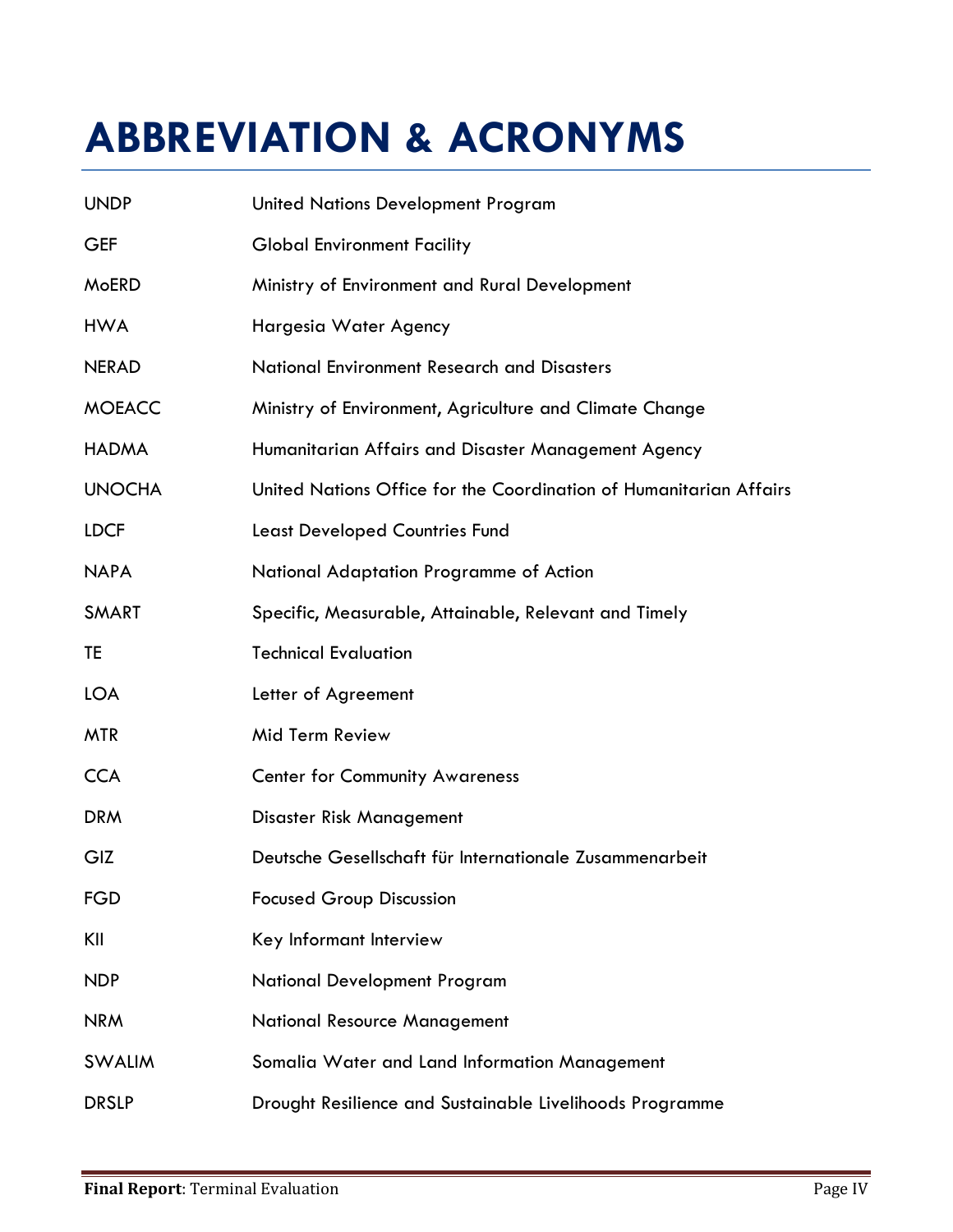# ABBREVIATION & ACRONYMS

| | |
|---|---|
| UNDP | United Nations Development Program |
| GEF | Global Environment Facility |
| MoERD | Ministry of Environment and Rural Development |
| HWA | Hargesia Water Agency |
| NERAD | National Environment Research and Disasters |
| MOEACC | Ministry of Environment, Agriculture and Climate Change |
| HADMA | Humanitarian Affairs and Disaster Management Agency |
| UNOCHA | United Nations Office for the Coordination of Humanitarian Affairs |
| LDCF | Least Developed Countries Fund |
| NAPA | National Adaptation Programme of Action |
| SMART | Specific, Measurable, Attainable, Relevant and Timely |
| TE | Technical Evaluation |
| LOA | Letter of Agreement |
| MTR | Mid Term Review |
| CCA | Center for Community Awareness |
| DRM | Disaster Risk Management |
| GIZ | Deutsche Gesellschaft für Internationale Zusammenarbeit |
| FGD | Focused Group Discussion |
| KII | Key Informant Interview |
| NDP | National Development Program |
| NRM | National Resource Management |
| SWALIM | Somalia Water and Land Information Management |
| DRSLP | Drought Resilience and Sustainable Livelihoods Programme |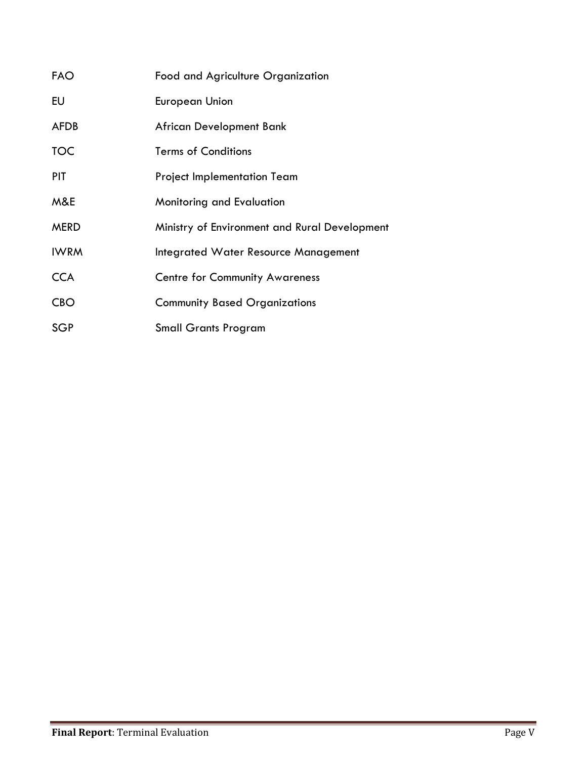| | |
|---|---|
| FAO | Food and Agriculture Organization |
| EU | European Union |
| AFDB | African Development Bank |
| TOC | Terms of Conditions |
| PIT | Project Implementation Team |
| M&E | Monitoring and Evaluation |
| MERD | Ministry of Environment and Rural Development |
| IWRM | Integrated Water Resource Management |
| CCA | Centre for Community Awareness |
| CBO | Community Based Organizations |
| SGP | Small Grants Program |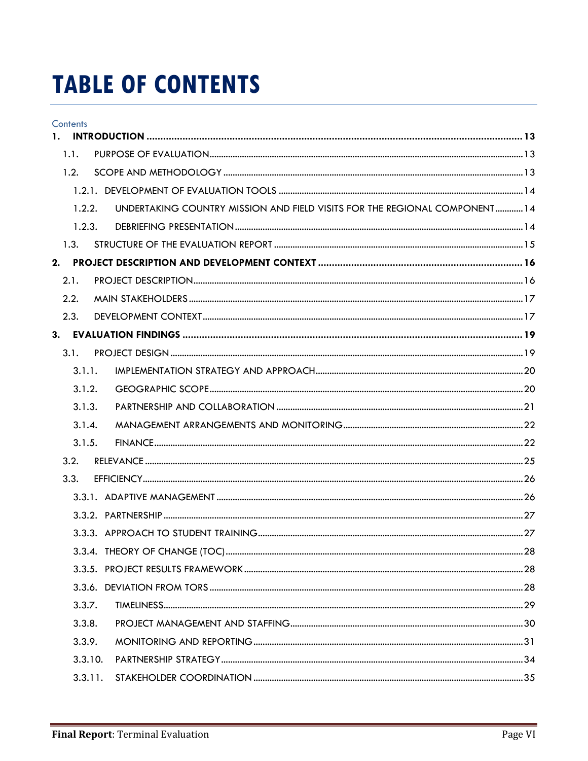# TABLE OF CONTENTS

Contents

**1. INTRODUCTION** ........ **13**

- 1.1. PURPOSE OF EVALUATION ........ 13
- 1.2. SCOPE AND METHODOLOGY ........ 13
  - 1.2.1. DEVELOPMENT OF EVALUATION TOOLS ........ 14
  - 1.2.2. UNDERTAKING COUNTRY MISSION AND FIELD VISITS FOR THE REGIONAL COMPONENT ........ 14
  - 1.2.3. DEBRIEFING PRESENTATION ........ 14
- 1.3. STRUCTURE OF THE EVALUATION REPORT ........ 15

**2. PROJECT DESCRIPTION AND DEVELOPMENT CONTEXT** ........ **16**

- 2.1. PROJECT DESCRIPTION ........ 16
- 2.2. MAIN STAKEHOLDERS ........ 17
- 2.3. DEVELOPMENT CONTEXT ........ 17

**3. EVALUATION FINDINGS** ........ **19**

- 3.1. PROJECT DESIGN ........ 19
  - 3.1.1. IMPLEMENTATION STRATEGY AND APPROACH ........ 20
  - 3.1.2. GEOGRAPHIC SCOPE ........ 20
  - 3.1.3. PARTNERSHIP AND COLLABORATION ........ 21
  - 3.1.4. MANAGEMENT ARRANGEMENTS AND MONITORING ........ 22
  - 3.1.5. FINANCE ........ 22
- 3.2. RELEVANCE ........ 25
- 3.3. EFFICIENCY ........ 26
  - 3.3.1. ADAPTIVE MANAGEMENT ........ 26
  - 3.3.2. PARTNERSHIP ........ 27
  - 3.3.3. APPROACH TO STUDENT TRAINING ........ 27
  - 3.3.4. THEORY OF CHANGE (TOC) ........ 28
  - 3.3.5. PROJECT RESULTS FRAMEWORK ........ 28
  - 3.3.6. DEVIATION FROM TORS ........ 28
  - 3.3.7. TIMELINESS ........ 29
  - 3.3.8. PROJECT MANAGEMENT AND STAFFING ........ 30
  - 3.3.9. MONITORING AND REPORTING ........ 31
  - 3.3.10. PARTNERSHIP STRATEGY ........ 34
  - 3.3.11. STAKEHOLDER COORDINATION ........ 35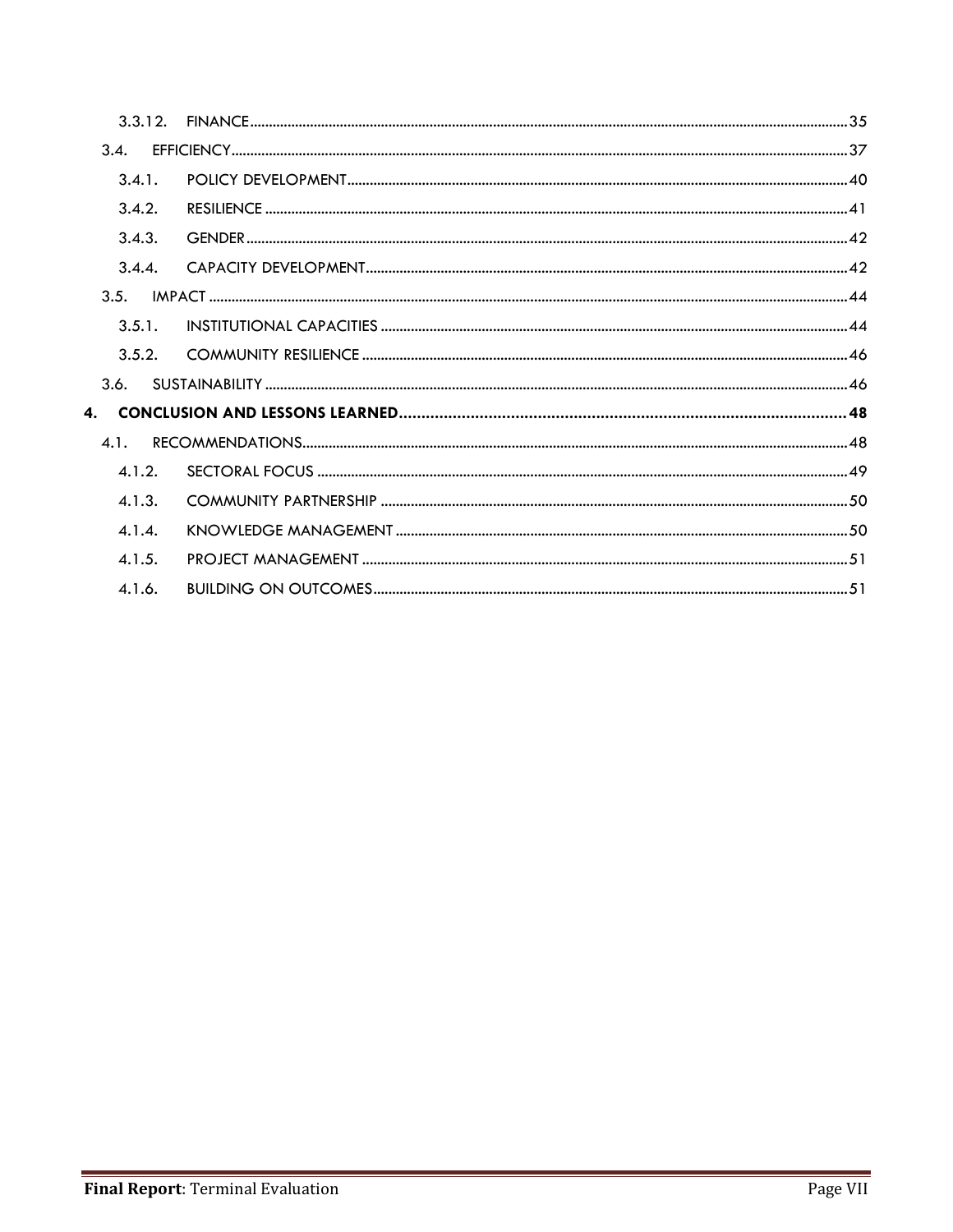| | |
|---|---|
| 3.3.12. FINANCE | 35 |
| 3.4. EFFICIENCY | 37 |
| 3.4.1. POLICY DEVELOPMENT | 40 |
| 3.4.2. RESILIENCE | 41 |
| 3.4.3. GENDER | 42 |
| 3.4.4. CAPACITY DEVELOPMENT | 42 |
| 3.5. IMPACT | 44 |
| 3.5.1. INSTITUTIONAL CAPACITIES | 44 |
| 3.5.2. COMMUNITY RESILIENCE | 46 |
| 3.6. SUSTAINABILITY | 46 |
| **4. CONCLUSION AND LESSONS LEARNED** | **48** |
| 4.1. RECOMMENDATIONS | 48 |
| 4.1.2. SECTORAL FOCUS | 49 |
| 4.1.3. COMMUNITY PARTNERSHIP | 50 |
| 4.1.4. KNOWLEDGE MANAGEMENT | 50 |
| 4.1.5. PROJECT MANAGEMENT | 51 |
| 4.1.6. BUILDING ON OUTCOMES | 51 |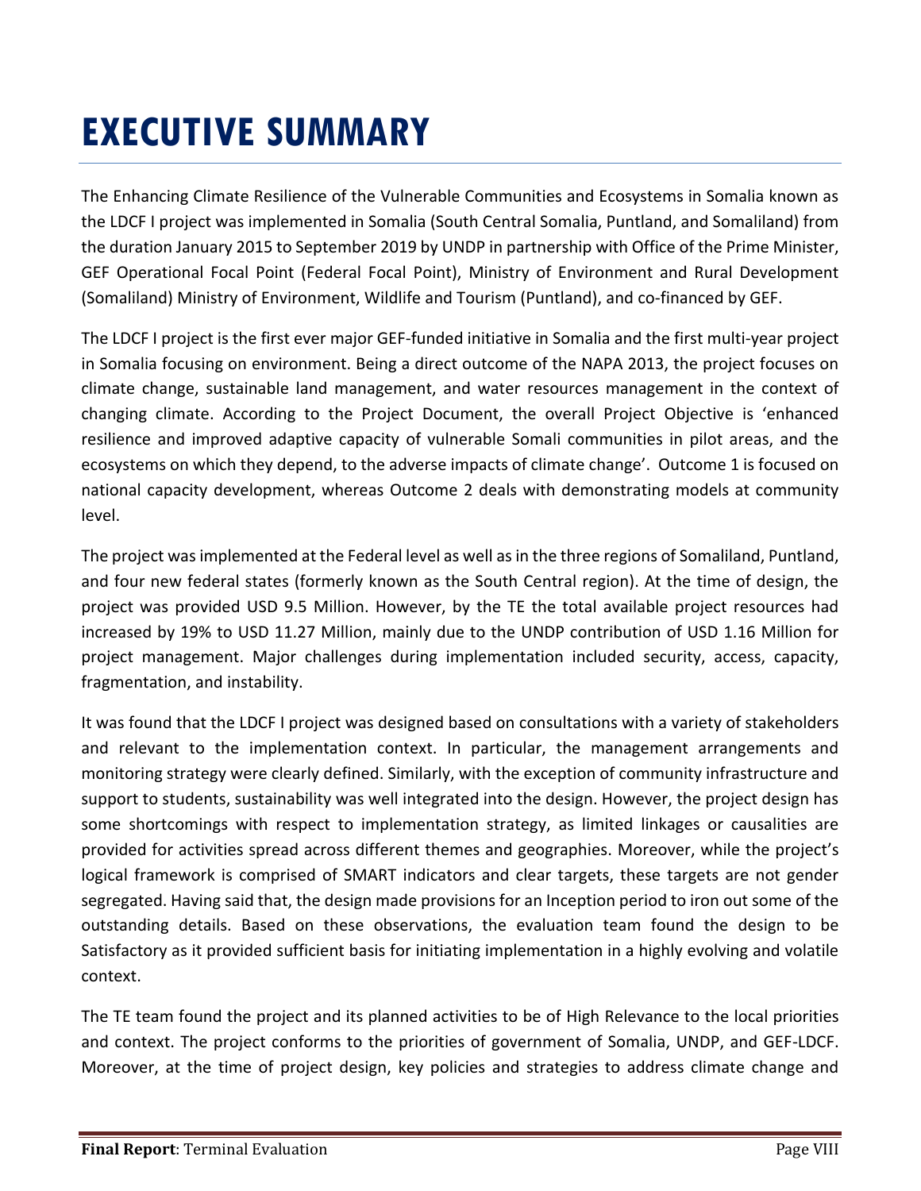# EXECUTIVE SUMMARY

The Enhancing Climate Resilience of the Vulnerable Communities and Ecosystems in Somalia known as the LDCF I project was implemented in Somalia (South Central Somalia, Puntland, and Somaliland) from the duration January 2015 to September 2019 by UNDP in partnership with Office of the Prime Minister, GEF Operational Focal Point (Federal Focal Point), Ministry of Environment and Rural Development (Somaliland) Ministry of Environment, Wildlife and Tourism (Puntland), and co-financed by GEF.

The LDCF I project is the first ever major GEF-funded initiative in Somalia and the first multi-year project in Somalia focusing on environment. Being a direct outcome of the NAPA 2013, the project focuses on climate change, sustainable land management, and water resources management in the context of changing climate. According to the Project Document, the overall Project Objective is 'enhanced resilience and improved adaptive capacity of vulnerable Somali communities in pilot areas, and the ecosystems on which they depend, to the adverse impacts of climate change'. Outcome 1 is focused on national capacity development, whereas Outcome 2 deals with demonstrating models at community level.

The project was implemented at the Federal level as well as in the three regions of Somaliland, Puntland, and four new federal states (formerly known as the South Central region). At the time of design, the project was provided USD 9.5 Million. However, by the TE the total available project resources had increased by 19% to USD 11.27 Million, mainly due to the UNDP contribution of USD 1.16 Million for project management. Major challenges during implementation included security, access, capacity, fragmentation, and instability.

It was found that the LDCF I project was designed based on consultations with a variety of stakeholders and relevant to the implementation context. In particular, the management arrangements and monitoring strategy were clearly defined. Similarly, with the exception of community infrastructure and support to students, sustainability was well integrated into the design. However, the project design has some shortcomings with respect to implementation strategy, as limited linkages or causalities are provided for activities spread across different themes and geographies. Moreover, while the project's logical framework is comprised of SMART indicators and clear targets, these targets are not gender segregated. Having said that, the design made provisions for an Inception period to iron out some of the outstanding details. Based on these observations, the evaluation team found the design to be Satisfactory as it provided sufficient basis for initiating implementation in a highly evolving and volatile context.

The TE team found the project and its planned activities to be of High Relevance to the local priorities and context. The project conforms to the priorities of government of Somalia, UNDP, and GEF-LDCF. Moreover, at the time of project design, key policies and strategies to address climate change and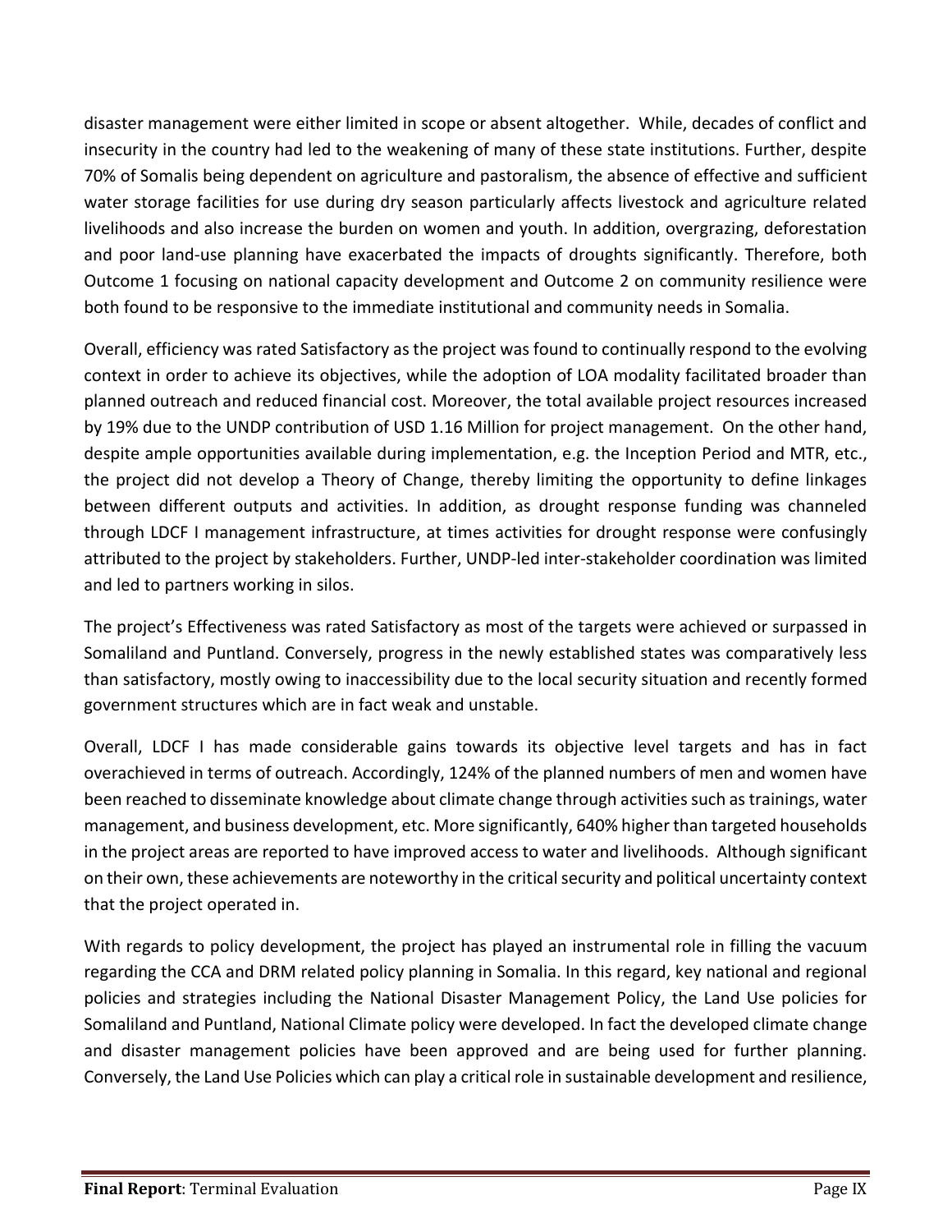disaster management were either limited in scope or absent altogether. While, decades of conflict and insecurity in the country had led to the weakening of many of these state institutions. Further, despite 70% of Somalis being dependent on agriculture and pastoralism, the absence of effective and sufficient water storage facilities for use during dry season particularly affects livestock and agriculture related livelihoods and also increase the burden on women and youth. In addition, overgrazing, deforestation and poor land-use planning have exacerbated the impacts of droughts significantly. Therefore, both Outcome 1 focusing on national capacity development and Outcome 2 on community resilience were both found to be responsive to the immediate institutional and community needs in Somalia.

Overall, efficiency was rated Satisfactory as the project was found to continually respond to the evolving context in order to achieve its objectives, while the adoption of LOA modality facilitated broader than planned outreach and reduced financial cost. Moreover, the total available project resources increased by 19% due to the UNDP contribution of USD 1.16 Million for project management. On the other hand, despite ample opportunities available during implementation, e.g. the Inception Period and MTR, etc., the project did not develop a Theory of Change, thereby limiting the opportunity to define linkages between different outputs and activities. In addition, as drought response funding was channeled through LDCF I management infrastructure, at times activities for drought response were confusingly attributed to the project by stakeholders. Further, UNDP-led inter-stakeholder coordination was limited and led to partners working in silos.

The project's Effectiveness was rated Satisfactory as most of the targets were achieved or surpassed in Somaliland and Puntland. Conversely, progress in the newly established states was comparatively less than satisfactory, mostly owing to inaccessibility due to the local security situation and recently formed government structures which are in fact weak and unstable.

Overall, LDCF I has made considerable gains towards its objective level targets and has in fact overachieved in terms of outreach. Accordingly, 124% of the planned numbers of men and women have been reached to disseminate knowledge about climate change through activities such as trainings, water management, and business development, etc. More significantly, 640% higher than targeted households in the project areas are reported to have improved access to water and livelihoods. Although significant on their own, these achievements are noteworthy in the critical security and political uncertainty context that the project operated in.

With regards to policy development, the project has played an instrumental role in filling the vacuum regarding the CCA and DRM related policy planning in Somalia. In this regard, key national and regional policies and strategies including the National Disaster Management Policy, the Land Use policies for Somaliland and Puntland, National Climate policy were developed. In fact the developed climate change and disaster management policies have been approved and are being used for further planning. Conversely, the Land Use Policies which can play a critical role in sustainable development and resilience,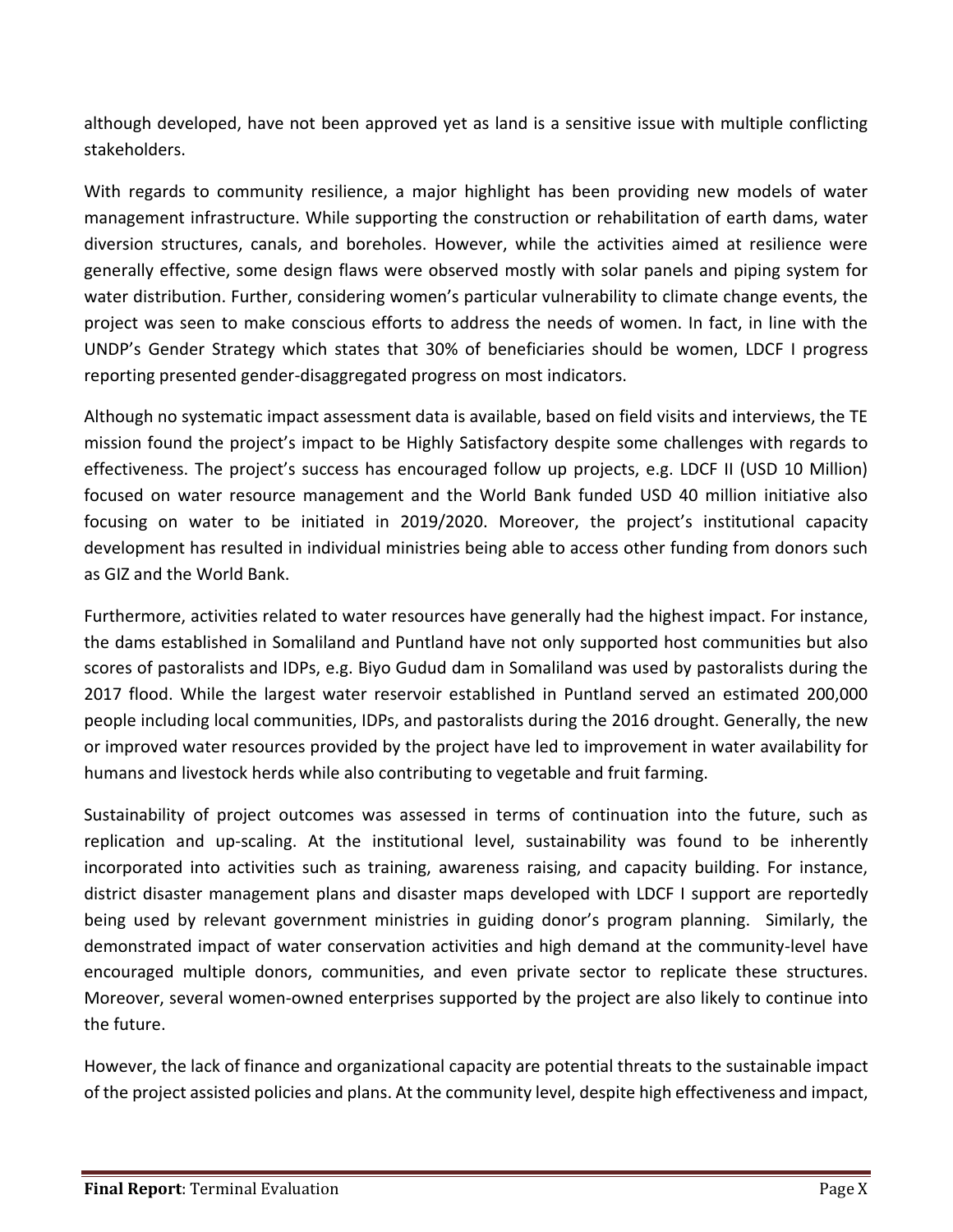although developed, have not been approved yet as land is a sensitive issue with multiple conflicting stakeholders.

With regards to community resilience, a major highlight has been providing new models of water management infrastructure. While supporting the construction or rehabilitation of earth dams, water diversion structures, canals, and boreholes. However, while the activities aimed at resilience were generally effective, some design flaws were observed mostly with solar panels and piping system for water distribution. Further, considering women's particular vulnerability to climate change events, the project was seen to make conscious efforts to address the needs of women. In fact, in line with the UNDP's Gender Strategy which states that 30% of beneficiaries should be women, LDCF I progress reporting presented gender-disaggregated progress on most indicators.

Although no systematic impact assessment data is available, based on field visits and interviews, the TE mission found the project's impact to be Highly Satisfactory despite some challenges with regards to effectiveness. The project's success has encouraged follow up projects, e.g. LDCF II (USD 10 Million) focused on water resource management and the World Bank funded USD 40 million initiative also focusing on water to be initiated in 2019/2020. Moreover, the project's institutional capacity development has resulted in individual ministries being able to access other funding from donors such as GIZ and the World Bank.

Furthermore, activities related to water resources have generally had the highest impact. For instance, the dams established in Somaliland and Puntland have not only supported host communities but also scores of pastoralists and IDPs, e.g. Biyo Gudud dam in Somaliland was used by pastoralists during the 2017 flood. While the largest water reservoir established in Puntland served an estimated 200,000 people including local communities, IDPs, and pastoralists during the 2016 drought. Generally, the new or improved water resources provided by the project have led to improvement in water availability for humans and livestock herds while also contributing to vegetable and fruit farming.

Sustainability of project outcomes was assessed in terms of continuation into the future, such as replication and up-scaling. At the institutional level, sustainability was found to be inherently incorporated into activities such as training, awareness raising, and capacity building. For instance, district disaster management plans and disaster maps developed with LDCF I support are reportedly being used by relevant government ministries in guiding donor's program planning. Similarly, the demonstrated impact of water conservation activities and high demand at the community-level have encouraged multiple donors, communities, and even private sector to replicate these structures. Moreover, several women-owned enterprises supported by the project are also likely to continue into the future.

However, the lack of finance and organizational capacity are potential threats to the sustainable impact of the project assisted policies and plans. At the community level, despite high effectiveness and impact,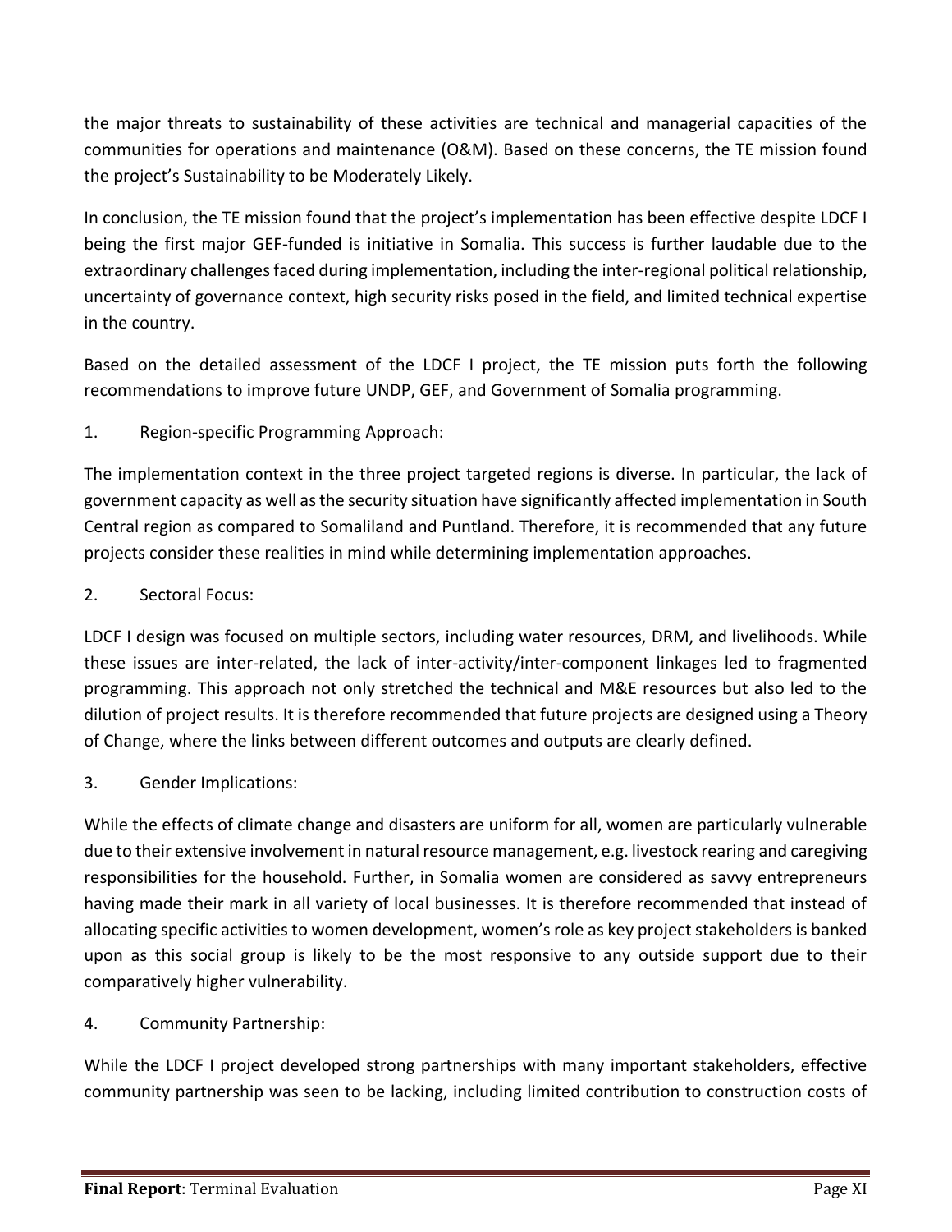the major threats to sustainability of these activities are technical and managerial capacities of the communities for operations and maintenance (O&M). Based on these concerns, the TE mission found the project's Sustainability to be Moderately Likely.

In conclusion, the TE mission found that the project's implementation has been effective despite LDCF I being the first major GEF-funded is initiative in Somalia. This success is further laudable due to the extraordinary challenges faced during implementation, including the inter-regional political relationship, uncertainty of governance context, high security risks posed in the field, and limited technical expertise in the country.

Based on the detailed assessment of the LDCF I project, the TE mission puts forth the following recommendations to improve future UNDP, GEF, and Government of Somalia programming.

1. Region-specific Programming Approach:

The implementation context in the three project targeted regions is diverse. In particular, the lack of government capacity as well as the security situation have significantly affected implementation in South Central region as compared to Somaliland and Puntland. Therefore, it is recommended that any future projects consider these realities in mind while determining implementation approaches.

2. Sectoral Focus:

LDCF I design was focused on multiple sectors, including water resources, DRM, and livelihoods. While these issues are inter-related, the lack of inter-activity/inter-component linkages led to fragmented programming. This approach not only stretched the technical and M&E resources but also led to the dilution of project results. It is therefore recommended that future projects are designed using a Theory of Change, where the links between different outcomes and outputs are clearly defined.

3. Gender Implications:

While the effects of climate change and disasters are uniform for all, women are particularly vulnerable due to their extensive involvement in natural resource management, e.g. livestock rearing and caregiving responsibilities for the household. Further, in Somalia women are considered as savvy entrepreneurs having made their mark in all variety of local businesses. It is therefore recommended that instead of allocating specific activities to women development, women's role as key project stakeholders is banked upon as this social group is likely to be the most responsive to any outside support due to their comparatively higher vulnerability.

4. Community Partnership:

While the LDCF I project developed strong partnerships with many important stakeholders, effective community partnership was seen to be lacking, including limited contribution to construction costs of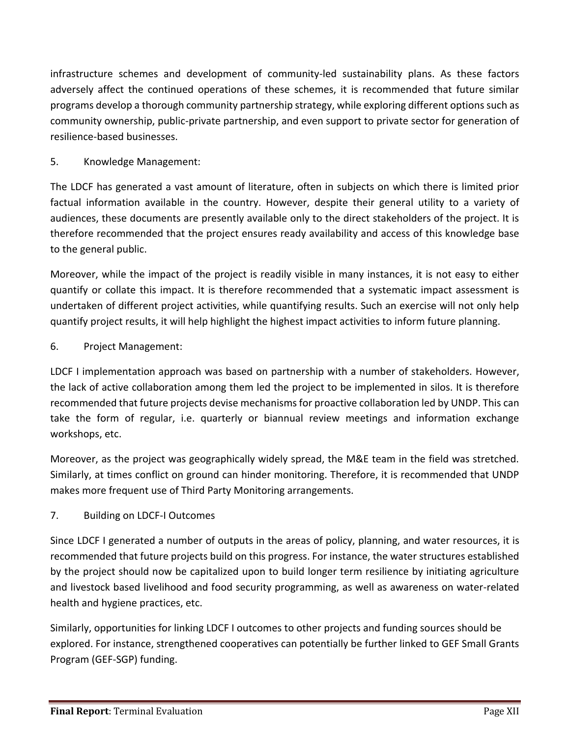infrastructure schemes and development of community-led sustainability plans. As these factors adversely affect the continued operations of these schemes, it is recommended that future similar programs develop a thorough community partnership strategy, while exploring different options such as community ownership, public-private partnership, and even support to private sector for generation of resilience-based businesses.

5. Knowledge Management:

The LDCF has generated a vast amount of literature, often in subjects on which there is limited prior factual information available in the country. However, despite their general utility to a variety of audiences, these documents are presently available only to the direct stakeholders of the project. It is therefore recommended that the project ensures ready availability and access of this knowledge base to the general public.

Moreover, while the impact of the project is readily visible in many instances, it is not easy to either quantify or collate this impact. It is therefore recommended that a systematic impact assessment is undertaken of different project activities, while quantifying results. Such an exercise will not only help quantify project results, it will help highlight the highest impact activities to inform future planning.

6. Project Management:

LDCF I implementation approach was based on partnership with a number of stakeholders. However, the lack of active collaboration among them led the project to be implemented in silos. It is therefore recommended that future projects devise mechanisms for proactive collaboration led by UNDP. This can take the form of regular, i.e. quarterly or biannual review meetings and information exchange workshops, etc.

Moreover, as the project was geographically widely spread, the M&E team in the field was stretched. Similarly, at times conflict on ground can hinder monitoring. Therefore, it is recommended that UNDP makes more frequent use of Third Party Monitoring arrangements.

7. Building on LDCF-I Outcomes

Since LDCF I generated a number of outputs in the areas of policy, planning, and water resources, it is recommended that future projects build on this progress. For instance, the water structures established by the project should now be capitalized upon to build longer term resilience by initiating agriculture and livestock based livelihood and food security programming, as well as awareness on water-related health and hygiene practices, etc.

Similarly, opportunities for linking LDCF I outcomes to other projects and funding sources should be explored. For instance, strengthened cooperatives can potentially be further linked to GEF Small Grants Program (GEF-SGP) funding.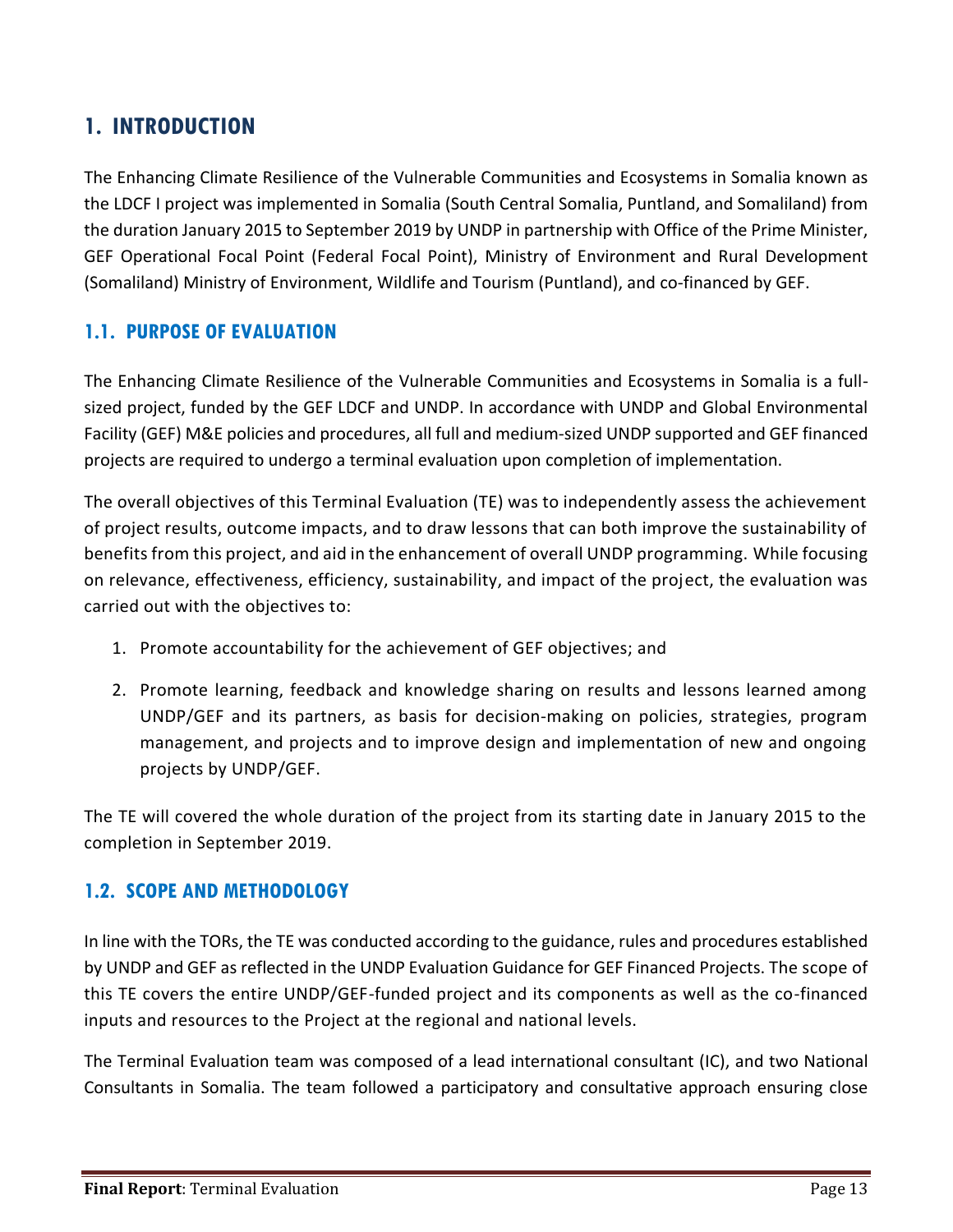# 1. INTRODUCTION

The Enhancing Climate Resilience of the Vulnerable Communities and Ecosystems in Somalia known as the LDCF I project was implemented in Somalia (South Central Somalia, Puntland, and Somaliland) from the duration January 2015 to September 2019 by UNDP in partnership with Office of the Prime Minister, GEF Operational Focal Point (Federal Focal Point), Ministry of Environment and Rural Development (Somaliland) Ministry of Environment, Wildlife and Tourism (Puntland), and co-financed by GEF.

## 1.1. PURPOSE OF EVALUATION

The Enhancing Climate Resilience of the Vulnerable Communities and Ecosystems in Somalia is a full-sized project, funded by the GEF LDCF and UNDP. In accordance with UNDP and Global Environmental Facility (GEF) M&E policies and procedures, all full and medium-sized UNDP supported and GEF financed projects are required to undergo a terminal evaluation upon completion of implementation.

The overall objectives of this Terminal Evaluation (TE) was to independently assess the achievement of project results, outcome impacts, and to draw lessons that can both improve the sustainability of benefits from this project, and aid in the enhancement of overall UNDP programming. While focusing on relevance, effectiveness, efficiency, sustainability, and impact of the project, the evaluation was carried out with the objectives to:

1. Promote accountability for the achievement of GEF objectives; and
2. Promote learning, feedback and knowledge sharing on results and lessons learned among UNDP/GEF and its partners, as basis for decision-making on policies, strategies, program management, and projects and to improve design and implementation of new and ongoing projects by UNDP/GEF.

The TE will covered the whole duration of the project from its starting date in January 2015 to the completion in September 2019.

## 1.2. SCOPE AND METHODOLOGY

In line with the TORs, the TE was conducted according to the guidance, rules and procedures established by UNDP and GEF as reflected in the UNDP Evaluation Guidance for GEF Financed Projects. The scope of this TE covers the entire UNDP/GEF-funded project and its components as well as the co-financed inputs and resources to the Project at the regional and national levels.

The Terminal Evaluation team was composed of a lead international consultant (IC), and two National Consultants in Somalia. The team followed a participatory and consultative approach ensuring close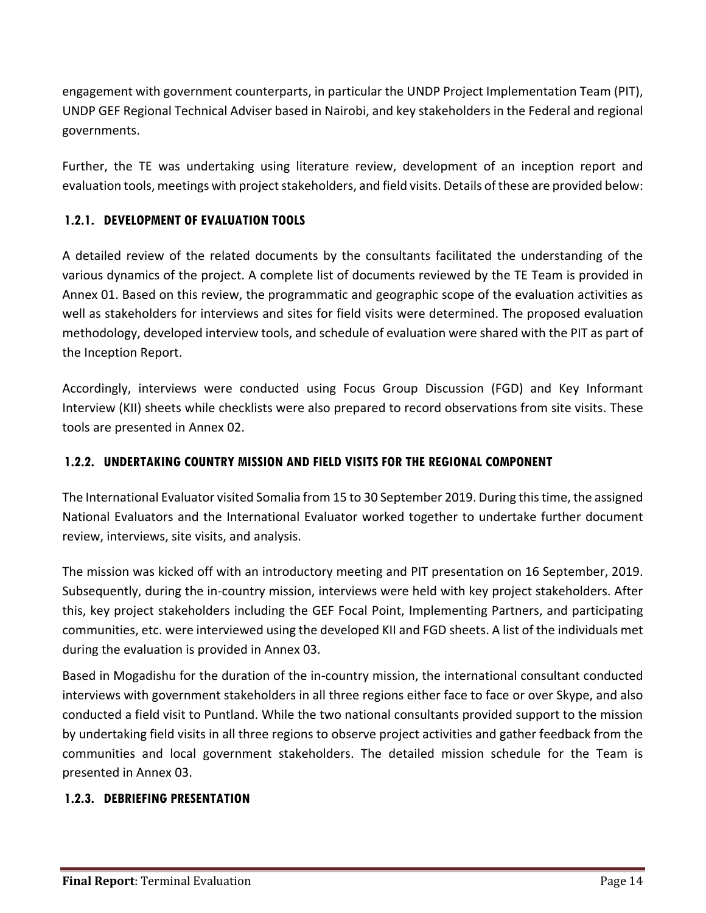engagement with government counterparts, in particular the UNDP Project Implementation Team (PIT), UNDP GEF Regional Technical Adviser based in Nairobi, and key stakeholders in the Federal and regional governments.

Further, the TE was undertaking using literature review, development of an inception report and evaluation tools, meetings with project stakeholders, and field visits. Details of these are provided below:

### 1.2.1. DEVELOPMENT OF EVALUATION TOOLS

A detailed review of the related documents by the consultants facilitated the understanding of the various dynamics of the project. A complete list of documents reviewed by the TE Team is provided in Annex 01. Based on this review, the programmatic and geographic scope of the evaluation activities as well as stakeholders for interviews and sites for field visits were determined. The proposed evaluation methodology, developed interview tools, and schedule of evaluation were shared with the PIT as part of the Inception Report.

Accordingly, interviews were conducted using Focus Group Discussion (FGD) and Key Informant Interview (KII) sheets while checklists were also prepared to record observations from site visits. These tools are presented in Annex 02.

### 1.2.2. UNDERTAKING COUNTRY MISSION AND FIELD VISITS FOR THE REGIONAL COMPONENT

The International Evaluator visited Somalia from 15 to 30 September 2019. During this time, the assigned National Evaluators and the International Evaluator worked together to undertake further document review, interviews, site visits, and analysis.

The mission was kicked off with an introductory meeting and PIT presentation on 16 September, 2019. Subsequently, during the in-country mission, interviews were held with key project stakeholders. After this, key project stakeholders including the GEF Focal Point, Implementing Partners, and participating communities, etc. were interviewed using the developed KII and FGD sheets. A list of the individuals met during the evaluation is provided in Annex 03.

Based in Mogadishu for the duration of the in-country mission, the international consultant conducted interviews with government stakeholders in all three regions either face to face or over Skype, and also conducted a field visit to Puntland. While the two national consultants provided support to the mission by undertaking field visits in all three regions to observe project activities and gather feedback from the communities and local government stakeholders. The detailed mission schedule for the Team is presented in Annex 03.

### 1.2.3. DEBRIEFING PRESENTATION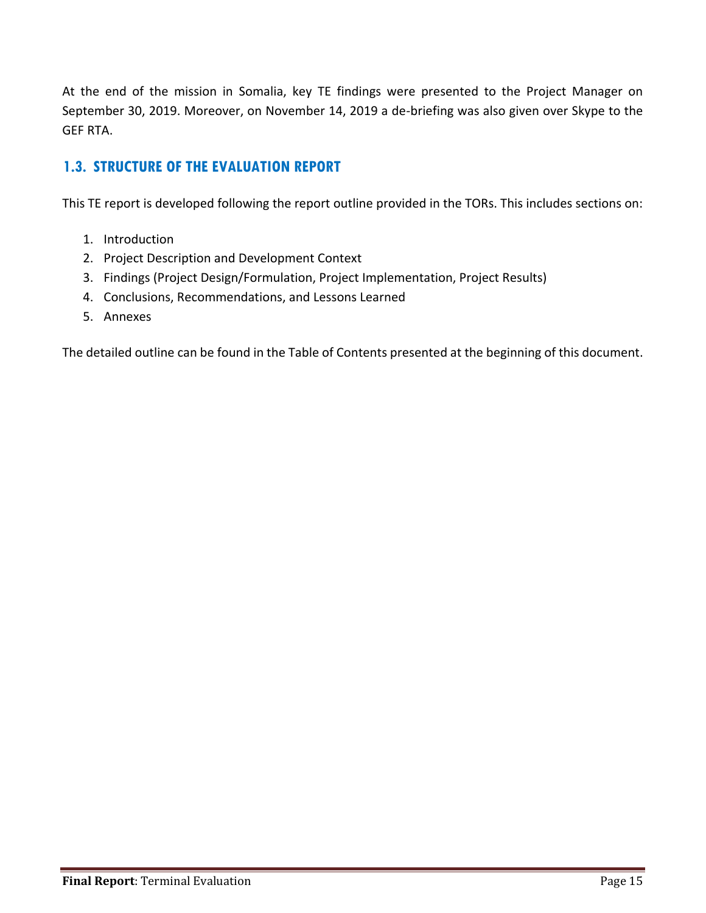At the end of the mission in Somalia, key TE findings were presented to the Project Manager on September 30, 2019. Moreover, on November 14, 2019 a de-briefing was also given over Skype to the GEF RTA.

## 1.3. STRUCTURE OF THE EVALUATION REPORT

This TE report is developed following the report outline provided in the TORs. This includes sections on:

1. Introduction
2. Project Description and Development Context
3. Findings (Project Design/Formulation, Project Implementation, Project Results)
4. Conclusions, Recommendations, and Lessons Learned
5. Annexes

The detailed outline can be found in the Table of Contents presented at the beginning of this document.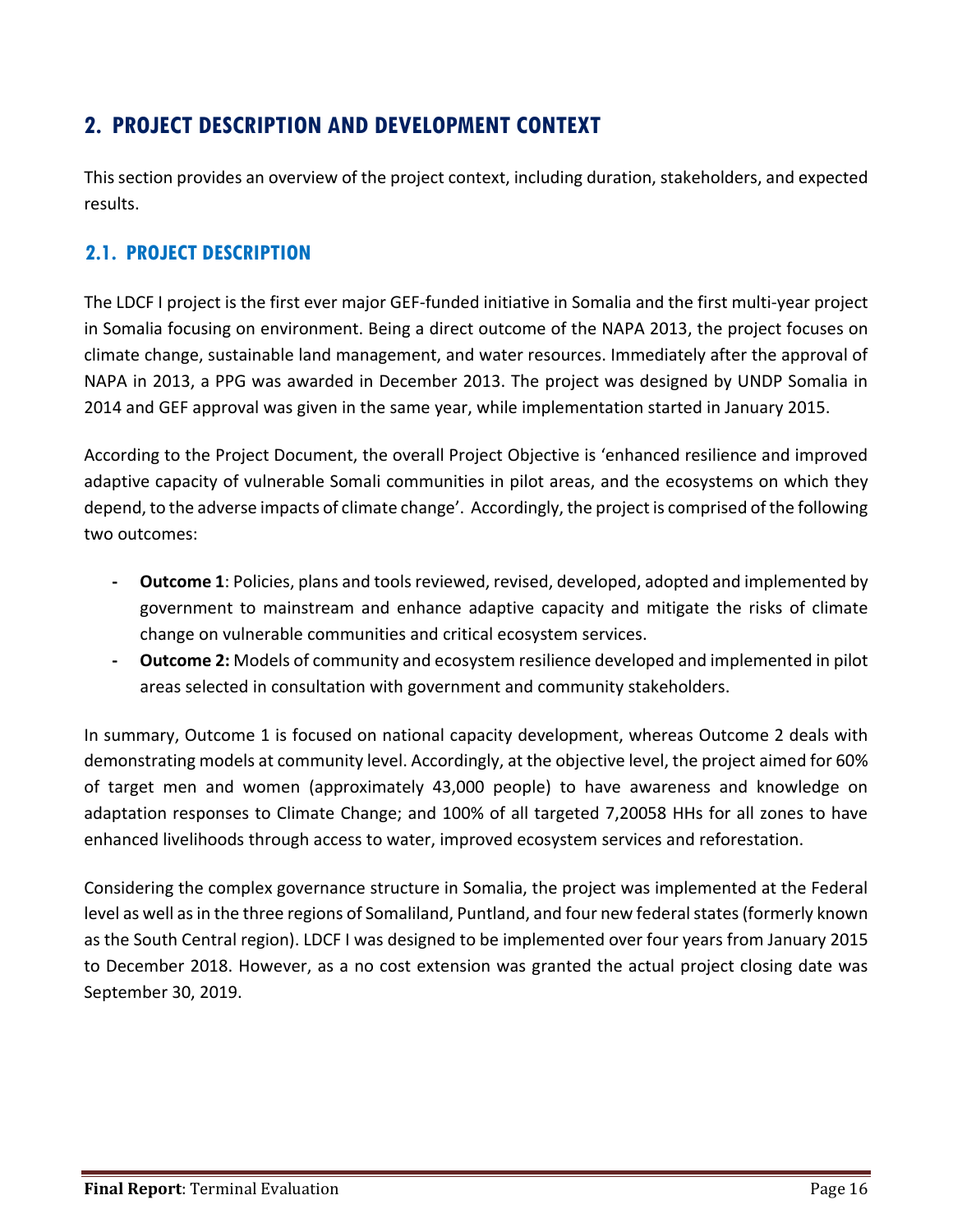# 2. PROJECT DESCRIPTION AND DEVELOPMENT CONTEXT

This section provides an overview of the project context, including duration, stakeholders, and expected results.

## 2.1. PROJECT DESCRIPTION

The LDCF I project is the first ever major GEF-funded initiative in Somalia and the first multi-year project in Somalia focusing on environment. Being a direct outcome of the NAPA 2013, the project focuses on climate change, sustainable land management, and water resources. Immediately after the approval of NAPA in 2013, a PPG was awarded in December 2013. The project was designed by UNDP Somalia in 2014 and GEF approval was given in the same year, while implementation started in January 2015.

According to the Project Document, the overall Project Objective is 'enhanced resilience and improved adaptive capacity of vulnerable Somali communities in pilot areas, and the ecosystems on which they depend, to the adverse impacts of climate change'. Accordingly, the project is comprised of the following two outcomes:

- **Outcome 1**: Policies, plans and tools reviewed, revised, developed, adopted and implemented by government to mainstream and enhance adaptive capacity and mitigate the risks of climate change on vulnerable communities and critical ecosystem services.
- **Outcome 2:** Models of community and ecosystem resilience developed and implemented in pilot areas selected in consultation with government and community stakeholders.

In summary, Outcome 1 is focused on national capacity development, whereas Outcome 2 deals with demonstrating models at community level. Accordingly, at the objective level, the project aimed for 60% of target men and women (approximately 43,000 people) to have awareness and knowledge on adaptation responses to Climate Change; and 100% of all targeted 7,20058 HHs for all zones to have enhanced livelihoods through access to water, improved ecosystem services and reforestation.

Considering the complex governance structure in Somalia, the project was implemented at the Federal level as well as in the three regions of Somaliland, Puntland, and four new federal states (formerly known as the South Central region). LDCF I was designed to be implemented over four years from January 2015 to December 2018. However, as a no cost extension was granted the actual project closing date was September 30, 2019.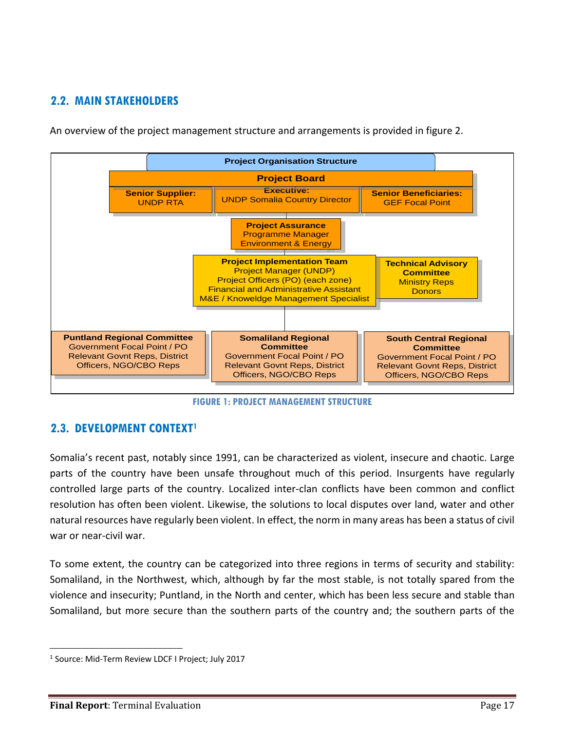## 2.2. MAIN STAKEHOLDERS

An overview of the project management structure and arrangements is provided in figure 2.

**Project Organisation Structure**

**Project Board**

- **Senior Supplier:** UNDP RTA
- **Executive:** UNDP Somalia Country Director
- **Senior Beneficiaries:** GEF Focal Point

**Project Assurance**
Programme Manager
Environment & Energy

**Project Implementation Team**
Project Manager (UNDP)
Project Officers (PO) (each zone)
Financial and Administrative Assistant
M&E / Knoweldge Management Specialist

**Technical Advisory Committee**
Ministry Reps
Donors

**Puntland Regional Committee**
Government Focal Point / PO
Relevant Govnt Reps, District Officers, NGO/CBO Reps

**Somaliland Regional Committee**
Government Focal Point / PO
Relevant Govnt Reps, District Officers, NGO/CBO Reps

**South Central Regional Committee**
Government Focal Point / PO
Relevant Govnt Reps, District Officers, NGO/CBO Reps

FIGURE 1: PROJECT MANAGEMENT STRUCTURE

## 2.3. DEVELOPMENT CONTEXT[1]

Somalia's recent past, notably since 1991, can be characterized as violent, insecure and chaotic. Large parts of the country have been unsafe throughout much of this period. Insurgents have regularly controlled large parts of the country. Localized inter-clan conflicts have been common and conflict resolution has often been violent. Likewise, the solutions to local disputes over land, water and other natural resources have regularly been violent. In effect, the norm in many areas has been a status of civil war or near-civil war.

To some extent, the country can be categorized into three regions in terms of security and stability: Somaliland, in the Northwest, which, although by far the most stable, is not totally spared from the violence and insecurity; Puntland, in the North and center, which has been less secure and stable than Somaliland, but more secure than the southern parts of the country and; the southern parts of the

[1] Source: Mid-Term Review LDCF I Project; July 2017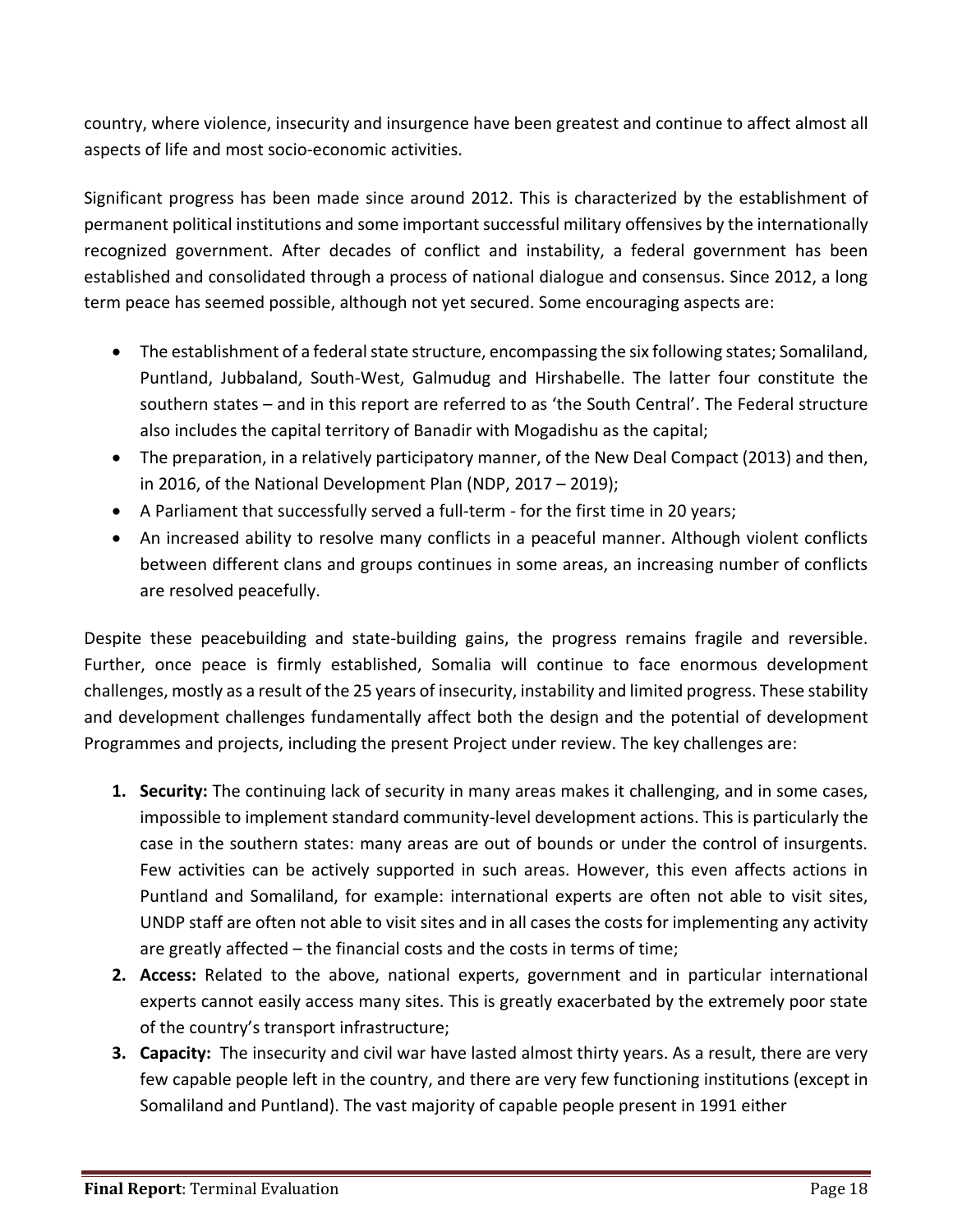country, where violence, insecurity and insurgence have been greatest and continue to affect almost all aspects of life and most socio-economic activities.

Significant progress has been made since around 2012. This is characterized by the establishment of permanent political institutions and some important successful military offensives by the internationally recognized government. After decades of conflict and instability, a federal government has been established and consolidated through a process of national dialogue and consensus. Since 2012, a long term peace has seemed possible, although not yet secured. Some encouraging aspects are:

- The establishment of a federal state structure, encompassing the six following states; Somaliland, Puntland, Jubbaland, South-West, Galmudug and Hirshabelle. The latter four constitute the southern states – and in this report are referred to as 'the South Central'. The Federal structure also includes the capital territory of Banadir with Mogadishu as the capital;
- The preparation, in a relatively participatory manner, of the New Deal Compact (2013) and then, in 2016, of the National Development Plan (NDP, 2017 – 2019);
- A Parliament that successfully served a full-term - for the first time in 20 years;
- An increased ability to resolve many conflicts in a peaceful manner. Although violent conflicts between different clans and groups continues in some areas, an increasing number of conflicts are resolved peacefully.

Despite these peacebuilding and state-building gains, the progress remains fragile and reversible. Further, once peace is firmly established, Somalia will continue to face enormous development challenges, mostly as a result of the 25 years of insecurity, instability and limited progress. These stability and development challenges fundamentally affect both the design and the potential of development Programmes and projects, including the present Project under review. The key challenges are:

1. **Security:** The continuing lack of security in many areas makes it challenging, and in some cases, impossible to implement standard community-level development actions. This is particularly the case in the southern states: many areas are out of bounds or under the control of insurgents. Few activities can be actively supported in such areas. However, this even affects actions in Puntland and Somaliland, for example: international experts are often not able to visit sites, UNDP staff are often not able to visit sites and in all cases the costs for implementing any activity are greatly affected – the financial costs and the costs in terms of time;
2. **Access:** Related to the above, national experts, government and in particular international experts cannot easily access many sites. This is greatly exacerbated by the extremely poor state of the country's transport infrastructure;
3. **Capacity:** The insecurity and civil war have lasted almost thirty years. As a result, there are very few capable people left in the country, and there are very few functioning institutions (except in Somaliland and Puntland). The vast majority of capable people present in 1991 either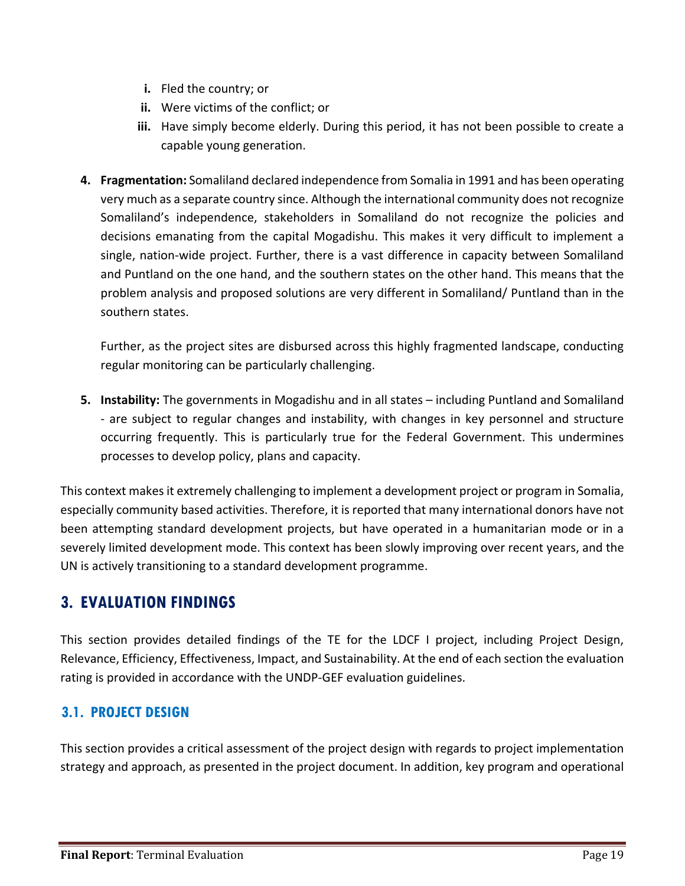i. Fled the country; or
  ii. Were victims of the conflict; or
  iii. Have simply become elderly. During this period, it has not been possible to create a capable young generation.

4. **Fragmentation:** Somaliland declared independence from Somalia in 1991 and has been operating very much as a separate country since. Although the international community does not recognize Somaliland's independence, stakeholders in Somaliland do not recognize the policies and decisions emanating from the capital Mogadishu. This makes it very difficult to implement a single, nation-wide project. Further, there is a vast difference in capacity between Somaliland and Puntland on the one hand, and the southern states on the other hand. This means that the problem analysis and proposed solutions are very different in Somaliland/ Puntland than in the southern states.

   Further, as the project sites are disbursed across this highly fragmented landscape, conducting regular monitoring can be particularly challenging.

5. **Instability:** The governments in Mogadishu and in all states – including Puntland and Somaliland - are subject to regular changes and instability, with changes in key personnel and structure occurring frequently. This is particularly true for the Federal Government. This undermines processes to develop policy, plans and capacity.

This context makes it extremely challenging to implement a development project or program in Somalia, especially community based activities. Therefore, it is reported that many international donors have not been attempting standard development projects, but have operated in a humanitarian mode or in a severely limited development mode. This context has been slowly improving over recent years, and the UN is actively transitioning to a standard development programme.

# 3. EVALUATION FINDINGS

This section provides detailed findings of the TE for the LDCF I project, including Project Design, Relevance, Efficiency, Effectiveness, Impact, and Sustainability. At the end of each section the evaluation rating is provided in accordance with the UNDP-GEF evaluation guidelines.

## 3.1. PROJECT DESIGN

This section provides a critical assessment of the project design with regards to project implementation strategy and approach, as presented in the project document. In addition, key program and operational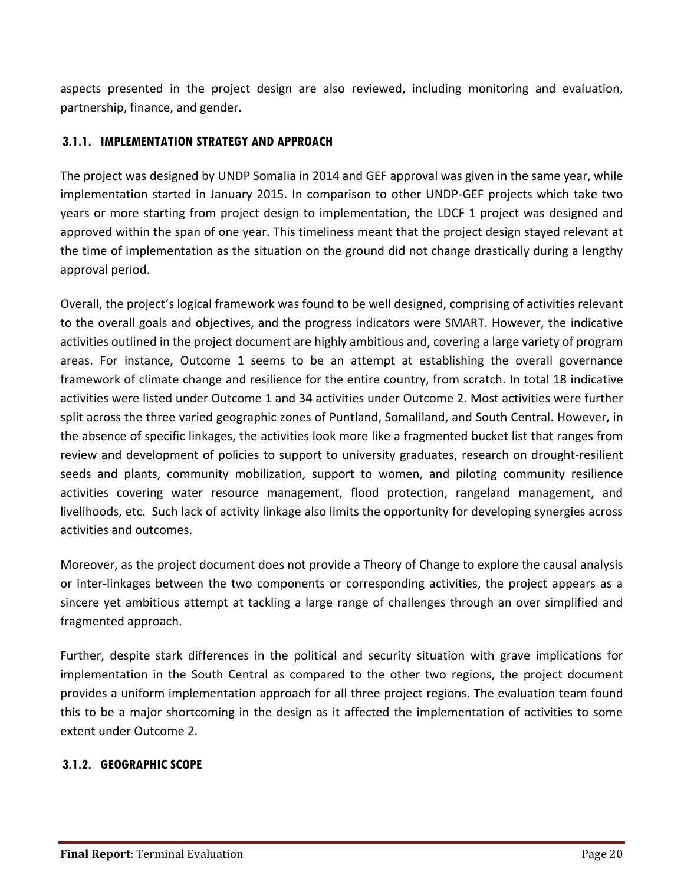aspects presented in the project design are also reviewed, including monitoring and evaluation, partnership, finance, and gender.

### 3.1.1. IMPLEMENTATION STRATEGY AND APPROACH

The project was designed by UNDP Somalia in 2014 and GEF approval was given in the same year, while implementation started in January 2015. In comparison to other UNDP-GEF projects which take two years or more starting from project design to implementation, the LDCF 1 project was designed and approved within the span of one year. This timeliness meant that the project design stayed relevant at the time of implementation as the situation on the ground did not change drastically during a lengthy approval period.

Overall, the project's logical framework was found to be well designed, comprising of activities relevant to the overall goals and objectives, and the progress indicators were SMART. However, the indicative activities outlined in the project document are highly ambitious and, covering a large variety of program areas. For instance, Outcome 1 seems to be an attempt at establishing the overall governance framework of climate change and resilience for the entire country, from scratch. In total 18 indicative activities were listed under Outcome 1 and 34 activities under Outcome 2. Most activities were further split across the three varied geographic zones of Puntland, Somaliland, and South Central. However, in the absence of specific linkages, the activities look more like a fragmented bucket list that ranges from review and development of policies to support to university graduates, research on drought-resilient seeds and plants, community mobilization, support to women, and piloting community resilience activities covering water resource management, flood protection, rangeland management, and livelihoods, etc. Such lack of activity linkage also limits the opportunity for developing synergies across activities and outcomes.

Moreover, as the project document does not provide a Theory of Change to explore the causal analysis or inter-linkages between the two components or corresponding activities, the project appears as a sincere yet ambitious attempt at tackling a large range of challenges through an over simplified and fragmented approach.

Further, despite stark differences in the political and security situation with grave implications for implementation in the South Central as compared to the other two regions, the project document provides a uniform implementation approach for all three project regions. The evaluation team found this to be a major shortcoming in the design as it affected the implementation of activities to some extent under Outcome 2.

### 3.1.2. GEOGRAPHIC SCOPE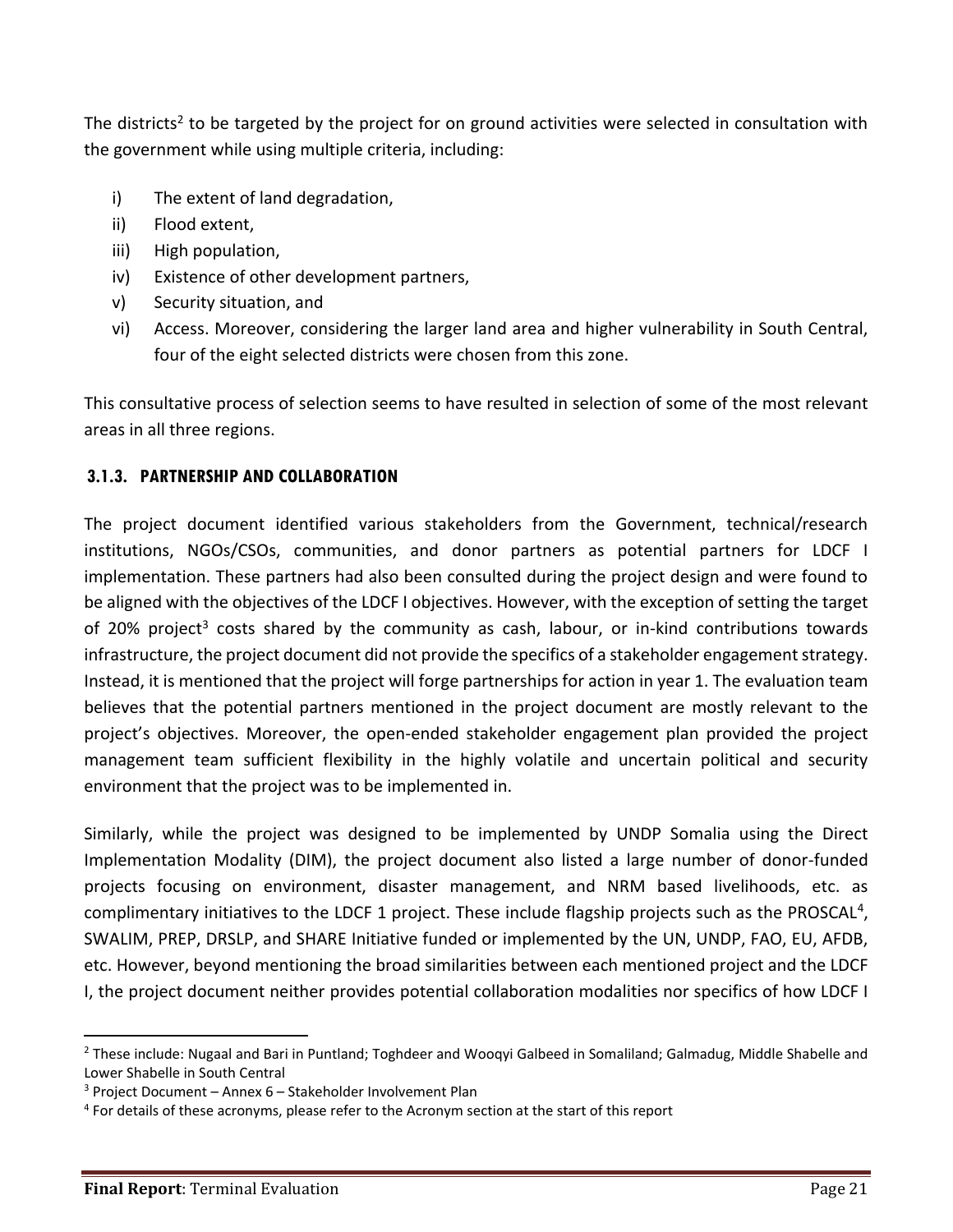The districts[2] to be targeted by the project for on ground activities were selected in consultation with the government while using multiple criteria, including:

i) The extent of land degradation,
ii) Flood extent,
iii) High population,
iv) Existence of other development partners,
v) Security situation, and
vi) Access. Moreover, considering the larger land area and higher vulnerability in South Central, four of the eight selected districts were chosen from this zone.

This consultative process of selection seems to have resulted in selection of some of the most relevant areas in all three regions.

### 3.1.3. PARTNERSHIP AND COLLABORATION

The project document identified various stakeholders from the Government, technical/research institutions, NGOs/CSOs, communities, and donor partners as potential partners for LDCF I implementation. These partners had also been consulted during the project design and were found to be aligned with the objectives of the LDCF I objectives. However, with the exception of setting the target of 20% project[3] costs shared by the community as cash, labour, or in-kind contributions towards infrastructure, the project document did not provide the specifics of a stakeholder engagement strategy. Instead, it is mentioned that the project will forge partnerships for action in year 1. The evaluation team believes that the potential partners mentioned in the project document are mostly relevant to the project's objectives. Moreover, the open-ended stakeholder engagement plan provided the project management team sufficient flexibility in the highly volatile and uncertain political and security environment that the project was to be implemented in.

Similarly, while the project was designed to be implemented by UNDP Somalia using the Direct Implementation Modality (DIM), the project document also listed a large number of donor-funded projects focusing on environment, disaster management, and NRM based livelihoods, etc. as complimentary initiatives to the LDCF 1 project. These include flagship projects such as the PROSCAL[4], SWALIM, PREP, DRSLP, and SHARE Initiative funded or implemented by the UN, UNDP, FAO, EU, AFDB, etc. However, beyond mentioning the broad similarities between each mentioned project and the LDCF I, the project document neither provides potential collaboration modalities nor specifics of how LDCF I

---

[2] These include: Nugaal and Bari in Puntland; Toghdeer and Wooqyi Galbeed in Somaliland; Galmadug, Middle Shabelle and Lower Shabelle in South Central

[3] Project Document – Annex 6 – Stakeholder Involvement Plan

[4] For details of these acronyms, please refer to the Acronym section at the start of this report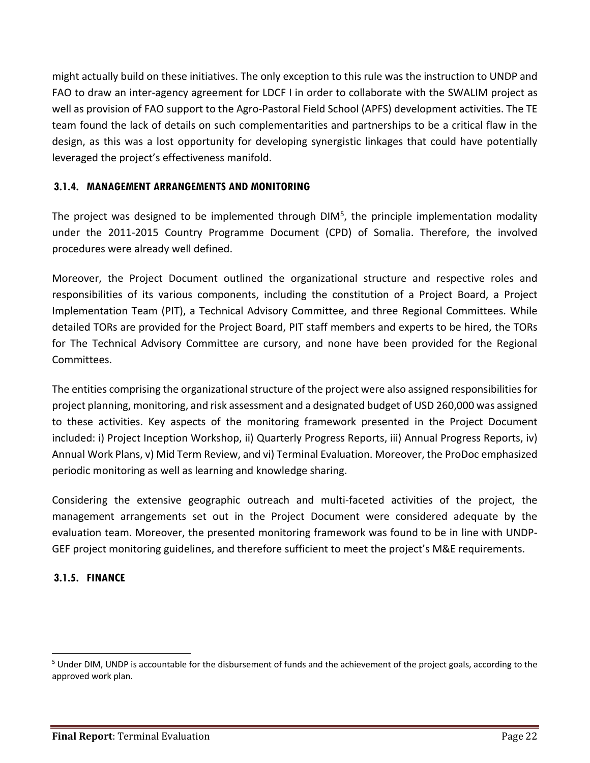might actually build on these initiatives. The only exception to this rule was the instruction to UNDP and FAO to draw an inter-agency agreement for LDCF I in order to collaborate with the SWALIM project as well as provision of FAO support to the Agro-Pastoral Field School (APFS) development activities. The TE team found the lack of details on such complementarities and partnerships to be a critical flaw in the design, as this was a lost opportunity for developing synergistic linkages that could have potentially leveraged the project's effectiveness manifold.

### 3.1.4. MANAGEMENT ARRANGEMENTS AND MONITORING

The project was designed to be implemented through DIM[5], the principle implementation modality under the 2011-2015 Country Programme Document (CPD) of Somalia. Therefore, the involved procedures were already well defined.

Moreover, the Project Document outlined the organizational structure and respective roles and responsibilities of its various components, including the constitution of a Project Board, a Project Implementation Team (PIT), a Technical Advisory Committee, and three Regional Committees. While detailed TORs are provided for the Project Board, PIT staff members and experts to be hired, the TORs for The Technical Advisory Committee are cursory, and none have been provided for the Regional Committees.

The entities comprising the organizational structure of the project were also assigned responsibilities for project planning, monitoring, and risk assessment and a designated budget of USD 260,000 was assigned to these activities. Key aspects of the monitoring framework presented in the Project Document included: i) Project Inception Workshop, ii) Quarterly Progress Reports, iii) Annual Progress Reports, iv) Annual Work Plans, v) Mid Term Review, and vi) Terminal Evaluation. Moreover, the ProDoc emphasized periodic monitoring as well as learning and knowledge sharing.

Considering the extensive geographic outreach and multi-faceted activities of the project, the management arrangements set out in the Project Document were considered adequate by the evaluation team. Moreover, the presented monitoring framework was found to be in line with UNDP-GEF project monitoring guidelines, and therefore sufficient to meet the project's M&E requirements.

### 3.1.5. FINANCE

[5] Under DIM, UNDP is accountable for the disbursement of funds and the achievement of the project goals, according to the approved work plan.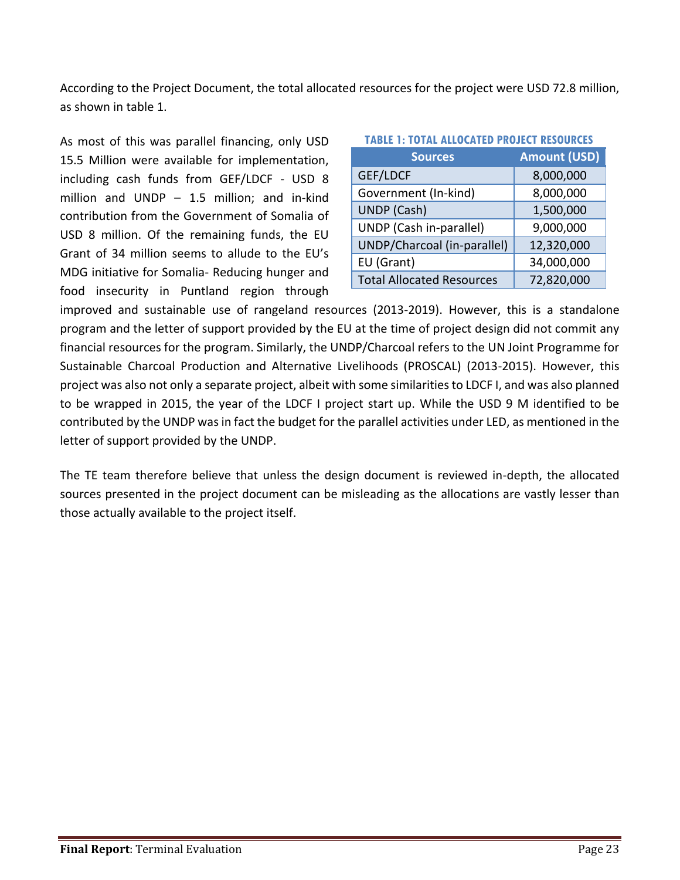According to the Project Document, the total allocated resources for the project were USD 72.8 million, as shown in table 1.

**TABLE 1: TOTAL ALLOCATED PROJECT RESOURCES**

| Sources | Amount (USD) |
|---|---|
| GEF/LDCF | 8,000,000 |
| Government (In-kind) | 8,000,000 |
| UNDP (Cash) | 1,500,000 |
| UNDP (Cash in-parallel) | 9,000,000 |
| UNDP/Charcoal (in-parallel) | 12,320,000 |
| EU (Grant) | 34,000,000 |
| Total Allocated Resources | 72,820,000 |

As most of this was parallel financing, only USD 15.5 Million were available for implementation, including cash funds from GEF/LDCF - USD 8 million and UNDP – 1.5 million; and in-kind contribution from the Government of Somalia of USD 8 million. Of the remaining funds, the EU Grant of 34 million seems to allude to the EU's MDG initiative for Somalia- Reducing hunger and food insecurity in Puntland region through improved and sustainable use of rangeland resources (2013-2019). However, this is a standalone program and the letter of support provided by the EU at the time of project design did not commit any financial resources for the program. Similarly, the UNDP/Charcoal refers to the UN Joint Programme for Sustainable Charcoal Production and Alternative Livelihoods (PROSCAL) (2013-2015). However, this project was also not only a separate project, albeit with some similarities to LDCF I, and was also planned to be wrapped in 2015, the year of the LDCF I project start up. While the USD 9 M identified to be contributed by the UNDP was in fact the budget for the parallel activities under LED, as mentioned in the letter of support provided by the UNDP.

The TE team therefore believe that unless the design document is reviewed in-depth, the allocated sources presented in the project document can be misleading as the allocations are vastly lesser than those actually available to the project itself.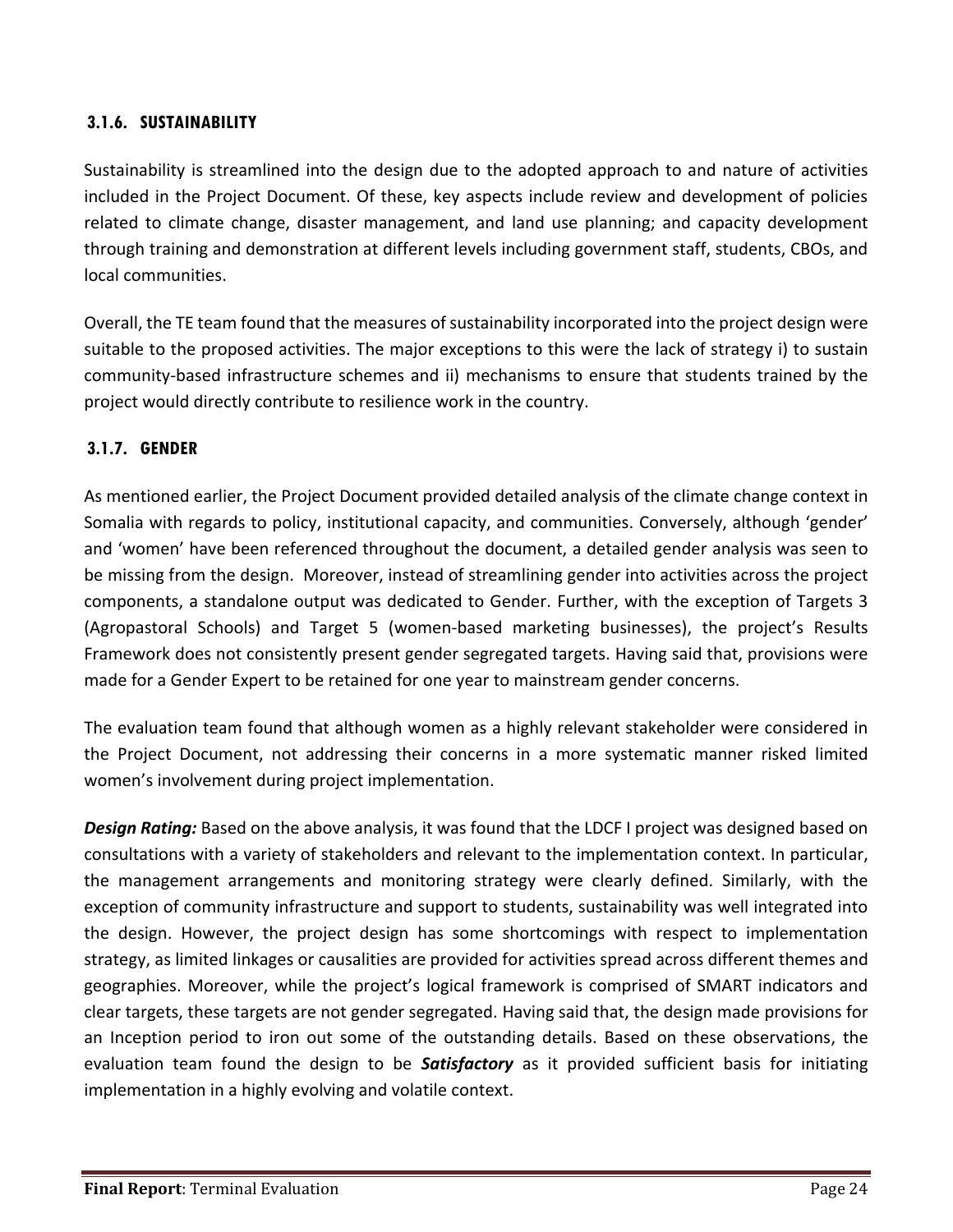### 3.1.6. SUSTAINABILITY

Sustainability is streamlined into the design due to the adopted approach to and nature of activities included in the Project Document. Of these, key aspects include review and development of policies related to climate change, disaster management, and land use planning; and capacity development through training and demonstration at different levels including government staff, students, CBOs, and local communities.

Overall, the TE team found that the measures of sustainability incorporated into the project design were suitable to the proposed activities. The major exceptions to this were the lack of strategy i) to sustain community-based infrastructure schemes and ii) mechanisms to ensure that students trained by the project would directly contribute to resilience work in the country.

### 3.1.7. GENDER

As mentioned earlier, the Project Document provided detailed analysis of the climate change context in Somalia with regards to policy, institutional capacity, and communities. Conversely, although 'gender' and 'women' have been referenced throughout the document, a detailed gender analysis was seen to be missing from the design. Moreover, instead of streamlining gender into activities across the project components, a standalone output was dedicated to Gender. Further, with the exception of Targets 3 (Agropastoral Schools) and Target 5 (women-based marketing businesses), the project's Results Framework does not consistently present gender segregated targets. Having said that, provisions were made for a Gender Expert to be retained for one year to mainstream gender concerns.

The evaluation team found that although women as a highly relevant stakeholder were considered in the Project Document, not addressing their concerns in a more systematic manner risked limited women's involvement during project implementation.

***Design Rating:*** Based on the above analysis, it was found that the LDCF I project was designed based on consultations with a variety of stakeholders and relevant to the implementation context. In particular, the management arrangements and monitoring strategy were clearly defined. Similarly, with the exception of community infrastructure and support to students, sustainability was well integrated into the design. However, the project design has some shortcomings with respect to implementation strategy, as limited linkages or causalities are provided for activities spread across different themes and geographies. Moreover, while the project's logical framework is comprised of SMART indicators and clear targets, these targets are not gender segregated. Having said that, the design made provisions for an Inception period to iron out some of the outstanding details. Based on these observations, the evaluation team found the design to be ***Satisfactory*** as it provided sufficient basis for initiating implementation in a highly evolving and volatile context.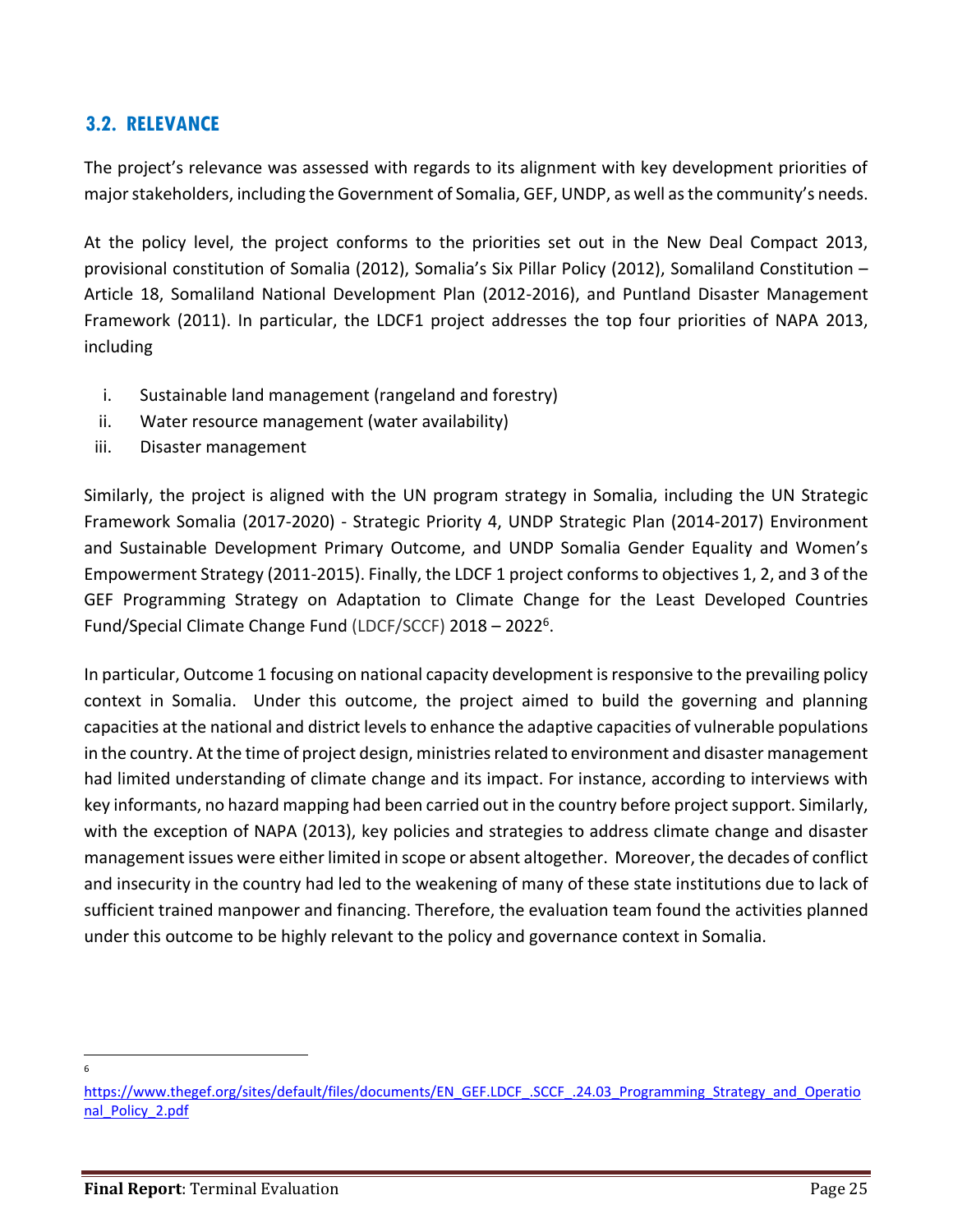## 3.2. RELEVANCE

The project's relevance was assessed with regards to its alignment with key development priorities of major stakeholders, including the Government of Somalia, GEF, UNDP, as well as the community's needs.

At the policy level, the project conforms to the priorities set out in the New Deal Compact 2013, provisional constitution of Somalia (2012), Somalia's Six Pillar Policy (2012), Somaliland Constitution – Article 18, Somaliland National Development Plan (2012-2016), and Puntland Disaster Management Framework (2011). In particular, the LDCF1 project addresses the top four priorities of NAPA 2013, including

i. Sustainable land management (rangeland and forestry)
ii. Water resource management (water availability)
iii. Disaster management

Similarly, the project is aligned with the UN program strategy in Somalia, including the UN Strategic Framework Somalia (2017-2020) - Strategic Priority 4, UNDP Strategic Plan (2014-2017) Environment and Sustainable Development Primary Outcome, and UNDP Somalia Gender Equality and Women's Empowerment Strategy (2011-2015). Finally, the LDCF 1 project conforms to objectives 1, 2, and 3 of the GEF Programming Strategy on Adaptation to Climate Change for the Least Developed Countries Fund/Special Climate Change Fund (LDCF/SCCF) 2018 – 2022[6].

In particular, Outcome 1 focusing on national capacity development is responsive to the prevailing policy context in Somalia. Under this outcome, the project aimed to build the governing and planning capacities at the national and district levels to enhance the adaptive capacities of vulnerable populations in the country. At the time of project design, ministries related to environment and disaster management had limited understanding of climate change and its impact. For instance, according to interviews with key informants, no hazard mapping had been carried out in the country before project support. Similarly, with the exception of NAPA (2013), key policies and strategies to address climate change and disaster management issues were either limited in scope or absent altogether. Moreover, the decades of conflict and insecurity in the country had led to the weakening of many of these state institutions due to lack of sufficient trained manpower and financing. Therefore, the evaluation team found the activities planned under this outcome to be highly relevant to the policy and governance context in Somalia.

---

[6] https://www.thegef.org/sites/default/files/documents/EN_GEF.LDCF_.SCCF_.24.03_Programming_Strategy_and_Operational_Policy_2.pdf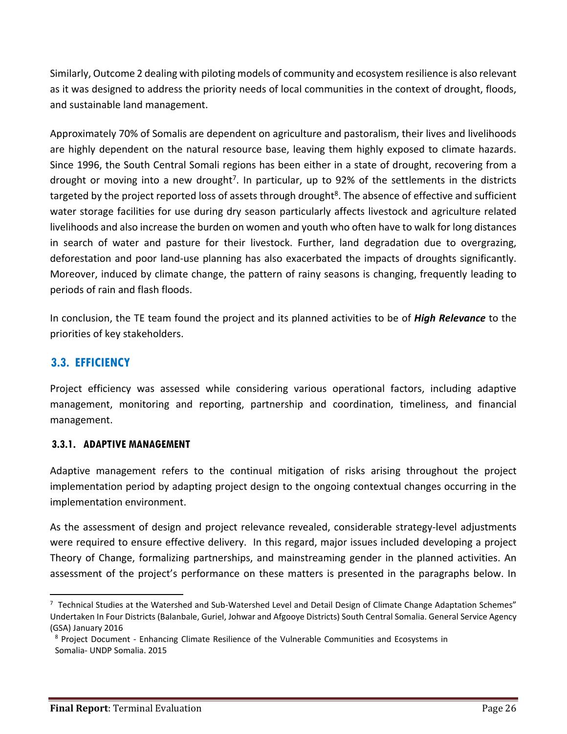Similarly, Outcome 2 dealing with piloting models of community and ecosystem resilience is also relevant as it was designed to address the priority needs of local communities in the context of drought, floods, and sustainable land management.

Approximately 70% of Somalis are dependent on agriculture and pastoralism, their lives and livelihoods are highly dependent on the natural resource base, leaving them highly exposed to climate hazards. Since 1996, the South Central Somali regions has been either in a state of drought, recovering from a drought or moving into a new drought[7]. In particular, up to 92% of the settlements in the districts targeted by the project reported loss of assets through drought[8]. The absence of effective and sufficient water storage facilities for use during dry season particularly affects livestock and agriculture related livelihoods and also increase the burden on women and youth who often have to walk for long distances in search of water and pasture for their livestock. Further, land degradation due to overgrazing, deforestation and poor land-use planning has also exacerbated the impacts of droughts significantly. Moreover, induced by climate change, the pattern of rainy seasons is changing, frequently leading to periods of rain and flash floods.

In conclusion, the TE team found the project and its planned activities to be of ***High Relevance*** to the priorities of key stakeholders.

## 3.3. EFFICIENCY

Project efficiency was assessed while considering various operational factors, including adaptive management, monitoring and reporting, partnership and coordination, timeliness, and financial management.

### 3.3.1. ADAPTIVE MANAGEMENT

Adaptive management refers to the continual mitigation of risks arising throughout the project implementation period by adapting project design to the ongoing contextual changes occurring in the implementation environment.

As the assessment of design and project relevance revealed, considerable strategy-level adjustments were required to ensure effective delivery. In this regard, major issues included developing a project Theory of Change, formalizing partnerships, and mainstreaming gender in the planned activities. An assessment of the project's performance on these matters is presented in the paragraphs below. In

---

[7] Technical Studies at the Watershed and Sub-Watershed Level and Detail Design of Climate Change Adaptation Schemes" Undertaken In Four Districts (Balanbale, Guriel, Johwar and Afgooye Districts) South Central Somalia. General Service Agency (GSA) January 2016

[8] Project Document - Enhancing Climate Resilience of the Vulnerable Communities and Ecosystems in Somalia- UNDP Somalia. 2015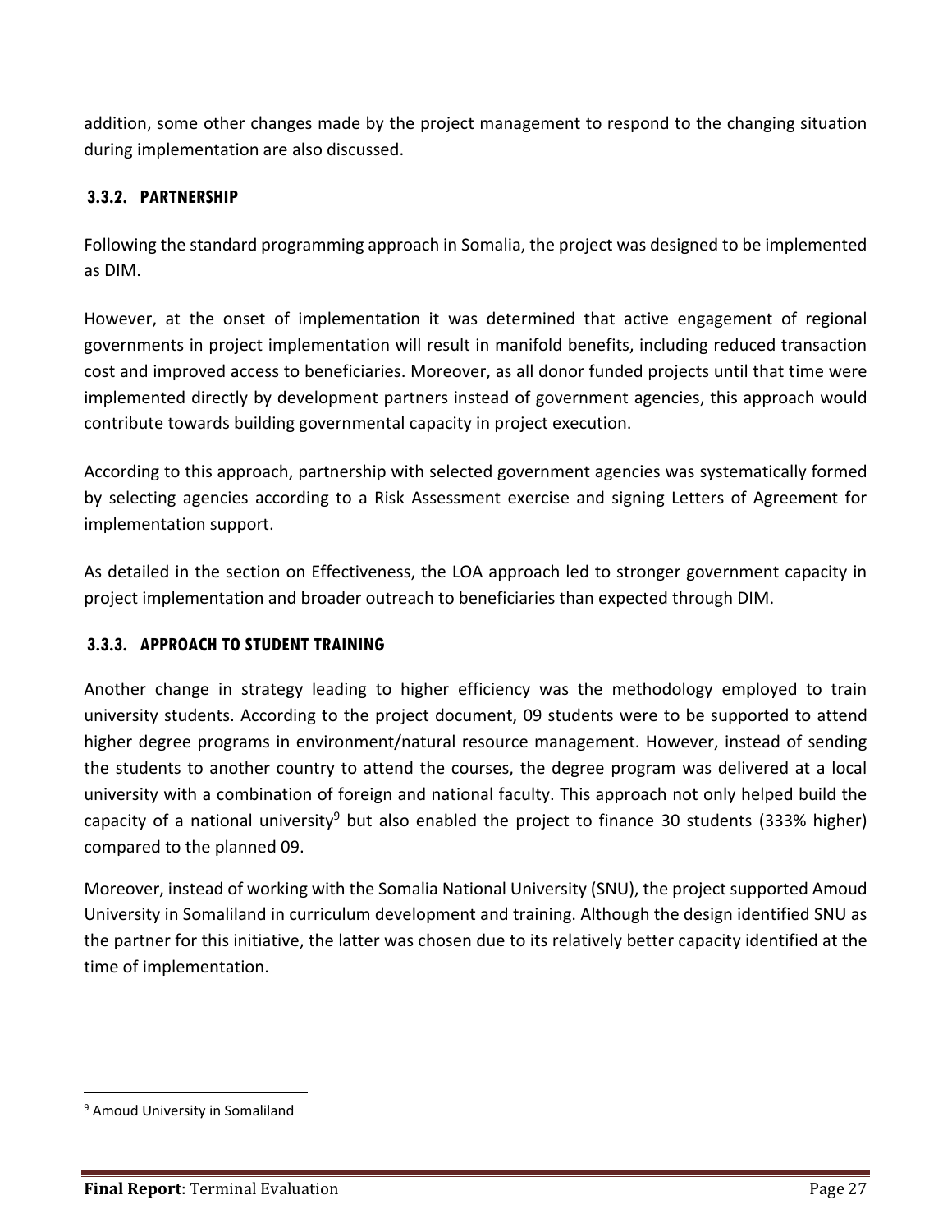addition, some other changes made by the project management to respond to the changing situation during implementation are also discussed.

### 3.3.2. PARTNERSHIP

Following the standard programming approach in Somalia, the project was designed to be implemented as DIM.

However, at the onset of implementation it was determined that active engagement of regional governments in project implementation will result in manifold benefits, including reduced transaction cost and improved access to beneficiaries. Moreover, as all donor funded projects until that time were implemented directly by development partners instead of government agencies, this approach would contribute towards building governmental capacity in project execution.

According to this approach, partnership with selected government agencies was systematically formed by selecting agencies according to a Risk Assessment exercise and signing Letters of Agreement for implementation support.

As detailed in the section on Effectiveness, the LOA approach led to stronger government capacity in project implementation and broader outreach to beneficiaries than expected through DIM.

### 3.3.3. APPROACH TO STUDENT TRAINING

Another change in strategy leading to higher efficiency was the methodology employed to train university students. According to the project document, 09 students were to be supported to attend higher degree programs in environment/natural resource management. However, instead of sending the students to another country to attend the courses, the degree program was delivered at a local university with a combination of foreign and national faculty. This approach not only helped build the capacity of a national university[9] but also enabled the project to finance 30 students (333% higher) compared to the planned 09.

Moreover, instead of working with the Somalia National University (SNU), the project supported Amoud University in Somaliland in curriculum development and training. Although the design identified SNU as the partner for this initiative, the latter was chosen due to its relatively better capacity identified at the time of implementation.

[9] Amoud University in Somaliland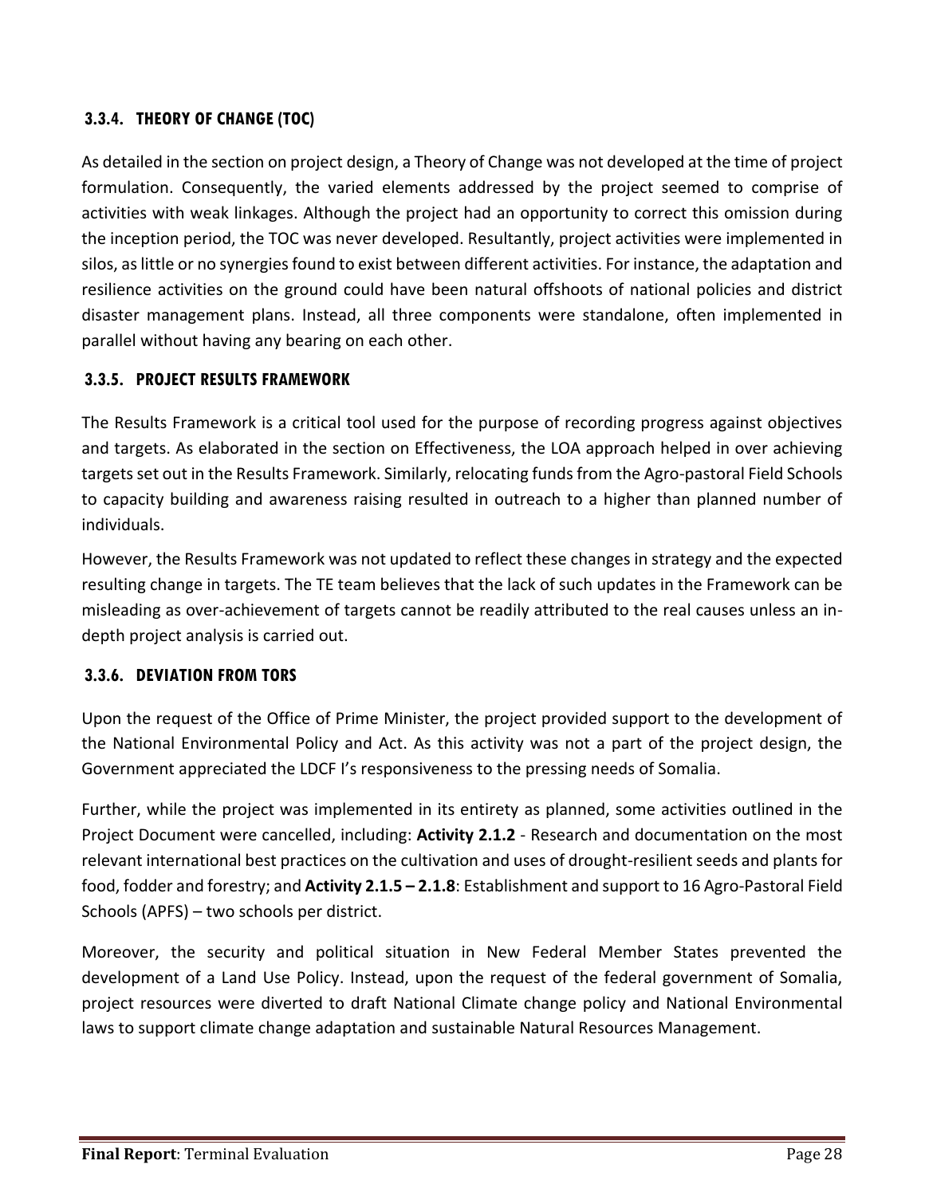### 3.3.4. THEORY OF CHANGE (TOC)

As detailed in the section on project design, a Theory of Change was not developed at the time of project formulation. Consequently, the varied elements addressed by the project seemed to comprise of activities with weak linkages. Although the project had an opportunity to correct this omission during the inception period, the TOC was never developed. Resultantly, project activities were implemented in silos, as little or no synergies found to exist between different activities. For instance, the adaptation and resilience activities on the ground could have been natural offshoots of national policies and district disaster management plans. Instead, all three components were standalone, often implemented in parallel without having any bearing on each other.

### 3.3.5. PROJECT RESULTS FRAMEWORK

The Results Framework is a critical tool used for the purpose of recording progress against objectives and targets. As elaborated in the section on Effectiveness, the LOA approach helped in over achieving targets set out in the Results Framework. Similarly, relocating funds from the Agro-pastoral Field Schools to capacity building and awareness raising resulted in outreach to a higher than planned number of individuals.

However, the Results Framework was not updated to reflect these changes in strategy and the expected resulting change in targets. The TE team believes that the lack of such updates in the Framework can be misleading as over-achievement of targets cannot be readily attributed to the real causes unless an in-depth project analysis is carried out.

### 3.3.6. DEVIATION FROM TORS

Upon the request of the Office of Prime Minister, the project provided support to the development of the National Environmental Policy and Act. As this activity was not a part of the project design, the Government appreciated the LDCF I's responsiveness to the pressing needs of Somalia.

Further, while the project was implemented in its entirety as planned, some activities outlined in the Project Document were cancelled, including: **Activity 2.1.2** - Research and documentation on the most relevant international best practices on the cultivation and uses of drought-resilient seeds and plants for food, fodder and forestry; and **Activity 2.1.5 – 2.1.8**: Establishment and support to 16 Agro-Pastoral Field Schools (APFS) – two schools per district.

Moreover, the security and political situation in New Federal Member States prevented the development of a Land Use Policy. Instead, upon the request of the federal government of Somalia, project resources were diverted to draft National Climate change policy and National Environmental laws to support climate change adaptation and sustainable Natural Resources Management.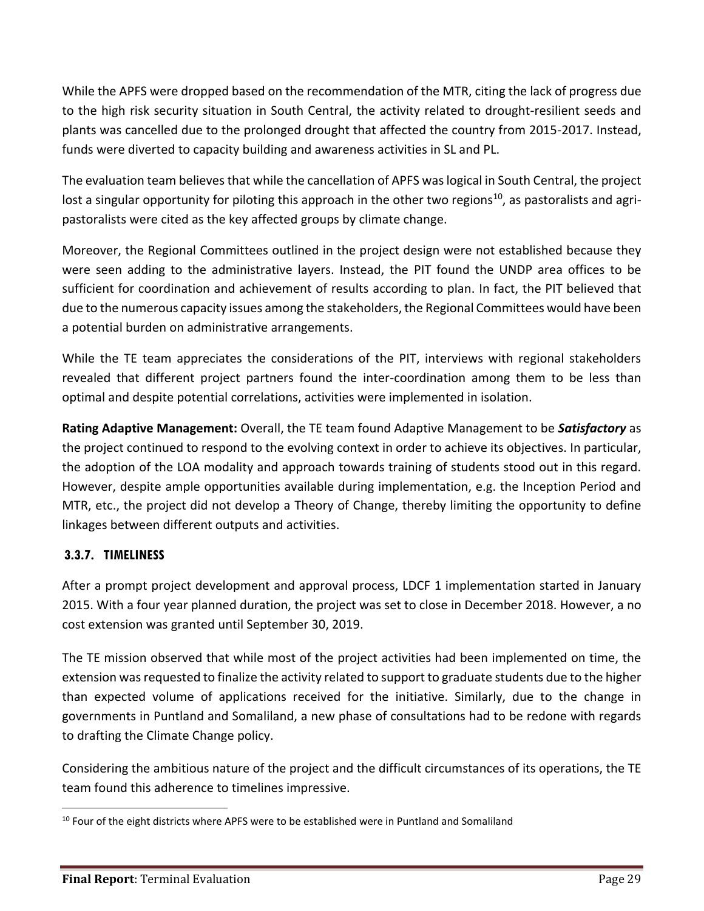While the APFS were dropped based on the recommendation of the MTR, citing the lack of progress due to the high risk security situation in South Central, the activity related to drought-resilient seeds and plants was cancelled due to the prolonged drought that affected the country from 2015-2017. Instead, funds were diverted to capacity building and awareness activities in SL and PL.

The evaluation team believes that while the cancellation of APFS was logical in South Central, the project lost a singular opportunity for piloting this approach in the other two regions[10], as pastoralists and agri-pastoralists were cited as the key affected groups by climate change.

Moreover, the Regional Committees outlined in the project design were not established because they were seen adding to the administrative layers. Instead, the PIT found the UNDP area offices to be sufficient for coordination and achievement of results according to plan. In fact, the PIT believed that due to the numerous capacity issues among the stakeholders, the Regional Committees would have been a potential burden on administrative arrangements.

While the TE team appreciates the considerations of the PIT, interviews with regional stakeholders revealed that different project partners found the inter-coordination among them to be less than optimal and despite potential correlations, activities were implemented in isolation.

**Rating Adaptive Management:** Overall, the TE team found Adaptive Management to be ***Satisfactory*** as the project continued to respond to the evolving context in order to achieve its objectives. In particular, the adoption of the LOA modality and approach towards training of students stood out in this regard. However, despite ample opportunities available during implementation, e.g. the Inception Period and MTR, etc., the project did not develop a Theory of Change, thereby limiting the opportunity to define linkages between different outputs and activities.

### 3.3.7. TIMELINESS

After a prompt project development and approval process, LDCF 1 implementation started in January 2015. With a four year planned duration, the project was set to close in December 2018. However, a no cost extension was granted until September 30, 2019.

The TE mission observed that while most of the project activities had been implemented on time, the extension was requested to finalize the activity related to support to graduate students due to the higher than expected volume of applications received for the initiative. Similarly, due to the change in governments in Puntland and Somaliland, a new phase of consultations had to be redone with regards to drafting the Climate Change policy.

Considering the ambitious nature of the project and the difficult circumstances of its operations, the TE team found this adherence to timelines impressive.

[10] Four of the eight districts where APFS were to be established were in Puntland and Somaliland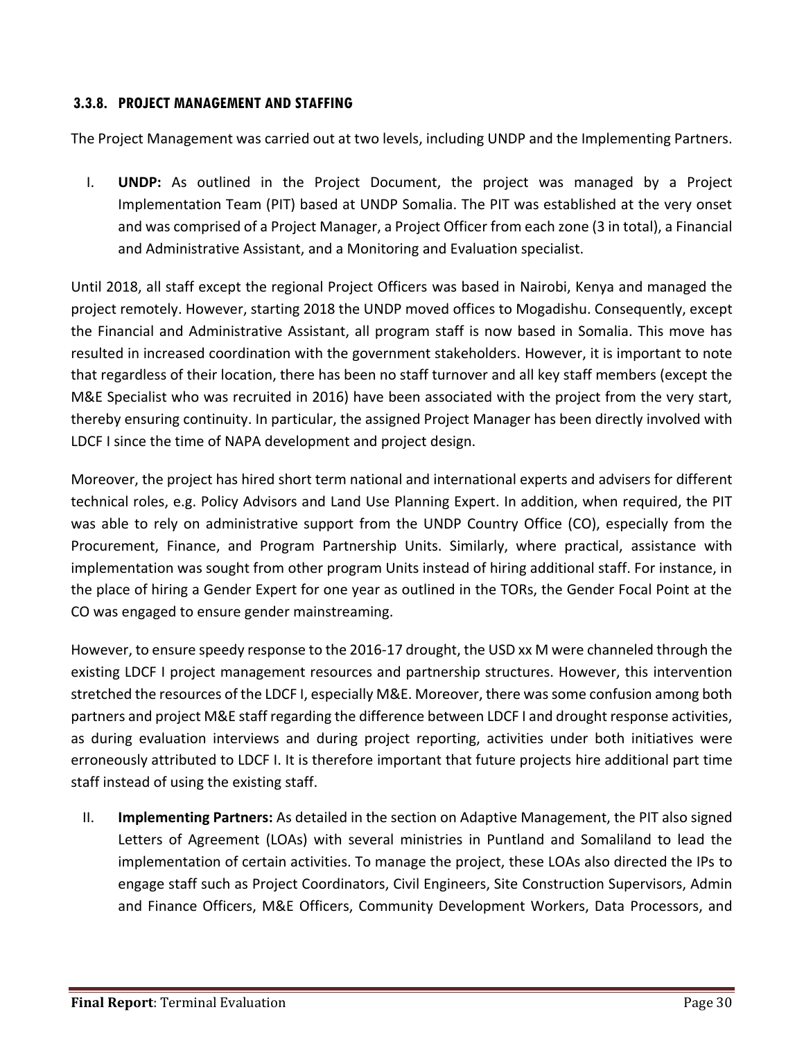### 3.3.8. PROJECT MANAGEMENT AND STAFFING

The Project Management was carried out at two levels, including UNDP and the Implementing Partners.

I. **UNDP:** As outlined in the Project Document, the project was managed by a Project Implementation Team (PIT) based at UNDP Somalia. The PIT was established at the very onset and was comprised of a Project Manager, a Project Officer from each zone (3 in total), a Financial and Administrative Assistant, and a Monitoring and Evaluation specialist.

Until 2018, all staff except the regional Project Officers was based in Nairobi, Kenya and managed the project remotely. However, starting 2018 the UNDP moved offices to Mogadishu. Consequently, except the Financial and Administrative Assistant, all program staff is now based in Somalia. This move has resulted in increased coordination with the government stakeholders. However, it is important to note that regardless of their location, there has been no staff turnover and all key staff members (except the M&E Specialist who was recruited in 2016) have been associated with the project from the very start, thereby ensuring continuity. In particular, the assigned Project Manager has been directly involved with LDCF I since the time of NAPA development and project design.

Moreover, the project has hired short term national and international experts and advisers for different technical roles, e.g. Policy Advisors and Land Use Planning Expert. In addition, when required, the PIT was able to rely on administrative support from the UNDP Country Office (CO), especially from the Procurement, Finance, and Program Partnership Units. Similarly, where practical, assistance with implementation was sought from other program Units instead of hiring additional staff. For instance, in the place of hiring a Gender Expert for one year as outlined in the TORs, the Gender Focal Point at the CO was engaged to ensure gender mainstreaming.

However, to ensure speedy response to the 2016-17 drought, the USD xx M were channeled through the existing LDCF I project management resources and partnership structures. However, this intervention stretched the resources of the LDCF I, especially M&E. Moreover, there was some confusion among both partners and project M&E staff regarding the difference between LDCF I and drought response activities, as during evaluation interviews and during project reporting, activities under both initiatives were erroneously attributed to LDCF I. It is therefore important that future projects hire additional part time staff instead of using the existing staff.

II. **Implementing Partners:** As detailed in the section on Adaptive Management, the PIT also signed Letters of Agreement (LOAs) with several ministries in Puntland and Somaliland to lead the implementation of certain activities. To manage the project, these LOAs also directed the IPs to engage staff such as Project Coordinators, Civil Engineers, Site Construction Supervisors, Admin and Finance Officers, M&E Officers, Community Development Workers, Data Processors, and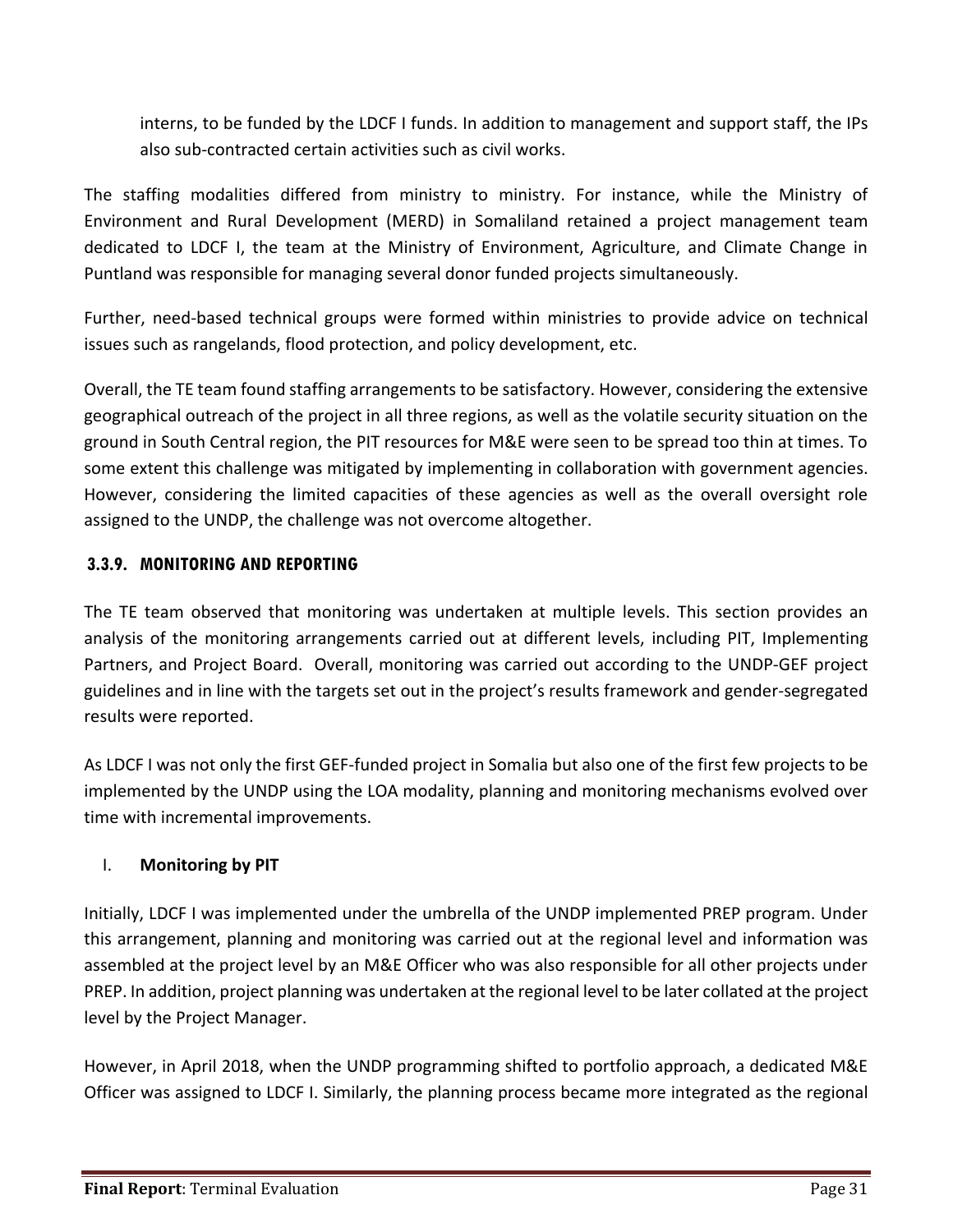interns, to be funded by the LDCF I funds. In addition to management and support staff, the IPs also sub-contracted certain activities such as civil works.

The staffing modalities differed from ministry to ministry. For instance, while the Ministry of Environment and Rural Development (MERD) in Somaliland retained a project management team dedicated to LDCF I, the team at the Ministry of Environment, Agriculture, and Climate Change in Puntland was responsible for managing several donor funded projects simultaneously.

Further, need-based technical groups were formed within ministries to provide advice on technical issues such as rangelands, flood protection, and policy development, etc.

Overall, the TE team found staffing arrangements to be satisfactory. However, considering the extensive geographical outreach of the project in all three regions, as well as the volatile security situation on the ground in South Central region, the PIT resources for M&E were seen to be spread too thin at times. To some extent this challenge was mitigated by implementing in collaboration with government agencies. However, considering the limited capacities of these agencies as well as the overall oversight role assigned to the UNDP, the challenge was not overcome altogether.

### 3.3.9. MONITORING AND REPORTING

The TE team observed that monitoring was undertaken at multiple levels. This section provides an analysis of the monitoring arrangements carried out at different levels, including PIT, Implementing Partners, and Project Board. Overall, monitoring was carried out according to the UNDP-GEF project guidelines and in line with the targets set out in the project's results framework and gender-segregated results were reported.

As LDCF I was not only the first GEF-funded project in Somalia but also one of the first few projects to be implemented by the UNDP using the LOA modality, planning and monitoring mechanisms evolved over time with incremental improvements.

I. **Monitoring by PIT**

Initially, LDCF I was implemented under the umbrella of the UNDP implemented PREP program. Under this arrangement, planning and monitoring was carried out at the regional level and information was assembled at the project level by an M&E Officer who was also responsible for all other projects under PREP. In addition, project planning was undertaken at the regional level to be later collated at the project level by the Project Manager.

However, in April 2018, when the UNDP programming shifted to portfolio approach, a dedicated M&E Officer was assigned to LDCF I. Similarly, the planning process became more integrated as the regional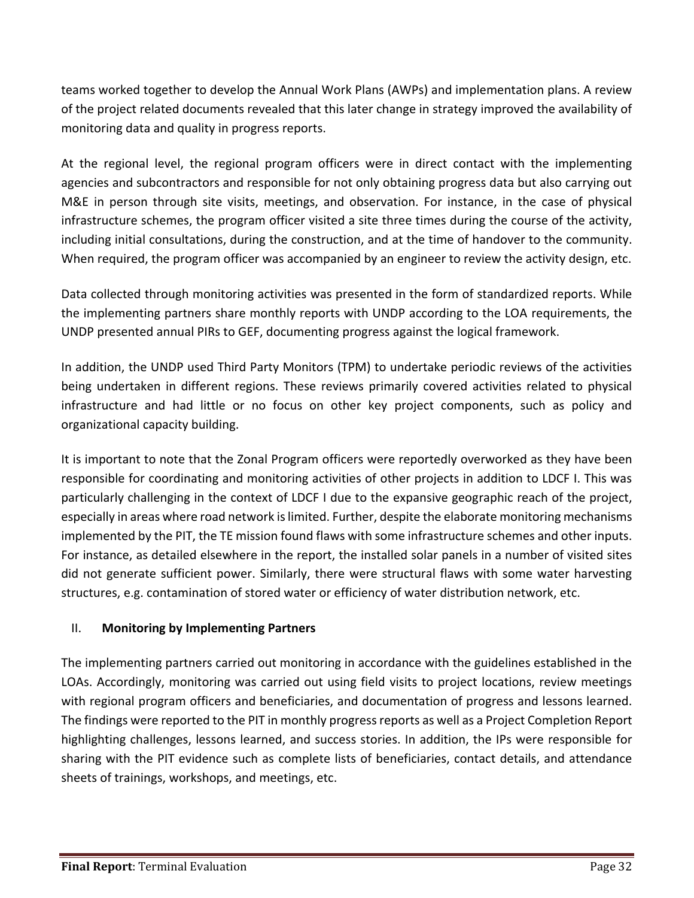teams worked together to develop the Annual Work Plans (AWPs) and implementation plans. A review of the project related documents revealed that this later change in strategy improved the availability of monitoring data and quality in progress reports.

At the regional level, the regional program officers were in direct contact with the implementing agencies and subcontractors and responsible for not only obtaining progress data but also carrying out M&E in person through site visits, meetings, and observation. For instance, in the case of physical infrastructure schemes, the program officer visited a site three times during the course of the activity, including initial consultations, during the construction, and at the time of handover to the community. When required, the program officer was accompanied by an engineer to review the activity design, etc.

Data collected through monitoring activities was presented in the form of standardized reports. While the implementing partners share monthly reports with UNDP according to the LOA requirements, the UNDP presented annual PIRs to GEF, documenting progress against the logical framework.

In addition, the UNDP used Third Party Monitors (TPM) to undertake periodic reviews of the activities being undertaken in different regions. These reviews primarily covered activities related to physical infrastructure and had little or no focus on other key project components, such as policy and organizational capacity building.

It is important to note that the Zonal Program officers were reportedly overworked as they have been responsible for coordinating and monitoring activities of other projects in addition to LDCF I. This was particularly challenging in the context of LDCF I due to the expansive geographic reach of the project, especially in areas where road network is limited. Further, despite the elaborate monitoring mechanisms implemented by the PIT, the TE mission found flaws with some infrastructure schemes and other inputs. For instance, as detailed elsewhere in the report, the installed solar panels in a number of visited sites did not generate sufficient power. Similarly, there were structural flaws with some water harvesting structures, e.g. contamination of stored water or efficiency of water distribution network, etc.

II. **Monitoring by Implementing Partners**

The implementing partners carried out monitoring in accordance with the guidelines established in the LOAs. Accordingly, monitoring was carried out using field visits to project locations, review meetings with regional program officers and beneficiaries, and documentation of progress and lessons learned. The findings were reported to the PIT in monthly progress reports as well as a Project Completion Report highlighting challenges, lessons learned, and success stories. In addition, the IPs were responsible for sharing with the PIT evidence such as complete lists of beneficiaries, contact details, and attendance sheets of trainings, workshops, and meetings, etc.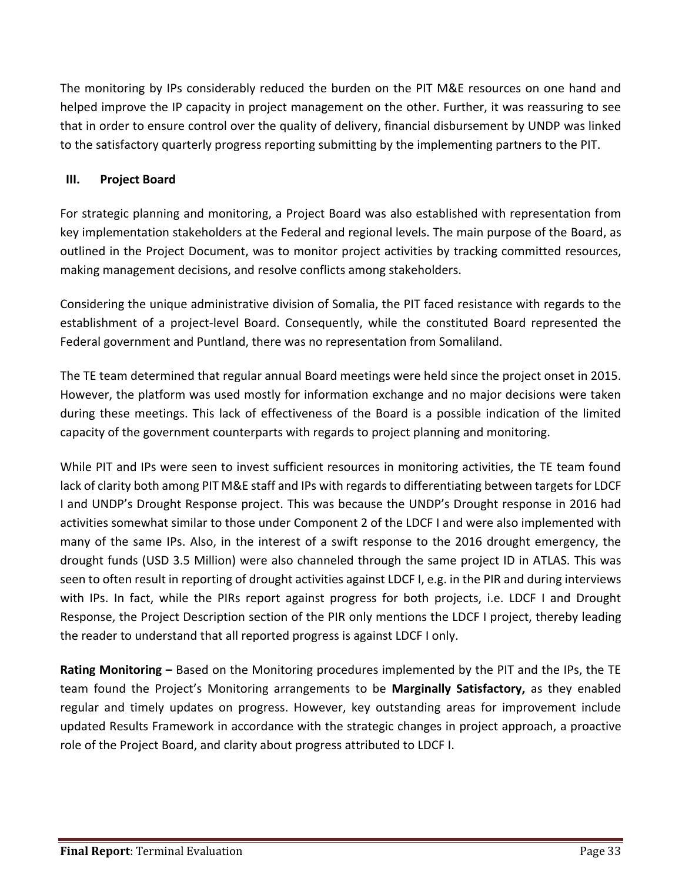The monitoring by IPs considerably reduced the burden on the PIT M&E resources on one hand and helped improve the IP capacity in project management on the other. Further, it was reassuring to see that in order to ensure control over the quality of delivery, financial disbursement by UNDP was linked to the satisfactory quarterly progress reporting submitting by the implementing partners to the PIT.

### III. Project Board

For strategic planning and monitoring, a Project Board was also established with representation from key implementation stakeholders at the Federal and regional levels. The main purpose of the Board, as outlined in the Project Document, was to monitor project activities by tracking committed resources, making management decisions, and resolve conflicts among stakeholders.

Considering the unique administrative division of Somalia, the PIT faced resistance with regards to the establishment of a project-level Board. Consequently, while the constituted Board represented the Federal government and Puntland, there was no representation from Somaliland.

The TE team determined that regular annual Board meetings were held since the project onset in 2015. However, the platform was used mostly for information exchange and no major decisions were taken during these meetings. This lack of effectiveness of the Board is a possible indication of the limited capacity of the government counterparts with regards to project planning and monitoring.

While PIT and IPs were seen to invest sufficient resources in monitoring activities, the TE team found lack of clarity both among PIT M&E staff and IPs with regards to differentiating between targets for LDCF I and UNDP's Drought Response project. This was because the UNDP's Drought response in 2016 had activities somewhat similar to those under Component 2 of the LDCF I and were also implemented with many of the same IPs. Also, in the interest of a swift response to the 2016 drought emergency, the drought funds (USD 3.5 Million) were also channeled through the same project ID in ATLAS. This was seen to often result in reporting of drought activities against LDCF I, e.g. in the PIR and during interviews with IPs. In fact, while the PIRs report against progress for both projects, i.e. LDCF I and Drought Response, the Project Description section of the PIR only mentions the LDCF I project, thereby leading the reader to understand that all reported progress is against LDCF I only.

**Rating Monitoring –** Based on the Monitoring procedures implemented by the PIT and the IPs, the TE team found the Project's Monitoring arrangements to be **Marginally Satisfactory,** as they enabled regular and timely updates on progress. However, key outstanding areas for improvement include updated Results Framework in accordance with the strategic changes in project approach, a proactive role of the Project Board, and clarity about progress attributed to LDCF I.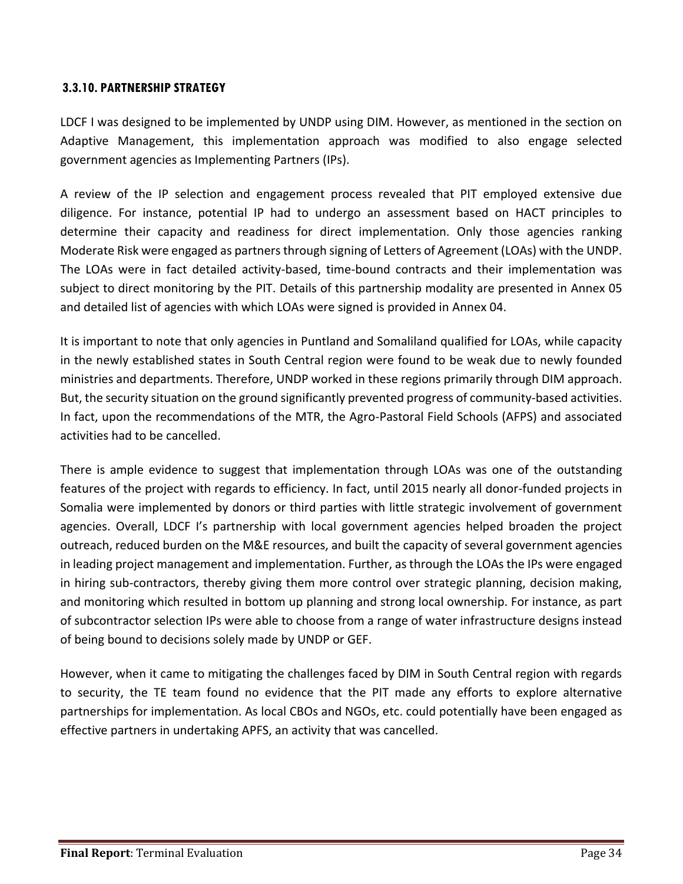### 3.3.10. PARTNERSHIP STRATEGY

LDCF I was designed to be implemented by UNDP using DIM. However, as mentioned in the section on Adaptive Management, this implementation approach was modified to also engage selected government agencies as Implementing Partners (IPs).

A review of the IP selection and engagement process revealed that PIT employed extensive due diligence. For instance, potential IP had to undergo an assessment based on HACT principles to determine their capacity and readiness for direct implementation. Only those agencies ranking Moderate Risk were engaged as partners through signing of Letters of Agreement (LOAs) with the UNDP. The LOAs were in fact detailed activity-based, time-bound contracts and their implementation was subject to direct monitoring by the PIT. Details of this partnership modality are presented in Annex 05 and detailed list of agencies with which LOAs were signed is provided in Annex 04.

It is important to note that only agencies in Puntland and Somaliland qualified for LOAs, while capacity in the newly established states in South Central region were found to be weak due to newly founded ministries and departments. Therefore, UNDP worked in these regions primarily through DIM approach. But, the security situation on the ground significantly prevented progress of community-based activities. In fact, upon the recommendations of the MTR, the Agro-Pastoral Field Schools (AFPS) and associated activities had to be cancelled.

There is ample evidence to suggest that implementation through LOAs was one of the outstanding features of the project with regards to efficiency. In fact, until 2015 nearly all donor-funded projects in Somalia were implemented by donors or third parties with little strategic involvement of government agencies. Overall, LDCF I's partnership with local government agencies helped broaden the project outreach, reduced burden on the M&E resources, and built the capacity of several government agencies in leading project management and implementation. Further, as through the LOAs the IPs were engaged in hiring sub-contractors, thereby giving them more control over strategic planning, decision making, and monitoring which resulted in bottom up planning and strong local ownership. For instance, as part of subcontractor selection IPs were able to choose from a range of water infrastructure designs instead of being bound to decisions solely made by UNDP or GEF.

However, when it came to mitigating the challenges faced by DIM in South Central region with regards to security, the TE team found no evidence that the PIT made any efforts to explore alternative partnerships for implementation. As local CBOs and NGOs, etc. could potentially have been engaged as effective partners in undertaking APFS, an activity that was cancelled.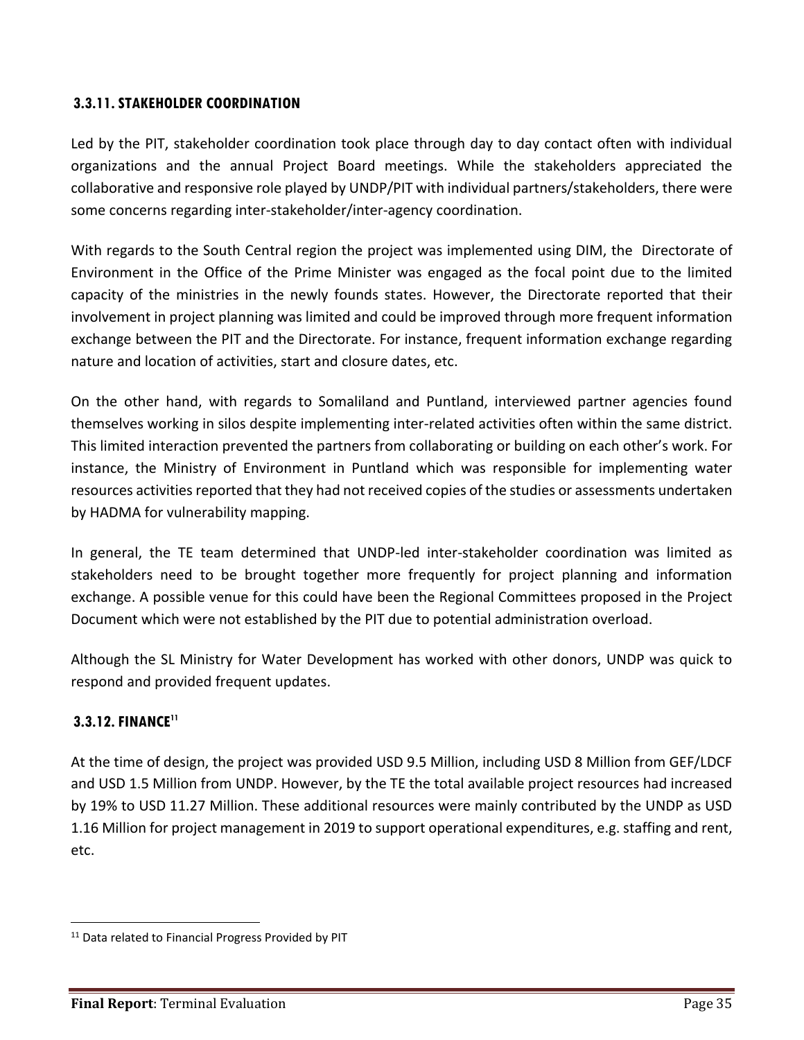### 3.3.11. STAKEHOLDER COORDINATION

Led by the PIT, stakeholder coordination took place through day to day contact often with individual organizations and the annual Project Board meetings. While the stakeholders appreciated the collaborative and responsive role played by UNDP/PIT with individual partners/stakeholders, there were some concerns regarding inter-stakeholder/inter-agency coordination.

With regards to the South Central region the project was implemented using DIM, the Directorate of Environment in the Office of the Prime Minister was engaged as the focal point due to the limited capacity of the ministries in the newly founds states. However, the Directorate reported that their involvement in project planning was limited and could be improved through more frequent information exchange between the PIT and the Directorate. For instance, frequent information exchange regarding nature and location of activities, start and closure dates, etc.

On the other hand, with regards to Somaliland and Puntland, interviewed partner agencies found themselves working in silos despite implementing inter-related activities often within the same district. This limited interaction prevented the partners from collaborating or building on each other's work. For instance, the Ministry of Environment in Puntland which was responsible for implementing water resources activities reported that they had not received copies of the studies or assessments undertaken by HADMA for vulnerability mapping.

In general, the TE team determined that UNDP-led inter-stakeholder coordination was limited as stakeholders need to be brought together more frequently for project planning and information exchange. A possible venue for this could have been the Regional Committees proposed in the Project Document which were not established by the PIT due to potential administration overload.

Although the SL Ministry for Water Development has worked with other donors, UNDP was quick to respond and provided frequent updates.

### 3.3.12. FINANCE[11]

At the time of design, the project was provided USD 9.5 Million, including USD 8 Million from GEF/LDCF and USD 1.5 Million from UNDP. However, by the TE the total available project resources had increased by 19% to USD 11.27 Million. These additional resources were mainly contributed by the UNDP as USD 1.16 Million for project management in 2019 to support operational expenditures, e.g. staffing and rent, etc.

---

[11] Data related to Financial Progress Provided by PIT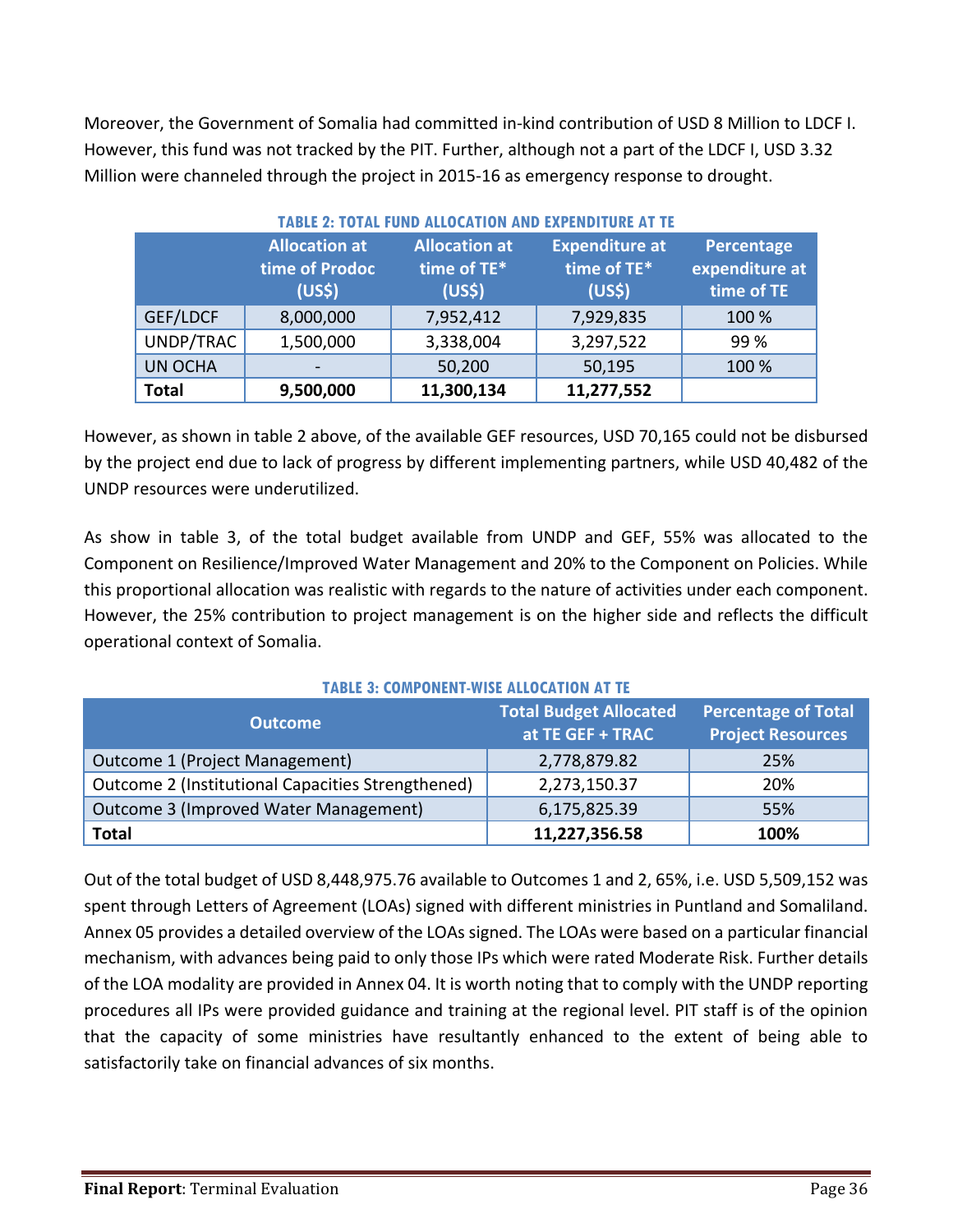Moreover, the Government of Somalia had committed in-kind contribution of USD 8 Million to LDCF I. However, this fund was not tracked by the PIT. Further, although not a part of the LDCF I, USD 3.32 Million were channeled through the project in 2015-16 as emergency response to drought.

**TABLE 2: TOTAL FUND ALLOCATION AND EXPENDITURE AT TE**

| | Allocation at time of Prodoc (US$) | Allocation at time of TE* (US$) | Expenditure at time of TE* (US$) | Percentage expenditure at time of TE |
|---|---|---|---|---|
| GEF/LDCF | 8,000,000 | 7,952,412 | 7,929,835 | 100 % |
| UNDP/TRAC | 1,500,000 | 3,338,004 | 3,297,522 | 99 % |
| UN OCHA | - | 50,200 | 50,195 | 100 % |
| **Total** | **9,500,000** | **11,300,134** | **11,277,552** | |

However, as shown in table 2 above, of the available GEF resources, USD 70,165 could not be disbursed by the project end due to lack of progress by different implementing partners, while USD 40,482 of the UNDP resources were underutilized.

As show in table 3, of the total budget available from UNDP and GEF, 55% was allocated to the Component on Resilience/Improved Water Management and 20% to the Component on Policies. While this proportional allocation was realistic with regards to the nature of activities under each component. However, the 25% contribution to project management is on the higher side and reflects the difficult operational context of Somalia.

**TABLE 3: COMPONENT-WISE ALLOCATION AT TE**

| Outcome | Total Budget Allocated at TE GEF + TRAC | Percentage of Total Project Resources |
|---|---|---|
| Outcome 1 (Project Management) | 2,778,879.82 | 25% |
| Outcome 2 (Institutional Capacities Strengthened) | 2,273,150.37 | 20% |
| Outcome 3 (Improved Water Management) | 6,175,825.39 | 55% |
| **Total** | **11,227,356.58** | **100%** |

Out of the total budget of USD 8,448,975.76 available to Outcomes 1 and 2, 65%, i.e. USD 5,509,152 was spent through Letters of Agreement (LOAs) signed with different ministries in Puntland and Somaliland. Annex 05 provides a detailed overview of the LOAs signed. The LOAs were based on a particular financial mechanism, with advances being paid to only those IPs which were rated Moderate Risk. Further details of the LOA modality are provided in Annex 04. It is worth noting that to comply with the UNDP reporting procedures all IPs were provided guidance and training at the regional level. PIT staff is of the opinion that the capacity of some ministries have resultantly enhanced to the extent of being able to satisfactorily take on financial advances of six months.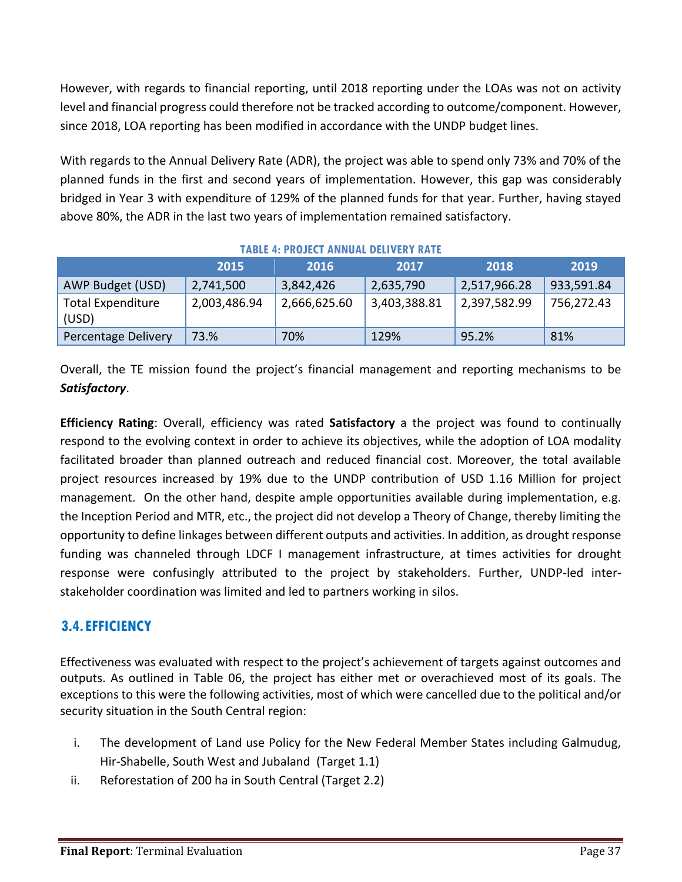However, with regards to financial reporting, until 2018 reporting under the LOAs was not on activity level and financial progress could therefore not be tracked according to outcome/component. However, since 2018, LOA reporting has been modified in accordance with the UNDP budget lines.

With regards to the Annual Delivery Rate (ADR), the project was able to spend only 73% and 70% of the planned funds in the first and second years of implementation. However, this gap was considerably bridged in Year 3 with expenditure of 129% of the planned funds for that year. Further, having stayed above 80%, the ADR in the last two years of implementation remained satisfactory.

**TABLE 4: PROJECT ANNUAL DELIVERY RATE**

| | 2015 | 2016 | 2017 | 2018 | 2019 |
|---|---|---|---|---|---|
| AWP Budget (USD) | 2,741,500 | 3,842,426 | 2,635,790 | 2,517,966.28 | 933,591.84 |
| Total Expenditure (USD) | 2,003,486.94 | 2,666,625.60 | 3,403,388.81 | 2,397,582.99 | 756,272.43 |
| Percentage Delivery | 73.% | 70% | 129% | 95.2% | 81% |

Overall, the TE mission found the project's financial management and reporting mechanisms to be ***Satisfactory***.

**Efficiency Rating**: Overall, efficiency was rated **Satisfactory** a the project was found to continually respond to the evolving context in order to achieve its objectives, while the adoption of LOA modality facilitated broader than planned outreach and reduced financial cost. Moreover, the total available project resources increased by 19% due to the UNDP contribution of USD 1.16 Million for project management. On the other hand, despite ample opportunities available during implementation, e.g. the Inception Period and MTR, etc., the project did not develop a Theory of Change, thereby limiting the opportunity to define linkages between different outputs and activities. In addition, as drought response funding was channeled through LDCF I management infrastructure, at times activities for drought response were confusingly attributed to the project by stakeholders. Further, UNDP-led inter-stakeholder coordination was limited and led to partners working in silos.

## 3.4. EFFICIENCY

Effectiveness was evaluated with respect to the project's achievement of targets against outcomes and outputs. As outlined in Table 06, the project has either met or overachieved most of its goals. The exceptions to this were the following activities, most of which were cancelled due to the political and/or security situation in the South Central region:

i. The development of Land use Policy for the New Federal Member States including Galmudug, Hir-Shabelle, South West and Jubaland (Target 1.1)
ii. Reforestation of 200 ha in South Central (Target 2.2)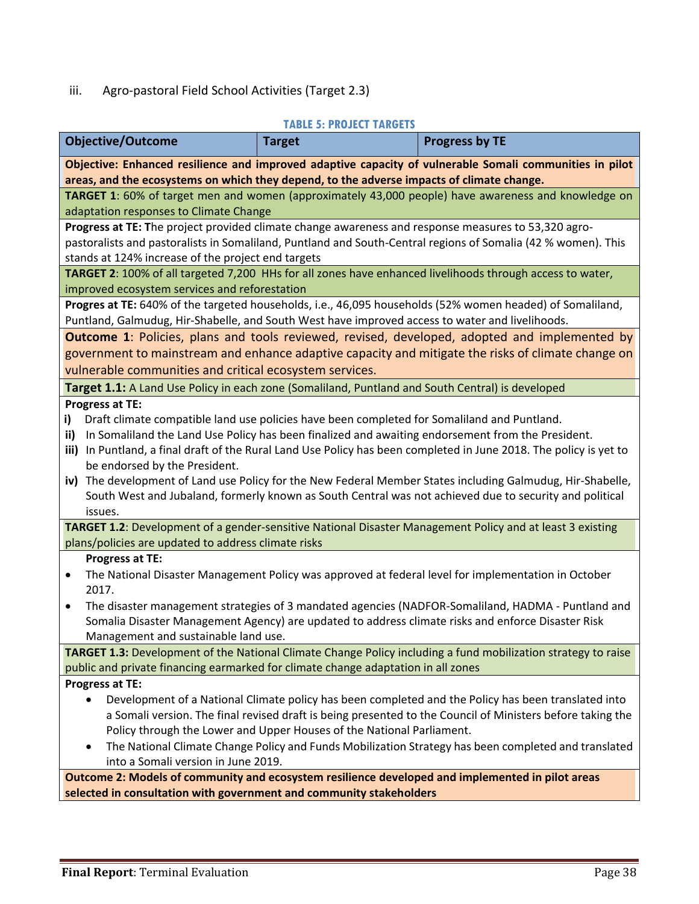iii. Agro-pastoral Field School Activities (Target 2.3)

**TABLE 5: PROJECT TARGETS**

| Objective/Outcome | Target | Progress by TE |
|---|---|---|
| **Objective: Enhanced resilience and improved adaptive capacity of vulnerable Somali communities in pilot areas, and the ecosystems on which they depend, to the adverse impacts of climate change.** | | |
| **TARGET 1**: 60% of target men and women (approximately 43,000 people) have awareness and knowledge on adaptation responses to Climate Change | | |
| **Progress at TE: T**he project provided climate change awareness and response measures to 53,320 agro-pastoralists and pastoralists in Somaliland, Puntland and South-Central regions of Somalia (42 % women). This stands at 124% increase of the project end targets | | |
| **TARGET 2**: 100% of all targeted 7,200 HHs for all zones have enhanced livelihoods through access to water, improved ecosystem services and reforestation | | |
| **Progres at TE:** 640% of the targeted households, i.e., 46,095 households (52% women headed) of Somaliland, Puntland, Galmudug, Hir-Shabelle, and South West have improved access to water and livelihoods. | | |
| **Outcome 1**: Policies, plans and tools reviewed, revised, developed, adopted and implemented by government to mainstream and enhance adaptive capacity and mitigate the risks of climate change on vulnerable communities and critical ecosystem services. | | |
| **Target 1.1:** A Land Use Policy in each zone (Somaliland, Puntland and South Central) is developed | | |
| **Progress at TE:**<br>**i)** Draft climate compatible land use policies have been completed for Somaliland and Puntland.<br>**ii)** In Somaliland the Land Use Policy has been finalized and awaiting endorsement from the President.<br>**iii)** In Puntland, a final draft of the Rural Land Use Policy has been completed in June 2018. The policy is yet to be endorsed by the President.<br>**iv)** The development of Land use Policy for the New Federal Member States including Galmudug, Hir-Shabelle, South West and Jubaland, formerly known as South Central was not achieved due to security and political issues. | | |
| **TARGET 1.2**: Development of a gender-sensitive National Disaster Management Policy and at least 3 existing plans/policies are updated to address climate risks | | |
| **Progress at TE:**<br>• The National Disaster Management Policy was approved at federal level for implementation in October 2017.<br>• The disaster management strategies of 3 mandated agencies (NADFOR-Somaliland, HADMA - Puntland and Somalia Disaster Management Agency) are updated to address climate risks and enforce Disaster Risk Management and sustainable land use. | | |
| **TARGET 1.3:** Development of the National Climate Change Policy including a fund mobilization strategy to raise public and private financing earmarked for climate change adaptation in all zones | | |
| **Progress at TE:**<br>• Development of a National Climate policy has been completed and the Policy has been translated into a Somali version. The final revised draft is being presented to the Council of Ministers before taking the Policy through the Lower and Upper Houses of the National Parliament.<br>• The National Climate Change Policy and Funds Mobilization Strategy has been completed and translated into a Somali version in June 2019. | | |
| **Outcome 2: Models of community and ecosystem resilience developed and implemented in pilot areas selected in consultation with government and community stakeholders** | | |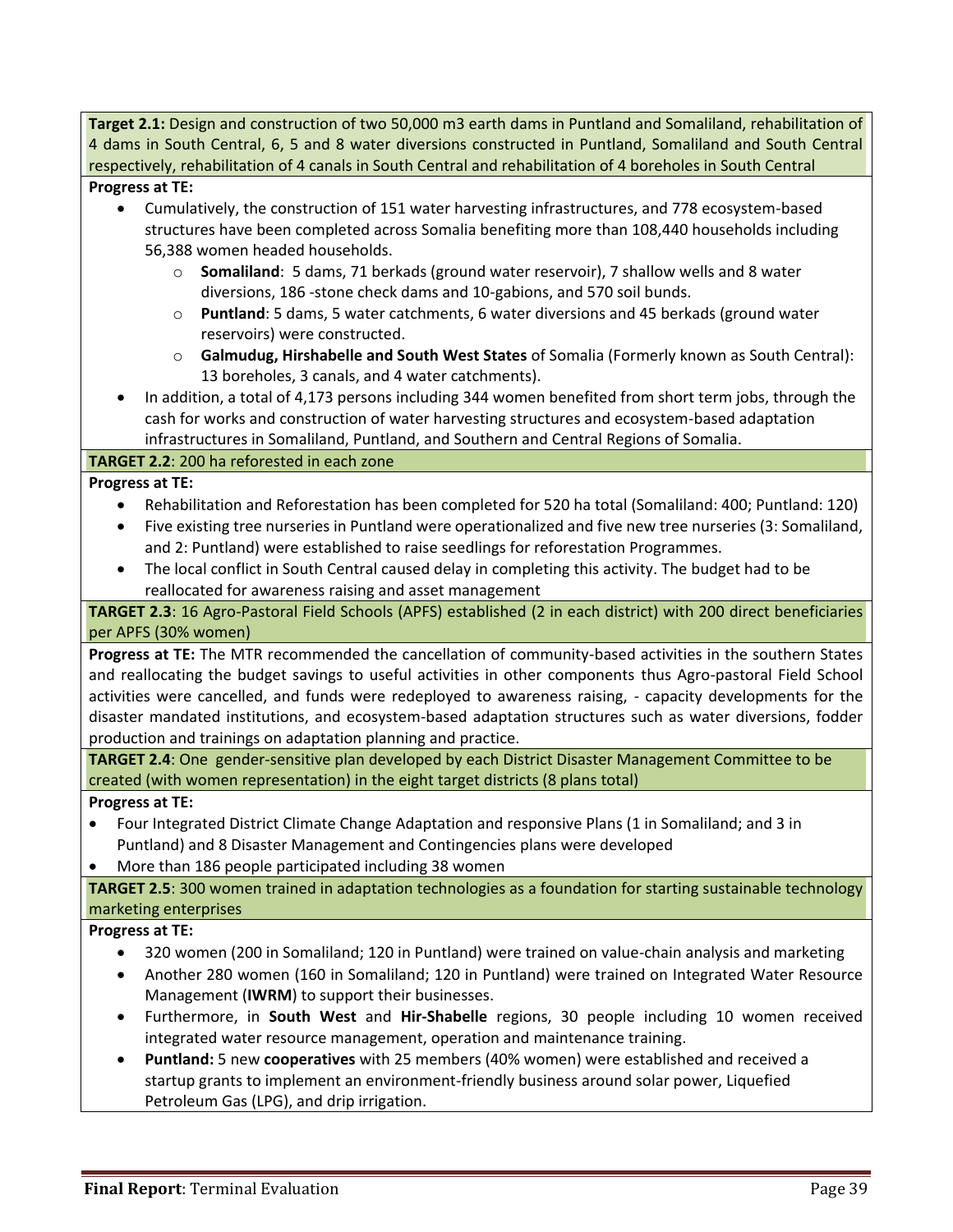**Target 2.1:** Design and construction of two 50,000 m3 earth dams in Puntland and Somaliland, rehabilitation of 4 dams in South Central, 6, 5 and 8 water diversions constructed in Puntland, Somaliland and South Central respectively, rehabilitation of 4 canals in South Central and rehabilitation of 4 boreholes in South Central

**Progress at TE:**

- Cumulatively, the construction of 151 water harvesting infrastructures, and 778 ecosystem-based structures have been completed across Somalia benefiting more than 108,440 households including 56,388 women headed households.
  - **Somaliland**: 5 dams, 71 berkads (ground water reservoir), 7 shallow wells and 8 water diversions, 186 -stone check dams and 10-gabions, and 570 soil bunds.
  - **Puntland**: 5 dams, 5 water catchments, 6 water diversions and 45 berkads (ground water reservoirs) were constructed.
  - **Galmudug, Hirshabelle and South West States** of Somalia (Formerly known as South Central): 13 boreholes, 3 canals, and 4 water catchments).
- In addition, a total of 4,173 persons including 344 women benefited from short term jobs, through the cash for works and construction of water harvesting structures and ecosystem-based adaptation infrastructures in Somaliland, Puntland, and Southern and Central Regions of Somalia.

**TARGET 2.2**: 200 ha reforested in each zone

**Progress at TE:**

- Rehabilitation and Reforestation has been completed for 520 ha total (Somaliland: 400; Puntland: 120)
- Five existing tree nurseries in Puntland were operationalized and five new tree nurseries (3: Somaliland, and 2: Puntland) were established to raise seedlings for reforestation Programmes.
- The local conflict in South Central caused delay in completing this activity. The budget had to be reallocated for awareness raising and asset management

**TARGET 2.3**: 16 Agro-Pastoral Field Schools (APFS) established (2 in each district) with 200 direct beneficiaries per APFS (30% women)

**Progress at TE:** The MTR recommended the cancellation of community-based activities in the southern States and reallocating the budget savings to useful activities in other components thus Agro-pastoral Field School activities were cancelled, and funds were redeployed to awareness raising, - capacity developments for the disaster mandated institutions, and ecosystem-based adaptation structures such as water diversions, fodder production and trainings on adaptation planning and practice.

**TARGET 2.4**: One gender-sensitive plan developed by each District Disaster Management Committee to be created (with women representation) in the eight target districts (8 plans total)

**Progress at TE:**

- Four Integrated District Climate Change Adaptation and responsive Plans (1 in Somaliland; and 3 in Puntland) and 8 Disaster Management and Contingencies plans were developed
- More than 186 people participated including 38 women

**TARGET 2.5**: 300 women trained in adaptation technologies as a foundation for starting sustainable technology marketing enterprises

**Progress at TE:**

- 320 women (200 in Somaliland; 120 in Puntland) were trained on value-chain analysis and marketing
- Another 280 women (160 in Somaliland; 120 in Puntland) were trained on Integrated Water Resource Management (**IWRM**) to support their businesses.
- Furthermore, in **South West** and **Hir-Shabelle** regions, 30 people including 10 women received integrated water resource management, operation and maintenance training.
- **Puntland:** 5 new **cooperatives** with 25 members (40% women) were established and received a startup grants to implement an environment-friendly business around solar power, Liquefied Petroleum Gas (LPG), and drip irrigation.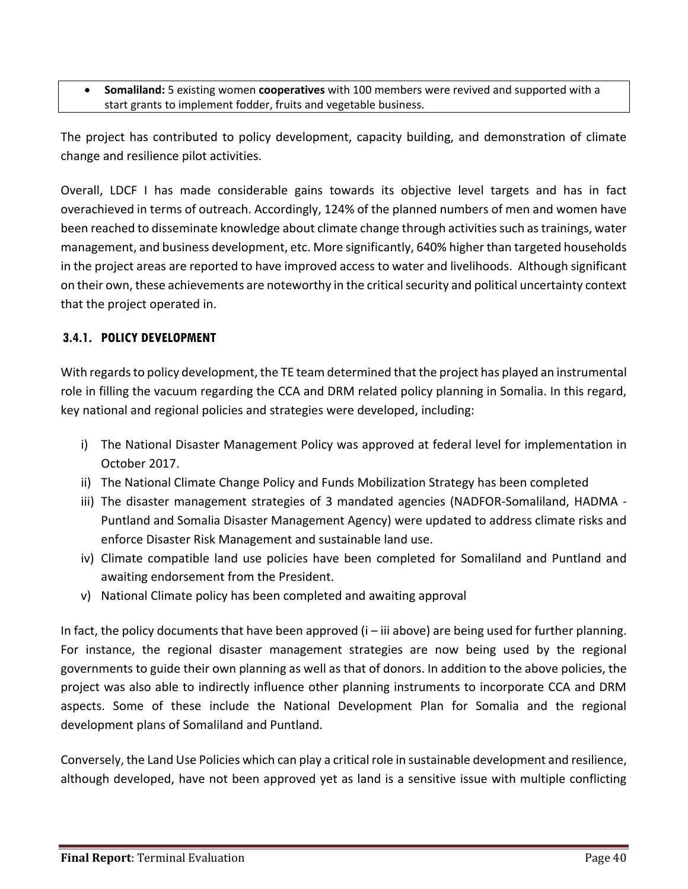- **Somaliland:** 5 existing women **cooperatives** with 100 members were revived and supported with a start grants to implement fodder, fruits and vegetable business.

The project has contributed to policy development, capacity building, and demonstration of climate change and resilience pilot activities.

Overall, LDCF I has made considerable gains towards its objective level targets and has in fact overachieved in terms of outreach. Accordingly, 124% of the planned numbers of men and women have been reached to disseminate knowledge about climate change through activities such as trainings, water management, and business development, etc. More significantly, 640% higher than targeted households in the project areas are reported to have improved access to water and livelihoods. Although significant on their own, these achievements are noteworthy in the critical security and political uncertainty context that the project operated in.

### 3.4.1. POLICY DEVELOPMENT

With regards to policy development, the TE team determined that the project has played an instrumental role in filling the vacuum regarding the CCA and DRM related policy planning in Somalia. In this regard, key national and regional policies and strategies were developed, including:

i) The National Disaster Management Policy was approved at federal level for implementation in October 2017.
ii) The National Climate Change Policy and Funds Mobilization Strategy has been completed
iii) The disaster management strategies of 3 mandated agencies (NADFOR-Somaliland, HADMA - Puntland and Somalia Disaster Management Agency) were updated to address climate risks and enforce Disaster Risk Management and sustainable land use.
iv) Climate compatible land use policies have been completed for Somaliland and Puntland and awaiting endorsement from the President.
v) National Climate policy has been completed and awaiting approval

In fact, the policy documents that have been approved (i – iii above) are being used for further planning. For instance, the regional disaster management strategies are now being used by the regional governments to guide their own planning as well as that of donors. In addition to the above policies, the project was also able to indirectly influence other planning instruments to incorporate CCA and DRM aspects. Some of these include the National Development Plan for Somalia and the regional development plans of Somaliland and Puntland.

Conversely, the Land Use Policies which can play a critical role in sustainable development and resilience, although developed, have not been approved yet as land is a sensitive issue with multiple conflicting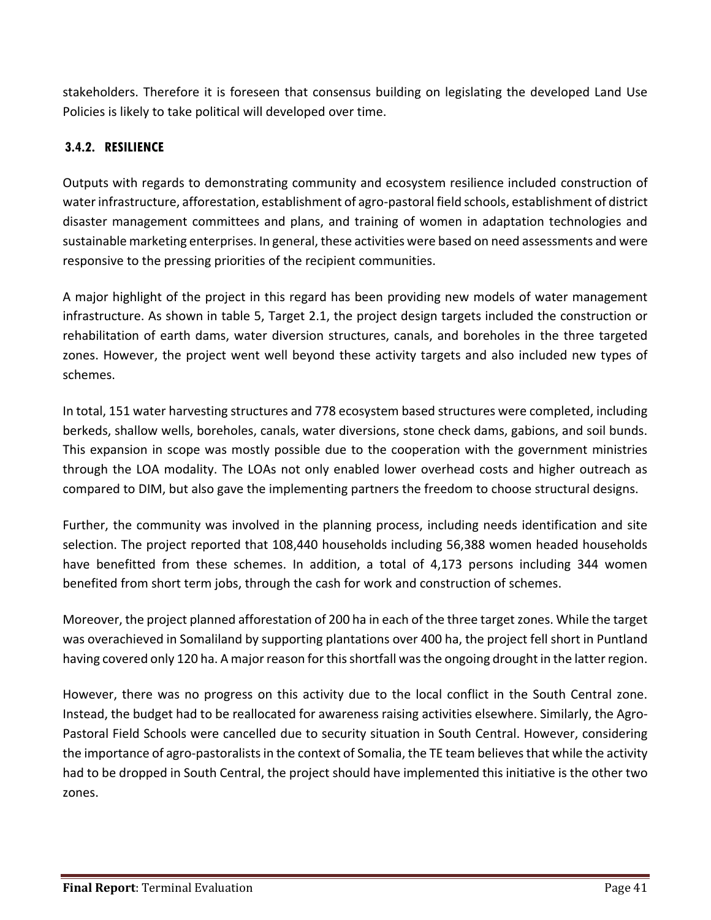stakeholders. Therefore it is foreseen that consensus building on legislating the developed Land Use Policies is likely to take political will developed over time.

### 3.4.2. RESILIENCE

Outputs with regards to demonstrating community and ecosystem resilience included construction of water infrastructure, afforestation, establishment of agro-pastoral field schools, establishment of district disaster management committees and plans, and training of women in adaptation technologies and sustainable marketing enterprises. In general, these activities were based on need assessments and were responsive to the pressing priorities of the recipient communities.

A major highlight of the project in this regard has been providing new models of water management infrastructure. As shown in table 5, Target 2.1, the project design targets included the construction or rehabilitation of earth dams, water diversion structures, canals, and boreholes in the three targeted zones. However, the project went well beyond these activity targets and also included new types of schemes.

In total, 151 water harvesting structures and 778 ecosystem based structures were completed, including berkeds, shallow wells, boreholes, canals, water diversions, stone check dams, gabions, and soil bunds. This expansion in scope was mostly possible due to the cooperation with the government ministries through the LOA modality. The LOAs not only enabled lower overhead costs and higher outreach as compared to DIM, but also gave the implementing partners the freedom to choose structural designs.

Further, the community was involved in the planning process, including needs identification and site selection. The project reported that 108,440 households including 56,388 women headed households have benefitted from these schemes. In addition, a total of 4,173 persons including 344 women benefited from short term jobs, through the cash for work and construction of schemes.

Moreover, the project planned afforestation of 200 ha in each of the three target zones. While the target was overachieved in Somaliland by supporting plantations over 400 ha, the project fell short in Puntland having covered only 120 ha. A major reason for this shortfall was the ongoing drought in the latter region.

However, there was no progress on this activity due to the local conflict in the South Central zone. Instead, the budget had to be reallocated for awareness raising activities elsewhere. Similarly, the Agro-Pastoral Field Schools were cancelled due to security situation in South Central. However, considering the importance of agro-pastoralists in the context of Somalia, the TE team believes that while the activity had to be dropped in South Central, the project should have implemented this initiative is the other two zones.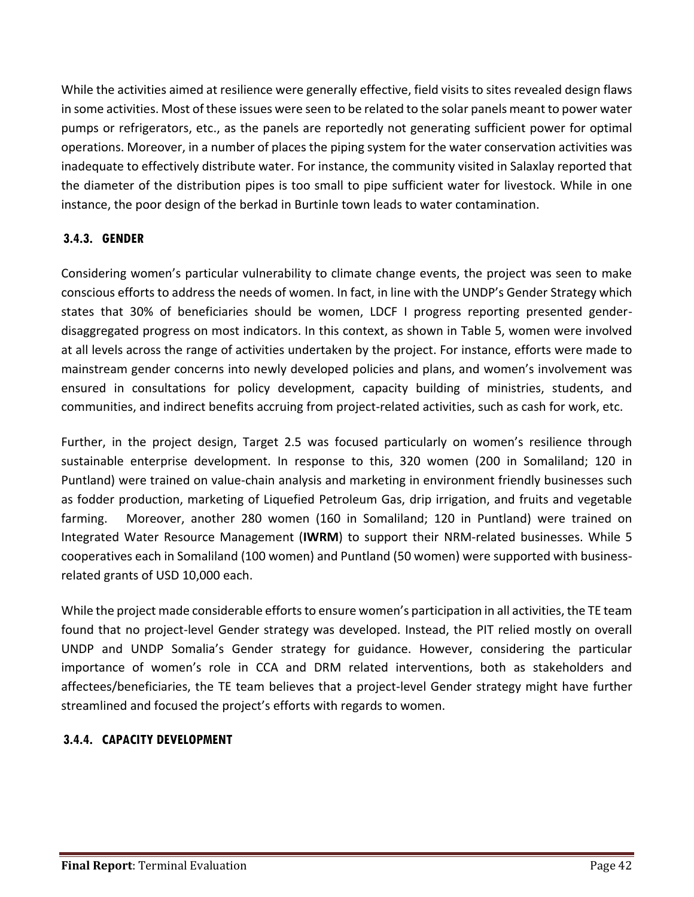While the activities aimed at resilience were generally effective, field visits to sites revealed design flaws in some activities. Most of these issues were seen to be related to the solar panels meant to power water pumps or refrigerators, etc., as the panels are reportedly not generating sufficient power for optimal operations. Moreover, in a number of places the piping system for the water conservation activities was inadequate to effectively distribute water. For instance, the community visited in Salaxlay reported that the diameter of the distribution pipes is too small to pipe sufficient water for livestock. While in one instance, the poor design of the berkad in Burtinle town leads to water contamination.

### 3.4.3. GENDER

Considering women's particular vulnerability to climate change events, the project was seen to make conscious efforts to address the needs of women. In fact, in line with the UNDP's Gender Strategy which states that 30% of beneficiaries should be women, LDCF I progress reporting presented gender-disaggregated progress on most indicators. In this context, as shown in Table 5, women were involved at all levels across the range of activities undertaken by the project. For instance, efforts were made to mainstream gender concerns into newly developed policies and plans, and women's involvement was ensured in consultations for policy development, capacity building of ministries, students, and communities, and indirect benefits accruing from project-related activities, such as cash for work, etc.

Further, in the project design, Target 2.5 was focused particularly on women's resilience through sustainable enterprise development. In response to this, 320 women (200 in Somaliland; 120 in Puntland) were trained on value-chain analysis and marketing in environment friendly businesses such as fodder production, marketing of Liquefied Petroleum Gas, drip irrigation, and fruits and vegetable farming. Moreover, another 280 women (160 in Somaliland; 120 in Puntland) were trained on Integrated Water Resource Management (**IWRM**) to support their NRM-related businesses. While 5 cooperatives each in Somaliland (100 women) and Puntland (50 women) were supported with business-related grants of USD 10,000 each.

While the project made considerable efforts to ensure women's participation in all activities, the TE team found that no project-level Gender strategy was developed. Instead, the PIT relied mostly on overall UNDP and UNDP Somalia's Gender strategy for guidance. However, considering the particular importance of women's role in CCA and DRM related interventions, both as stakeholders and affectees/beneficiaries, the TE team believes that a project-level Gender strategy might have further streamlined and focused the project's efforts with regards to women.

### 3.4.4. CAPACITY DEVELOPMENT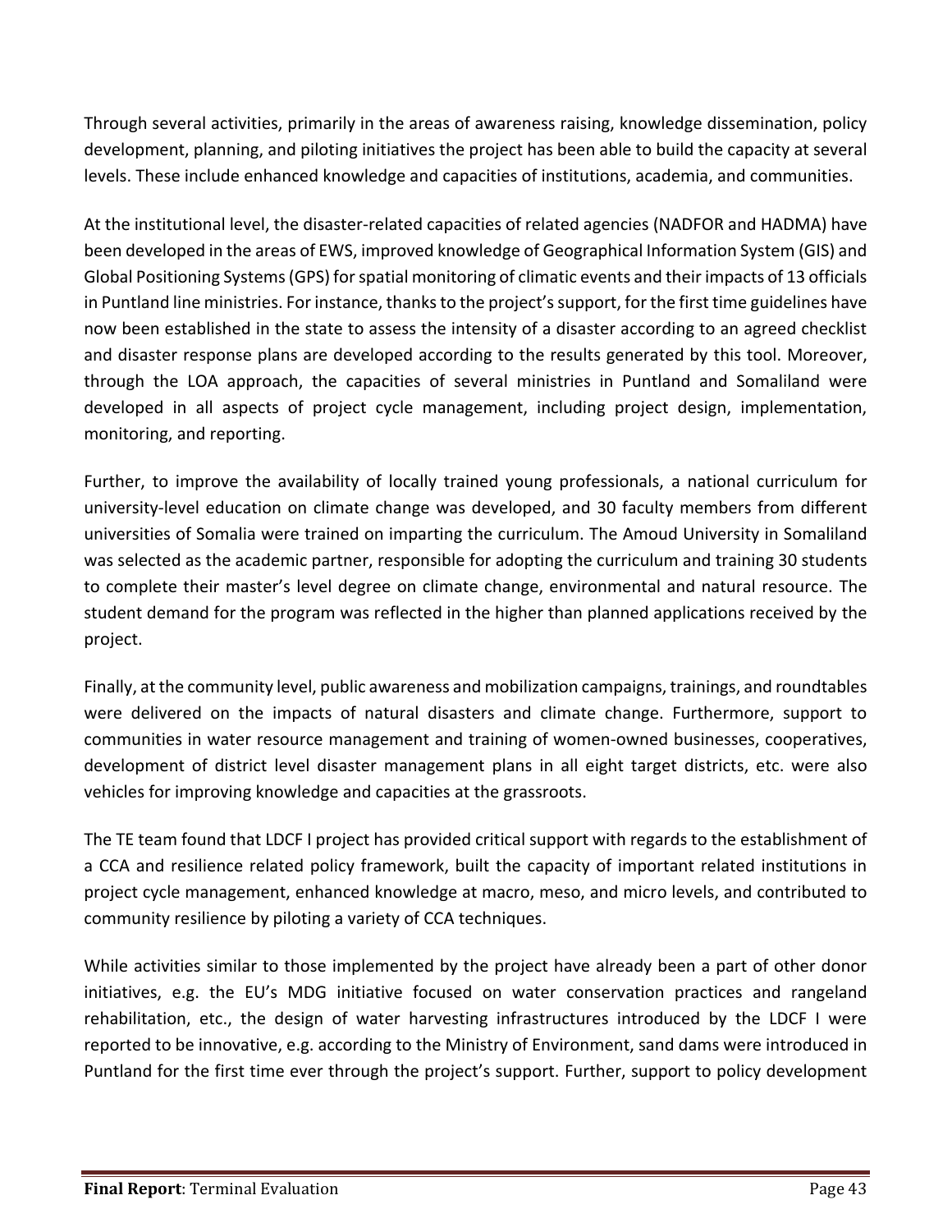Through several activities, primarily in the areas of awareness raising, knowledge dissemination, policy development, planning, and piloting initiatives the project has been able to build the capacity at several levels. These include enhanced knowledge and capacities of institutions, academia, and communities.

At the institutional level, the disaster-related capacities of related agencies (NADFOR and HADMA) have been developed in the areas of EWS, improved knowledge of Geographical Information System (GIS) and Global Positioning Systems (GPS) for spatial monitoring of climatic events and their impacts of 13 officials in Puntland line ministries. For instance, thanks to the project's support, for the first time guidelines have now been established in the state to assess the intensity of a disaster according to an agreed checklist and disaster response plans are developed according to the results generated by this tool. Moreover, through the LOA approach, the capacities of several ministries in Puntland and Somaliland were developed in all aspects of project cycle management, including project design, implementation, monitoring, and reporting.

Further, to improve the availability of locally trained young professionals, a national curriculum for university-level education on climate change was developed, and 30 faculty members from different universities of Somalia were trained on imparting the curriculum. The Amoud University in Somaliland was selected as the academic partner, responsible for adopting the curriculum and training 30 students to complete their master's level degree on climate change, environmental and natural resource. The student demand for the program was reflected in the higher than planned applications received by the project.

Finally, at the community level, public awareness and mobilization campaigns, trainings, and roundtables were delivered on the impacts of natural disasters and climate change. Furthermore, support to communities in water resource management and training of women-owned businesses, cooperatives, development of district level disaster management plans in all eight target districts, etc. were also vehicles for improving knowledge and capacities at the grassroots.

The TE team found that LDCF I project has provided critical support with regards to the establishment of a CCA and resilience related policy framework, built the capacity of important related institutions in project cycle management, enhanced knowledge at macro, meso, and micro levels, and contributed to community resilience by piloting a variety of CCA techniques.

While activities similar to those implemented by the project have already been a part of other donor initiatives, e.g. the EU's MDG initiative focused on water conservation practices and rangeland rehabilitation, etc., the design of water harvesting infrastructures introduced by the LDCF I were reported to be innovative, e.g. according to the Ministry of Environment, sand dams were introduced in Puntland for the first time ever through the project's support. Further, support to policy development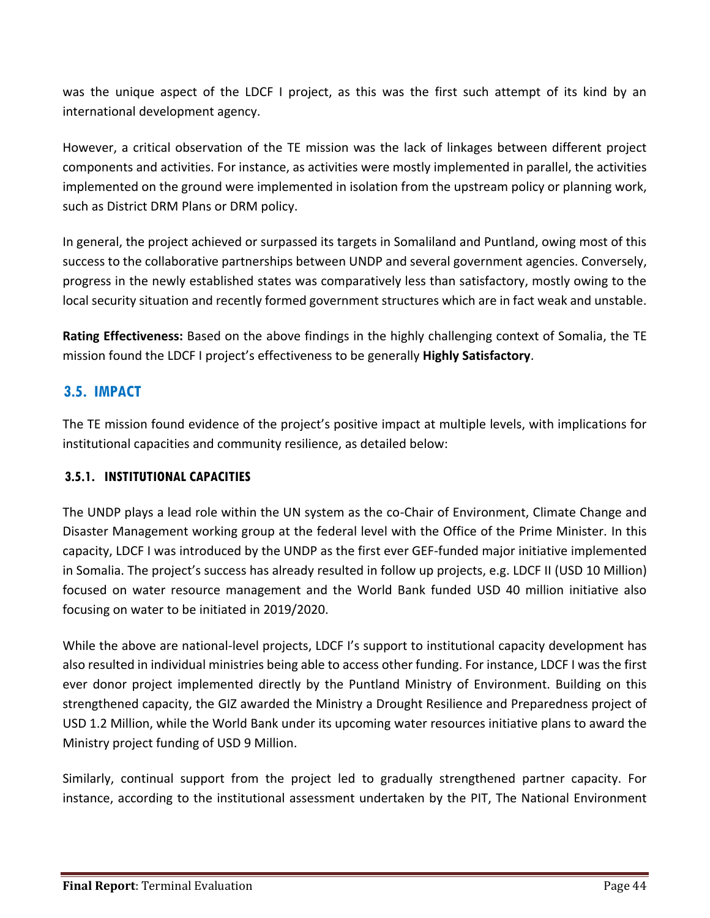was the unique aspect of the LDCF I project, as this was the first such attempt of its kind by an international development agency.

However, a critical observation of the TE mission was the lack of linkages between different project components and activities. For instance, as activities were mostly implemented in parallel, the activities implemented on the ground were implemented in isolation from the upstream policy or planning work, such as District DRM Plans or DRM policy.

In general, the project achieved or surpassed its targets in Somaliland and Puntland, owing most of this success to the collaborative partnerships between UNDP and several government agencies. Conversely, progress in the newly established states was comparatively less than satisfactory, mostly owing to the local security situation and recently formed government structures which are in fact weak and unstable.

**Rating Effectiveness:** Based on the above findings in the highly challenging context of Somalia, the TE mission found the LDCF I project's effectiveness to be generally **Highly Satisfactory**.

## 3.5. IMPACT

The TE mission found evidence of the project's positive impact at multiple levels, with implications for institutional capacities and community resilience, as detailed below:

### 3.5.1. INSTITUTIONAL CAPACITIES

The UNDP plays a lead role within the UN system as the co-Chair of Environment, Climate Change and Disaster Management working group at the federal level with the Office of the Prime Minister. In this capacity, LDCF I was introduced by the UNDP as the first ever GEF-funded major initiative implemented in Somalia. The project's success has already resulted in follow up projects, e.g. LDCF II (USD 10 Million) focused on water resource management and the World Bank funded USD 40 million initiative also focusing on water to be initiated in 2019/2020.

While the above are national-level projects, LDCF I's support to institutional capacity development has also resulted in individual ministries being able to access other funding. For instance, LDCF I was the first ever donor project implemented directly by the Puntland Ministry of Environment. Building on this strengthened capacity, the GIZ awarded the Ministry a Drought Resilience and Preparedness project of USD 1.2 Million, while the World Bank under its upcoming water resources initiative plans to award the Ministry project funding of USD 9 Million.

Similarly, continual support from the project led to gradually strengthened partner capacity. For instance, according to the institutional assessment undertaken by the PIT, The National Environment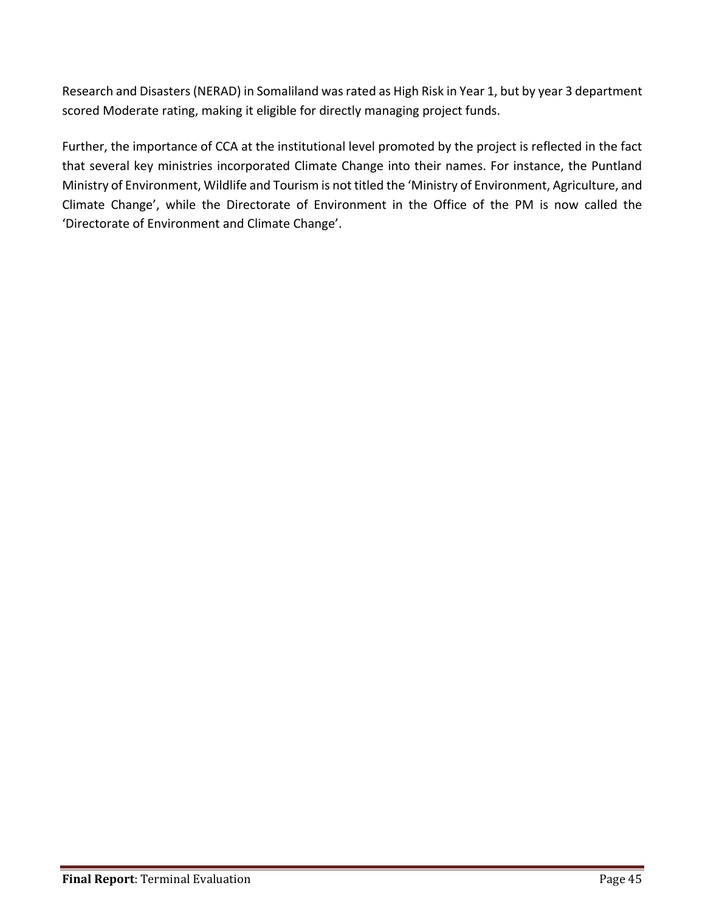Research and Disasters (NERAD) in Somaliland was rated as High Risk in Year 1, but by year 3 department scored Moderate rating, making it eligible for directly managing project funds.

Further, the importance of CCA at the institutional level promoted by the project is reflected in the fact that several key ministries incorporated Climate Change into their names. For instance, the Puntland Ministry of Environment, Wildlife and Tourism is not titled the 'Ministry of Environment, Agriculture, and Climate Change', while the Directorate of Environment in the Office of the PM is now called the 'Directorate of Environment and Climate Change'.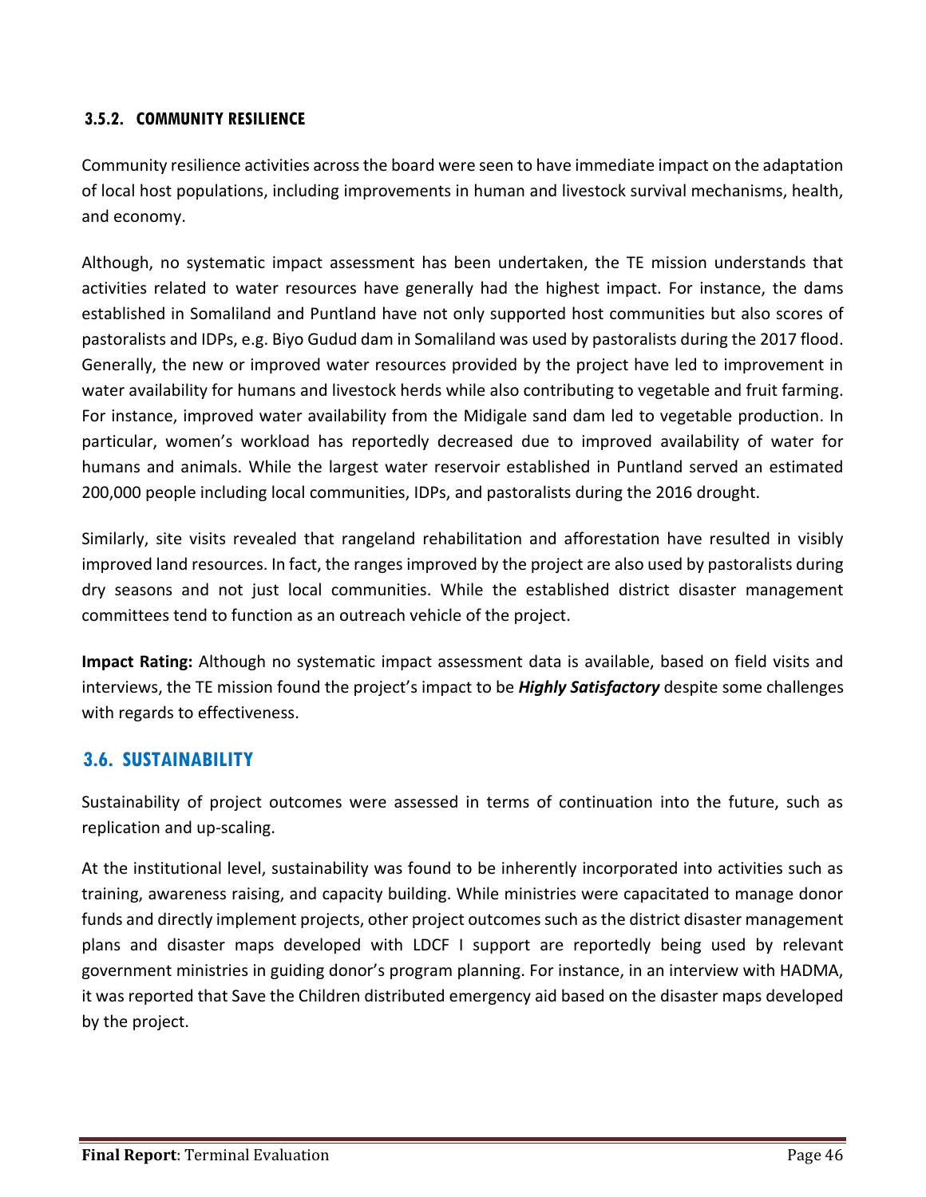### 3.5.2. COMMUNITY RESILIENCE

Community resilience activities across the board were seen to have immediate impact on the adaptation of local host populations, including improvements in human and livestock survival mechanisms, health, and economy.

Although, no systematic impact assessment has been undertaken, the TE mission understands that activities related to water resources have generally had the highest impact. For instance, the dams established in Somaliland and Puntland have not only supported host communities but also scores of pastoralists and IDPs, e.g. Biyo Gudud dam in Somaliland was used by pastoralists during the 2017 flood. Generally, the new or improved water resources provided by the project have led to improvement in water availability for humans and livestock herds while also contributing to vegetable and fruit farming. For instance, improved water availability from the Midigale sand dam led to vegetable production. In particular, women's workload has reportedly decreased due to improved availability of water for humans and animals. While the largest water reservoir established in Puntland served an estimated 200,000 people including local communities, IDPs, and pastoralists during the 2016 drought.

Similarly, site visits revealed that rangeland rehabilitation and afforestation have resulted in visibly improved land resources. In fact, the ranges improved by the project are also used by pastoralists during dry seasons and not just local communities. While the established district disaster management committees tend to function as an outreach vehicle of the project.

**Impact Rating:** Although no systematic impact assessment data is available, based on field visits and interviews, the TE mission found the project's impact to be ***Highly Satisfactory*** despite some challenges with regards to effectiveness.

## 3.6. SUSTAINABILITY

Sustainability of project outcomes were assessed in terms of continuation into the future, such as replication and up-scaling.

At the institutional level, sustainability was found to be inherently incorporated into activities such as training, awareness raising, and capacity building. While ministries were capacitated to manage donor funds and directly implement projects, other project outcomes such as the district disaster management plans and disaster maps developed with LDCF I support are reportedly being used by relevant government ministries in guiding donor's program planning. For instance, in an interview with HADMA, it was reported that Save the Children distributed emergency aid based on the disaster maps developed by the project.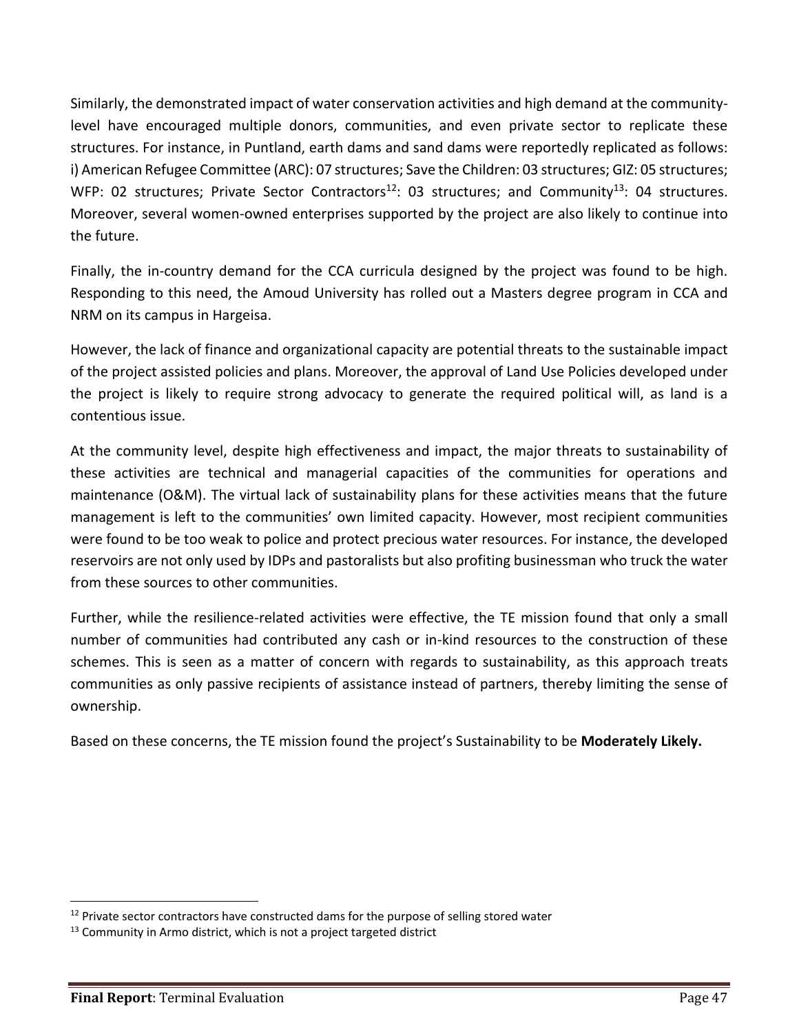Similarly, the demonstrated impact of water conservation activities and high demand at the community-level have encouraged multiple donors, communities, and even private sector to replicate these structures. For instance, in Puntland, earth dams and sand dams were reportedly replicated as follows: i) American Refugee Committee (ARC): 07 structures; Save the Children: 03 structures; GIZ: 05 structures; WFP: 02 structures; Private Sector Contractors[12]: 03 structures; and Community[13]: 04 structures. Moreover, several women-owned enterprises supported by the project are also likely to continue into the future.

Finally, the in-country demand for the CCA curricula designed by the project was found to be high. Responding to this need, the Amoud University has rolled out a Masters degree program in CCA and NRM on its campus in Hargeisa.

However, the lack of finance and organizational capacity are potential threats to the sustainable impact of the project assisted policies and plans. Moreover, the approval of Land Use Policies developed under the project is likely to require strong advocacy to generate the required political will, as land is a contentious issue.

At the community level, despite high effectiveness and impact, the major threats to sustainability of these activities are technical and managerial capacities of the communities for operations and maintenance (O&M). The virtual lack of sustainability plans for these activities means that the future management is left to the communities' own limited capacity. However, most recipient communities were found to be too weak to police and protect precious water resources. For instance, the developed reservoirs are not only used by IDPs and pastoralists but also profiting businessman who truck the water from these sources to other communities.

Further, while the resilience-related activities were effective, the TE mission found that only a small number of communities had contributed any cash or in-kind resources to the construction of these schemes. This is seen as a matter of concern with regards to sustainability, as this approach treats communities as only passive recipients of assistance instead of partners, thereby limiting the sense of ownership.

Based on these concerns, the TE mission found the project's Sustainability to be **Moderately Likely.**

[12] Private sector contractors have constructed dams for the purpose of selling stored water

[13] Community in Armo district, which is not a project targeted district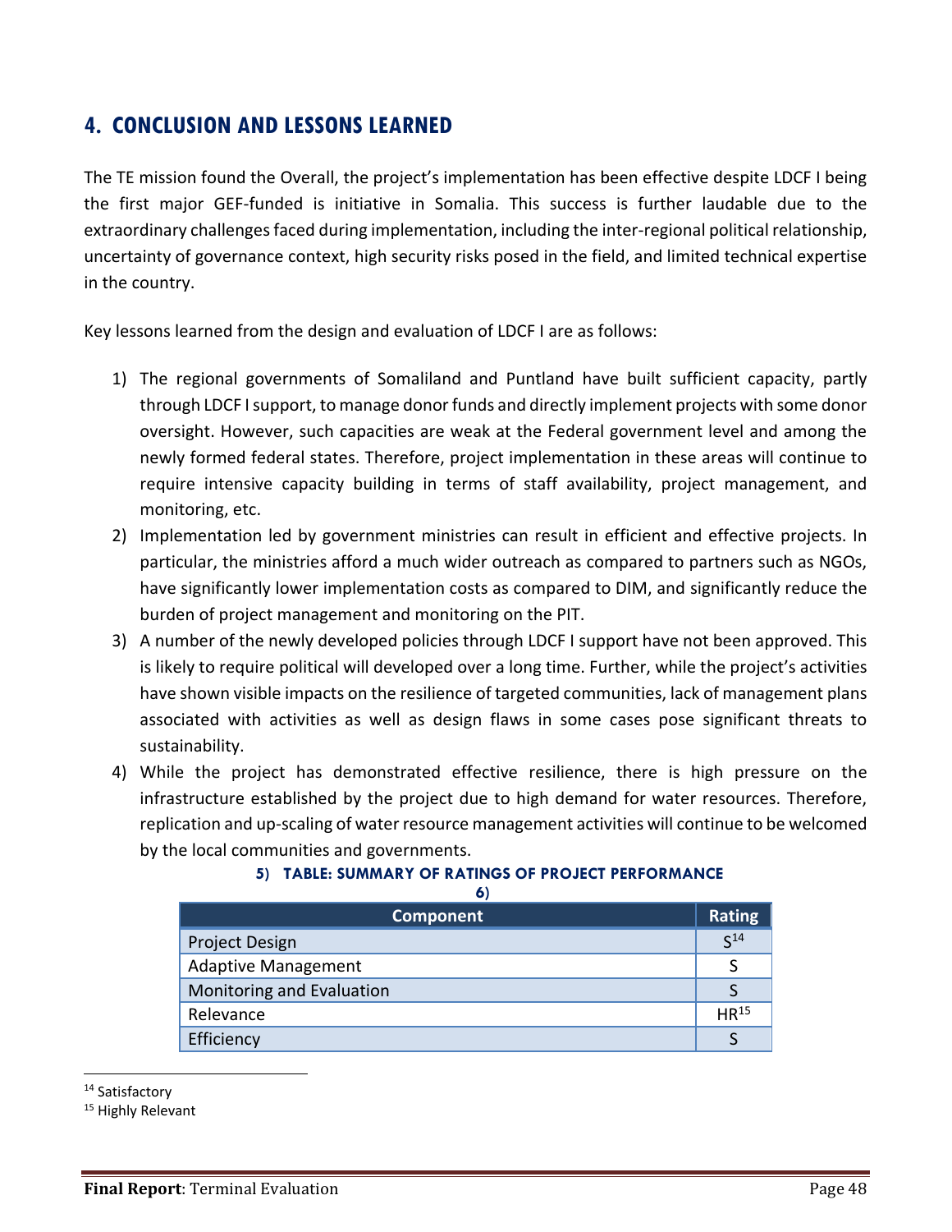## 4. CONCLUSION AND LESSONS LEARNED

The TE mission found the Overall, the project's implementation has been effective despite LDCF I being the first major GEF-funded is initiative in Somalia. This success is further laudable due to the extraordinary challenges faced during implementation, including the inter-regional political relationship, uncertainty of governance context, high security risks posed in the field, and limited technical expertise in the country.

Key lessons learned from the design and evaluation of LDCF I are as follows:

1) The regional governments of Somaliland and Puntland have built sufficient capacity, partly through LDCF I support, to manage donor funds and directly implement projects with some donor oversight. However, such capacities are weak at the Federal government level and among the newly formed federal states. Therefore, project implementation in these areas will continue to require intensive capacity building in terms of staff availability, project management, and monitoring, etc.
2) Implementation led by government ministries can result in efficient and effective projects. In particular, the ministries afford a much wider outreach as compared to partners such as NGOs, have significantly lower implementation costs as compared to DIM, and significantly reduce the burden of project management and monitoring on the PIT.
3) A number of the newly developed policies through LDCF I support have not been approved. This is likely to require political will developed over a long time. Further, while the project's activities have shown visible impacts on the resilience of targeted communities, lack of management plans associated with activities as well as design flaws in some cases pose significant threats to sustainability.
4) While the project has demonstrated effective resilience, there is high pressure on the infrastructure established by the project due to high demand for water resources. Therefore, replication and up-scaling of water resource management activities will continue to be welcomed by the local communities and governments.

**5) TABLE: SUMMARY OF RATINGS OF PROJECT PERFORMANCE**

**6)**

| Component | Rating |
|---|---|
| Project Design | S[14] |
| Adaptive Management | S |
| Monitoring and Evaluation | S |
| Relevance | HR[15] |
| Efficiency | S |

[14] Satisfactory

[15] Highly Relevant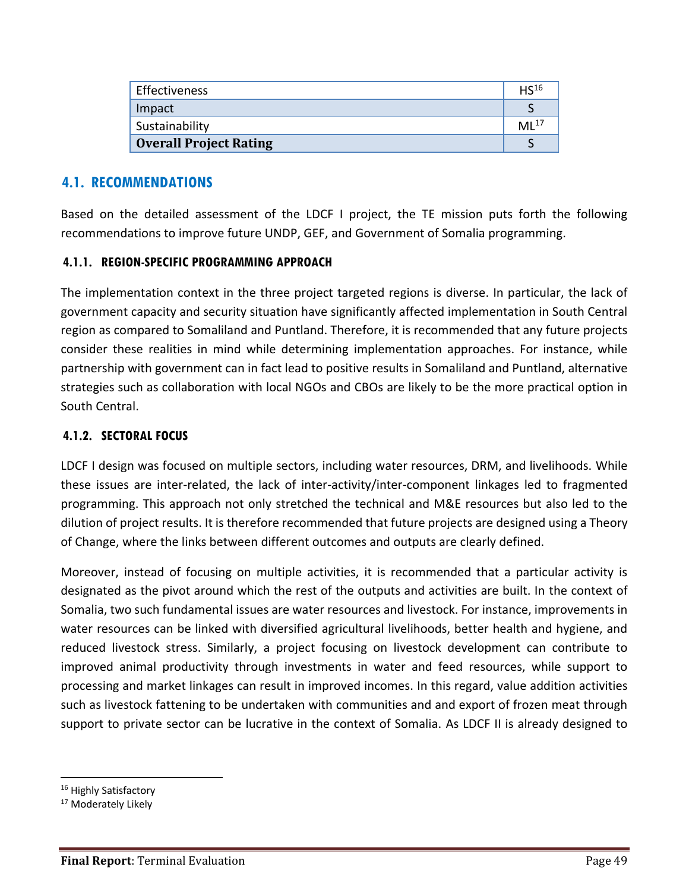| Effectiveness | HS[16] |
|---|---|
| Impact | S |
| Sustainability | ML[17] |
| **Overall Project Rating** | S |

## 4.1. RECOMMENDATIONS

Based on the detailed assessment of the LDCF I project, the TE mission puts forth the following recommendations to improve future UNDP, GEF, and Government of Somalia programming.

### 4.1.1. REGION-SPECIFIC PROGRAMMING APPROACH

The implementation context in the three project targeted regions is diverse. In particular, the lack of government capacity and security situation have significantly affected implementation in South Central region as compared to Somaliland and Puntland. Therefore, it is recommended that any future projects consider these realities in mind while determining implementation approaches. For instance, while partnership with government can in fact lead to positive results in Somaliland and Puntland, alternative strategies such as collaboration with local NGOs and CBOs are likely to be the more practical option in South Central.

### 4.1.2. SECTORAL FOCUS

LDCF I design was focused on multiple sectors, including water resources, DRM, and livelihoods. While these issues are inter-related, the lack of inter-activity/inter-component linkages led to fragmented programming. This approach not only stretched the technical and M&E resources but also led to the dilution of project results. It is therefore recommended that future projects are designed using a Theory of Change, where the links between different outcomes and outputs are clearly defined.

Moreover, instead of focusing on multiple activities, it is recommended that a particular activity is designated as the pivot around which the rest of the outputs and activities are built. In the context of Somalia, two such fundamental issues are water resources and livestock. For instance, improvements in water resources can be linked with diversified agricultural livelihoods, better health and hygiene, and reduced livestock stress. Similarly, a project focusing on livestock development can contribute to improved animal productivity through investments in water and feed resources, while support to processing and market linkages can result in improved incomes. In this regard, value addition activities such as livestock fattening to be undertaken with communities and and export of frozen meat through support to private sector can be lucrative in the context of Somalia. As LDCF II is already designed to

[16] Highly Satisfactory
[17] Moderately Likely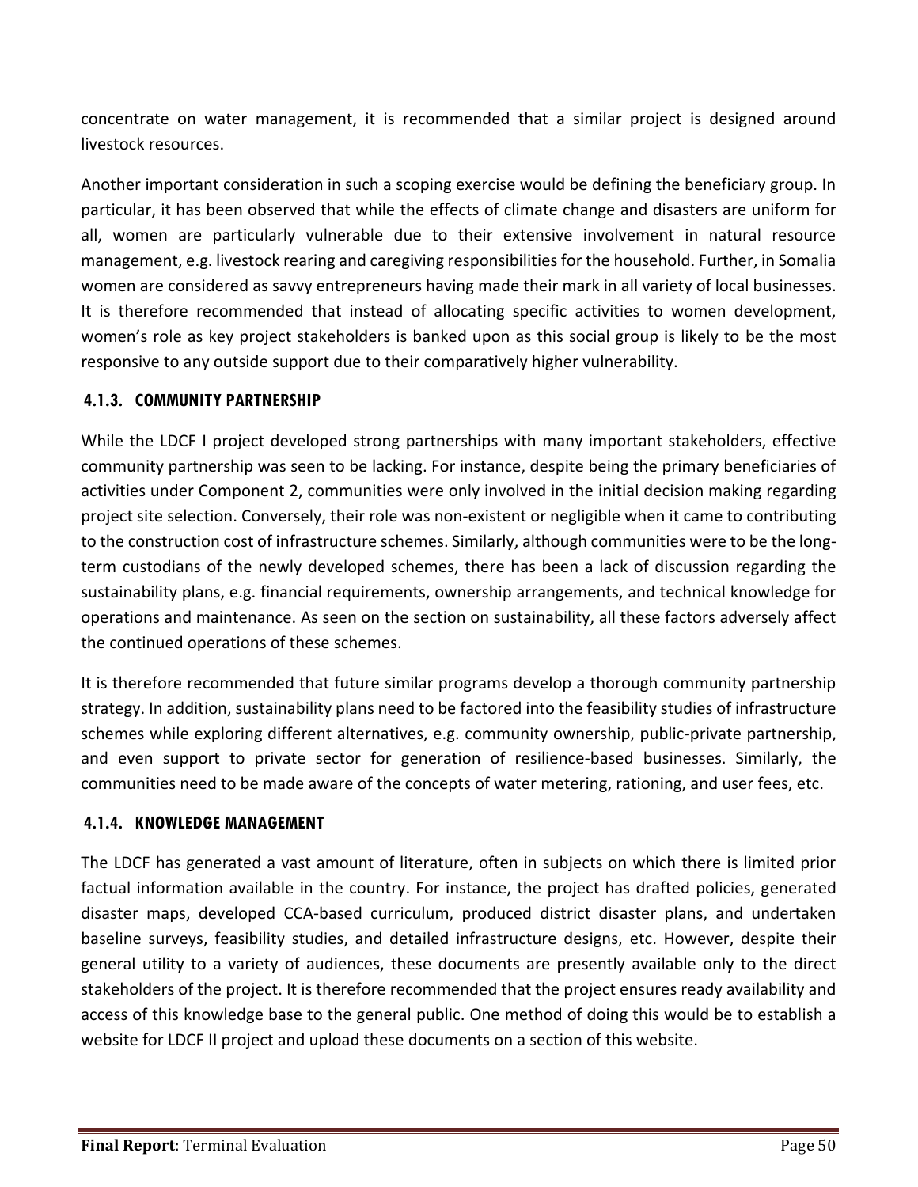concentrate on water management, it is recommended that a similar project is designed around livestock resources.

Another important consideration in such a scoping exercise would be defining the beneficiary group. In particular, it has been observed that while the effects of climate change and disasters are uniform for all, women are particularly vulnerable due to their extensive involvement in natural resource management, e.g. livestock rearing and caregiving responsibilities for the household. Further, in Somalia women are considered as savvy entrepreneurs having made their mark in all variety of local businesses. It is therefore recommended that instead of allocating specific activities to women development, women's role as key project stakeholders is banked upon as this social group is likely to be the most responsive to any outside support due to their comparatively higher vulnerability.

### 4.1.3. COMMUNITY PARTNERSHIP

While the LDCF I project developed strong partnerships with many important stakeholders, effective community partnership was seen to be lacking. For instance, despite being the primary beneficiaries of activities under Component 2, communities were only involved in the initial decision making regarding project site selection. Conversely, their role was non-existent or negligible when it came to contributing to the construction cost of infrastructure schemes. Similarly, although communities were to be the long-term custodians of the newly developed schemes, there has been a lack of discussion regarding the sustainability plans, e.g. financial requirements, ownership arrangements, and technical knowledge for operations and maintenance. As seen on the section on sustainability, all these factors adversely affect the continued operations of these schemes.

It is therefore recommended that future similar programs develop a thorough community partnership strategy. In addition, sustainability plans need to be factored into the feasibility studies of infrastructure schemes while exploring different alternatives, e.g. community ownership, public-private partnership, and even support to private sector for generation of resilience-based businesses. Similarly, the communities need to be made aware of the concepts of water metering, rationing, and user fees, etc.

### 4.1.4. KNOWLEDGE MANAGEMENT

The LDCF has generated a vast amount of literature, often in subjects on which there is limited prior factual information available in the country. For instance, the project has drafted policies, generated disaster maps, developed CCA-based curriculum, produced district disaster plans, and undertaken baseline surveys, feasibility studies, and detailed infrastructure designs, etc. However, despite their general utility to a variety of audiences, these documents are presently available only to the direct stakeholders of the project. It is therefore recommended that the project ensures ready availability and access of this knowledge base to the general public. One method of doing this would be to establish a website for LDCF II project and upload these documents on a section of this website.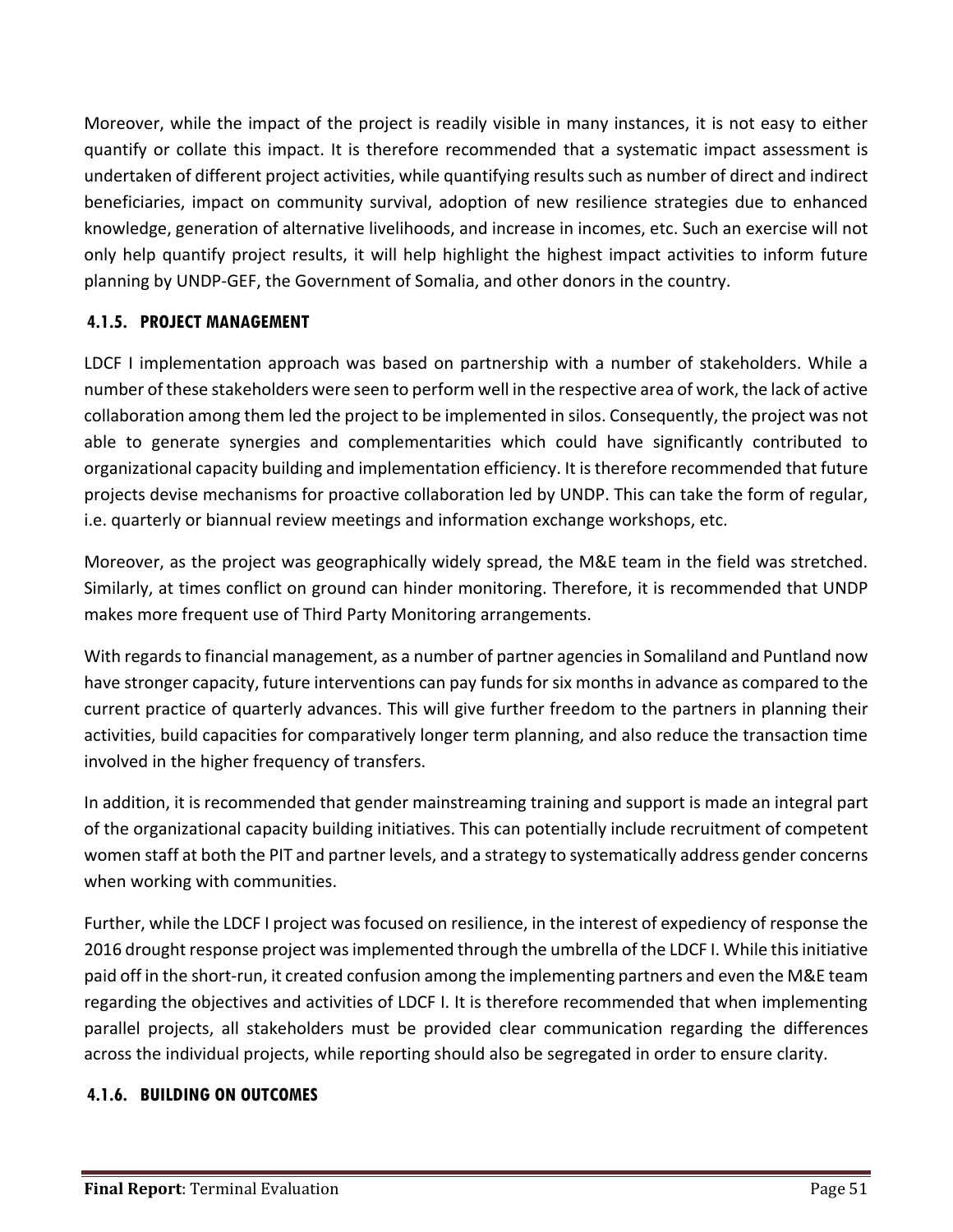Moreover, while the impact of the project is readily visible in many instances, it is not easy to either quantify or collate this impact. It is therefore recommended that a systematic impact assessment is undertaken of different project activities, while quantifying results such as number of direct and indirect beneficiaries, impact on community survival, adoption of new resilience strategies due to enhanced knowledge, generation of alternative livelihoods, and increase in incomes, etc. Such an exercise will not only help quantify project results, it will help highlight the highest impact activities to inform future planning by UNDP-GEF, the Government of Somalia, and other donors in the country.

#### 4.1.5. PROJECT MANAGEMENT

LDCF I implementation approach was based on partnership with a number of stakeholders. While a number of these stakeholders were seen to perform well in the respective area of work, the lack of active collaboration among them led the project to be implemented in silos. Consequently, the project was not able to generate synergies and complementarities which could have significantly contributed to organizational capacity building and implementation efficiency. It is therefore recommended that future projects devise mechanisms for proactive collaboration led by UNDP. This can take the form of regular, i.e. quarterly or biannual review meetings and information exchange workshops, etc.

Moreover, as the project was geographically widely spread, the M&E team in the field was stretched. Similarly, at times conflict on ground can hinder monitoring. Therefore, it is recommended that UNDP makes more frequent use of Third Party Monitoring arrangements.

With regards to financial management, as a number of partner agencies in Somaliland and Puntland now have stronger capacity, future interventions can pay funds for six months in advance as compared to the current practice of quarterly advances. This will give further freedom to the partners in planning their activities, build capacities for comparatively longer term planning, and also reduce the transaction time involved in the higher frequency of transfers.

In addition, it is recommended that gender mainstreaming training and support is made an integral part of the organizational capacity building initiatives. This can potentially include recruitment of competent women staff at both the PIT and partner levels, and a strategy to systematically address gender concerns when working with communities.

Further, while the LDCF I project was focused on resilience, in the interest of expediency of response the 2016 drought response project was implemented through the umbrella of the LDCF I. While this initiative paid off in the short-run, it created confusion among the implementing partners and even the M&E team regarding the objectives and activities of LDCF I. It is therefore recommended that when implementing parallel projects, all stakeholders must be provided clear communication regarding the differences across the individual projects, while reporting should also be segregated in order to ensure clarity.

#### 4.1.6. BUILDING ON OUTCOMES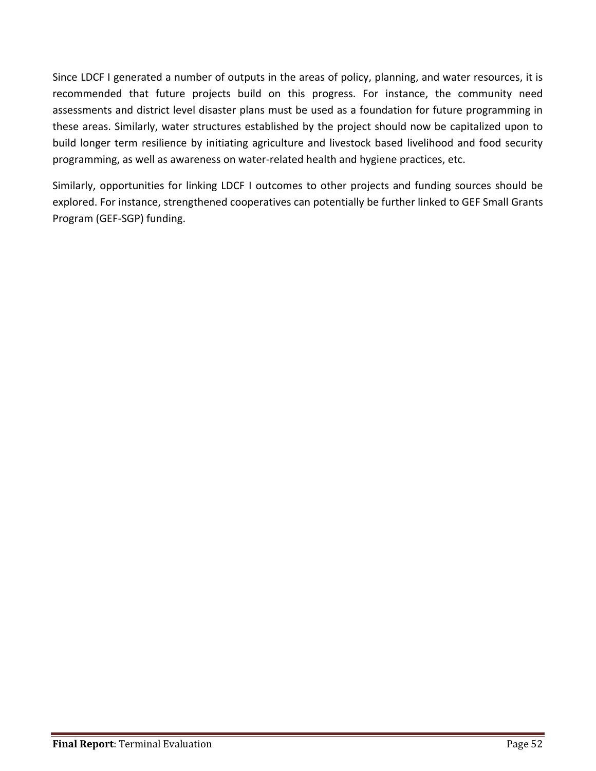Since LDCF I generated a number of outputs in the areas of policy, planning, and water resources, it is recommended that future projects build on this progress. For instance, the community need assessments and district level disaster plans must be used as a foundation for future programming in these areas. Similarly, water structures established by the project should now be capitalized upon to build longer term resilience by initiating agriculture and livestock based livelihood and food security programming, as well as awareness on water-related health and hygiene practices, etc.

Similarly, opportunities for linking LDCF I outcomes to other projects and funding sources should be explored. For instance, strengthened cooperatives can potentially be further linked to GEF Small Grants Program (GEF-SGP) funding.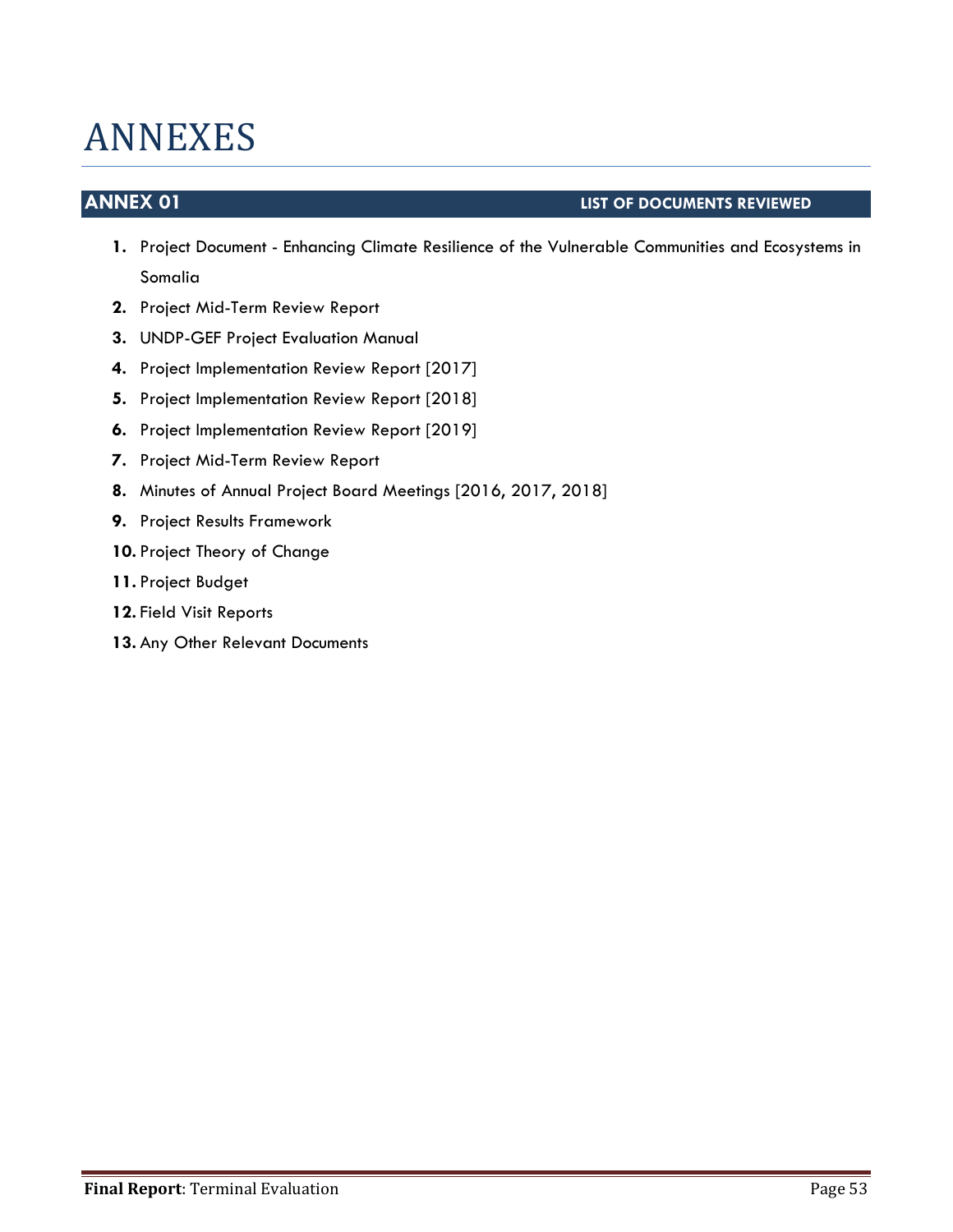# ANNEXES

## ANNEX 01 LIST OF DOCUMENTS REVIEWED

1. Project Document - Enhancing Climate Resilience of the Vulnerable Communities and Ecosystems in Somalia
2. Project Mid-Term Review Report
3. UNDP-GEF Project Evaluation Manual
4. Project Implementation Review Report [2017]
5. Project Implementation Review Report [2018]
6. Project Implementation Review Report [2019]
7. Project Mid-Term Review Report
8. Minutes of Annual Project Board Meetings [2016, 2017, 2018]
9. Project Results Framework
10. Project Theory of Change
11. Project Budget
12. Field Visit Reports
13. Any Other Relevant Documents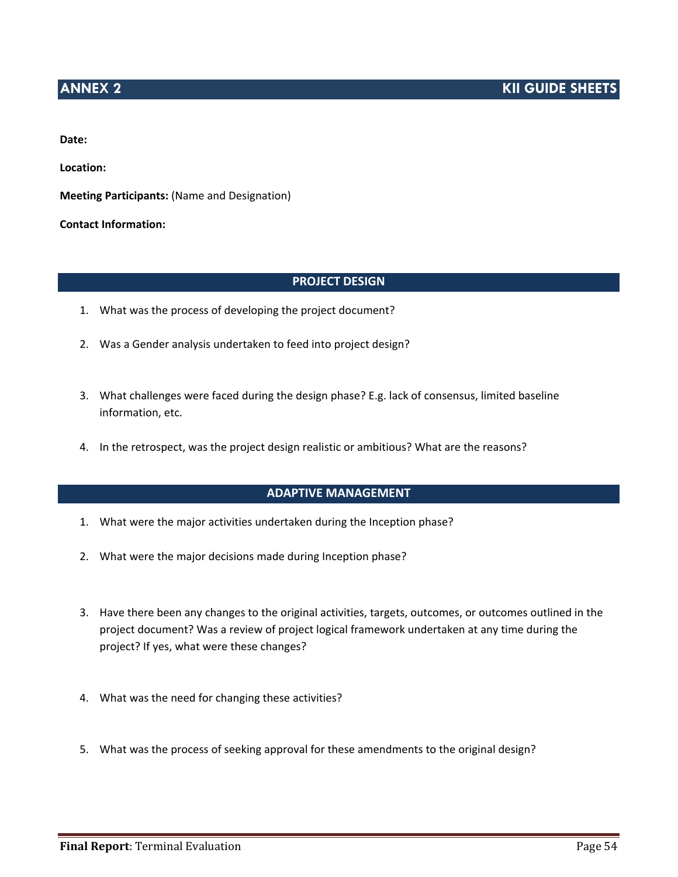## ANNEX 2 KII GUIDE SHEETS

**Date:**

**Location:**

**Meeting Participants:** (Name and Designation)

**Contact Information:**

### PROJECT DESIGN

1. What was the process of developing the project document?
2. Was a Gender analysis undertaken to feed into project design?
3. What challenges were faced during the design phase? E.g. lack of consensus, limited baseline information, etc.
4. In the retrospect, was the project design realistic or ambitious? What are the reasons?

### ADAPTIVE MANAGEMENT

1. What were the major activities undertaken during the Inception phase?
2. What were the major decisions made during Inception phase?
3. Have there been any changes to the original activities, targets, outcomes, or outcomes outlined in the project document? Was a review of project logical framework undertaken at any time during the project? If yes, what were these changes?
4. What was the need for changing these activities?
5. What was the process of seeking approval for these amendments to the original design?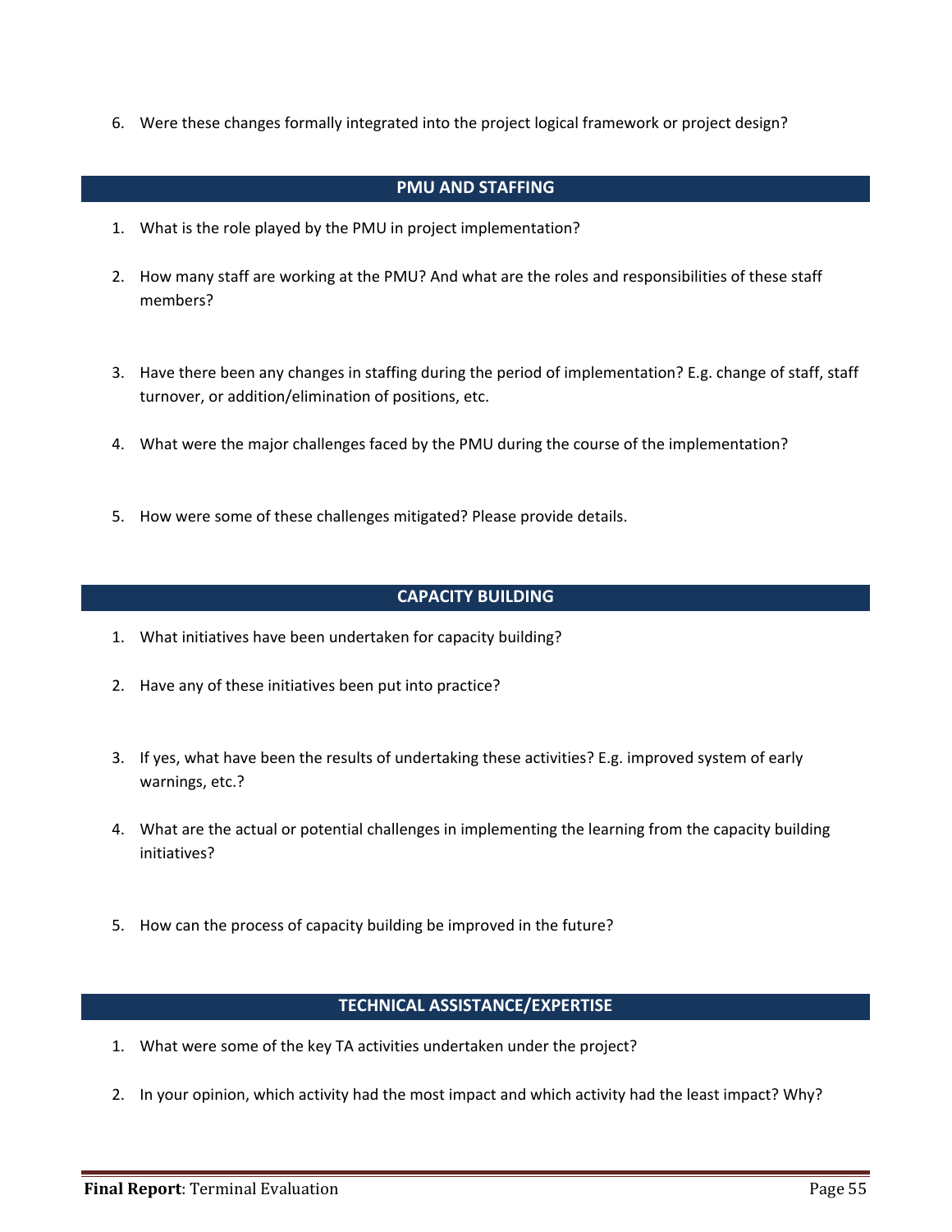6. Were these changes formally integrated into the project logical framework or project design?

## PMU AND STAFFING

1. What is the role played by the PMU in project implementation?
2. How many staff are working at the PMU? And what are the roles and responsibilities of these staff members?
3. Have there been any changes in staffing during the period of implementation? E.g. change of staff, staff turnover, or addition/elimination of positions, etc.
4. What were the major challenges faced by the PMU during the course of the implementation?
5. How were some of these challenges mitigated? Please provide details.

## CAPACITY BUILDING

1. What initiatives have been undertaken for capacity building?
2. Have any of these initiatives been put into practice?
3. If yes, what have been the results of undertaking these activities? E.g. improved system of early warnings, etc.?
4. What are the actual or potential challenges in implementing the learning from the capacity building initiatives?
5. How can the process of capacity building be improved in the future?

## TECHNICAL ASSISTANCE/EXPERTISE

1. What were some of the key TA activities undertaken under the project?
2. In your opinion, which activity had the most impact and which activity had the least impact? Why?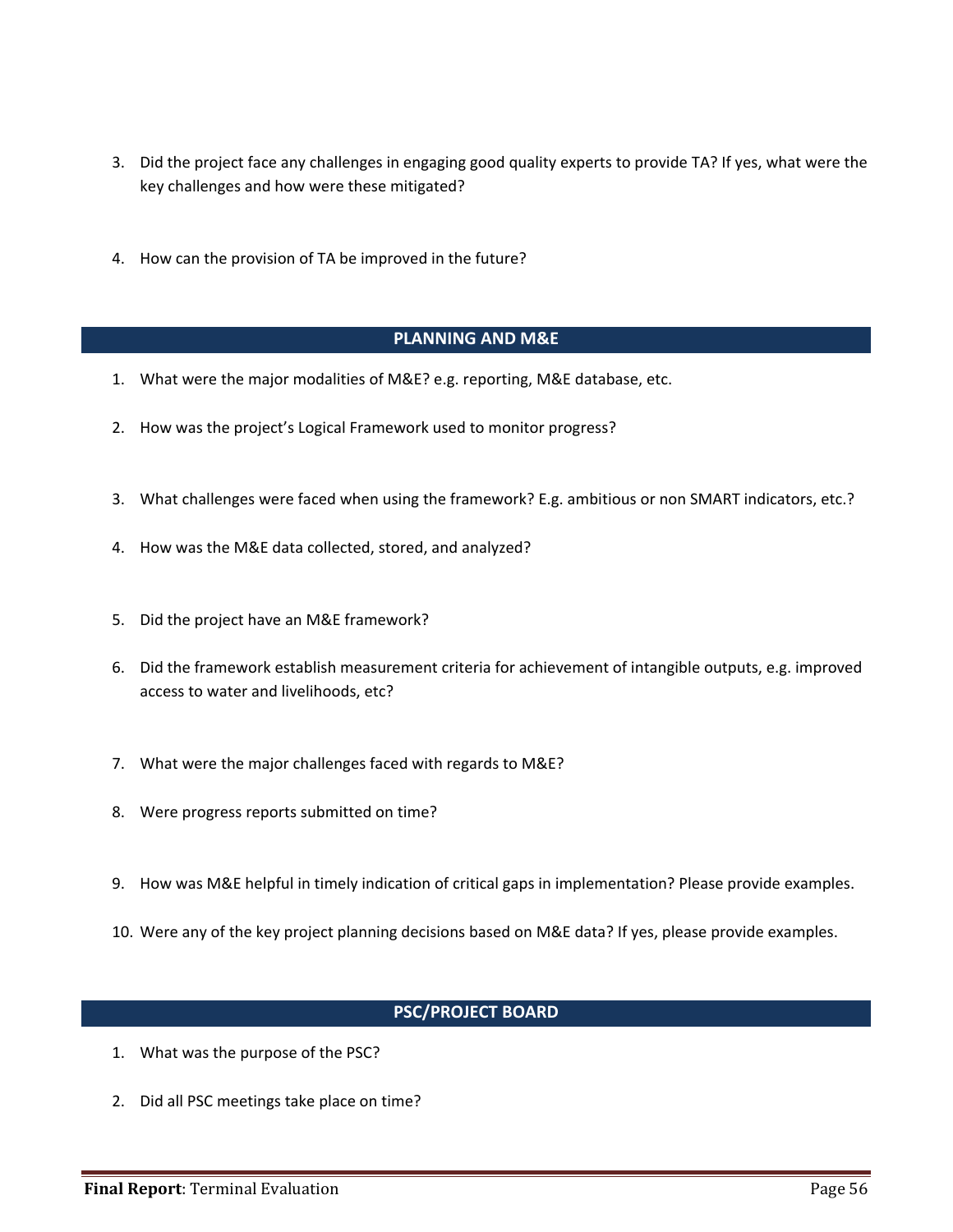3. Did the project face any challenges in engaging good quality experts to provide TA? If yes, what were the key challenges and how were these mitigated?

4. How can the provision of TA be improved in the future?

## PLANNING AND M&E

1. What were the major modalities of M&E? e.g. reporting, M&E database, etc.

2. How was the project's Logical Framework used to monitor progress?

3. What challenges were faced when using the framework? E.g. ambitious or non SMART indicators, etc.?

4. How was the M&E data collected, stored, and analyzed?

5. Did the project have an M&E framework?

6. Did the framework establish measurement criteria for achievement of intangible outputs, e.g. improved access to water and livelihoods, etc?

7. What were the major challenges faced with regards to M&E?

8. Were progress reports submitted on time?

9. How was M&E helpful in timely indication of critical gaps in implementation? Please provide examples.

10. Were any of the key project planning decisions based on M&E data? If yes, please provide examples.

## PSC/PROJECT BOARD

1. What was the purpose of the PSC?

2. Did all PSC meetings take place on time?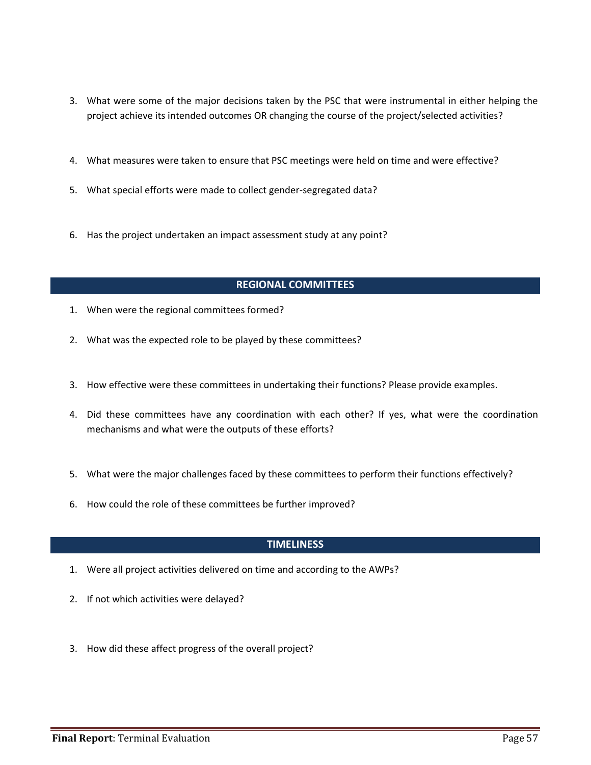3. What were some of the major decisions taken by the PSC that were instrumental in either helping the project achieve its intended outcomes OR changing the course of the project/selected activities?

4. What measures were taken to ensure that PSC meetings were held on time and were effective?

5. What special efforts were made to collect gender-segregated data?

6. Has the project undertaken an impact assessment study at any point?

## REGIONAL COMMITTEES

1. When were the regional committees formed?

2. What was the expected role to be played by these committees?

3. How effective were these committees in undertaking their functions? Please provide examples.

4. Did these committees have any coordination with each other? If yes, what were the coordination mechanisms and what were the outputs of these efforts?

5. What were the major challenges faced by these committees to perform their functions effectively?

6. How could the role of these committees be further improved?

## TIMELINESS

1. Were all project activities delivered on time and according to the AWPs?

2. If not which activities were delayed?

3. How did these affect progress of the overall project?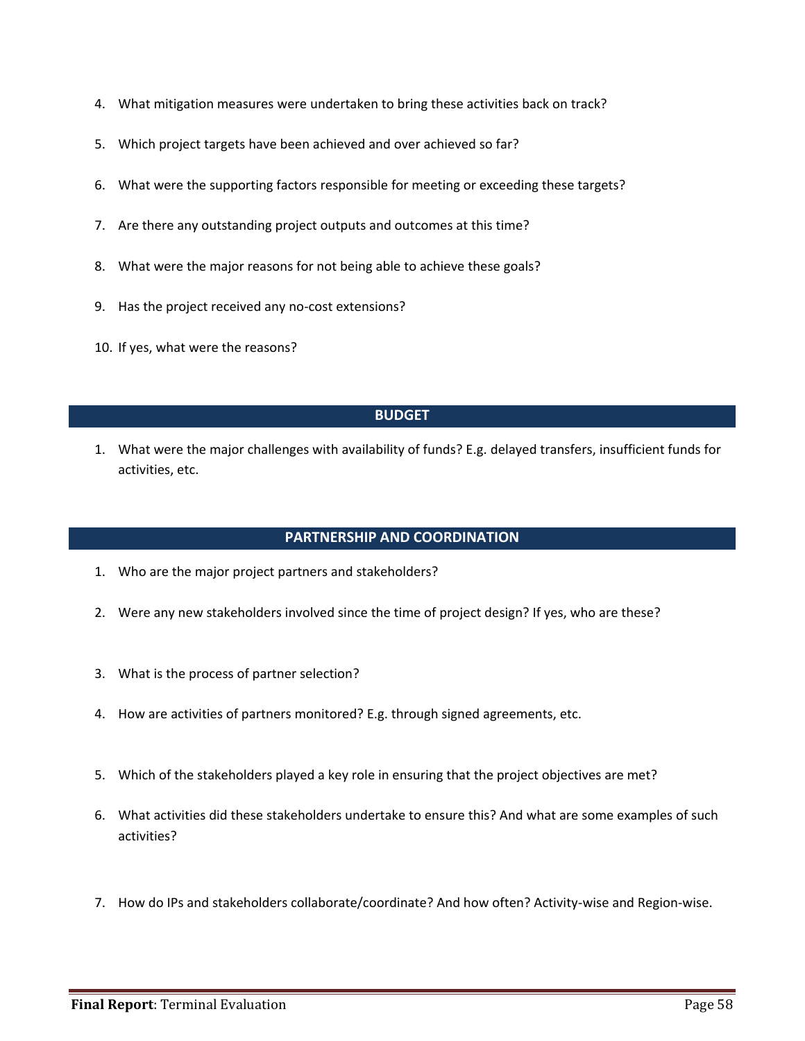4. What mitigation measures were undertaken to bring these activities back on track?
5. Which project targets have been achieved and over achieved so far?
6. What were the supporting factors responsible for meeting or exceeding these targets?
7. Are there any outstanding project outputs and outcomes at this time?
8. What were the major reasons for not being able to achieve these goals?
9. Has the project received any no-cost extensions?
10. If yes, what were the reasons?

## BUDGET

1. What were the major challenges with availability of funds? E.g. delayed transfers, insufficient funds for activities, etc.

## PARTNERSHIP AND COORDINATION

1. Who are the major project partners and stakeholders?
2. Were any new stakeholders involved since the time of project design? If yes, who are these?
3. What is the process of partner selection?
4. How are activities of partners monitored? E.g. through signed agreements, etc.
5. Which of the stakeholders played a key role in ensuring that the project objectives are met?
6. What activities did these stakeholders undertake to ensure this? And what are some examples of such activities?
7. How do IPs and stakeholders collaborate/coordinate? And how often? Activity-wise and Region-wise.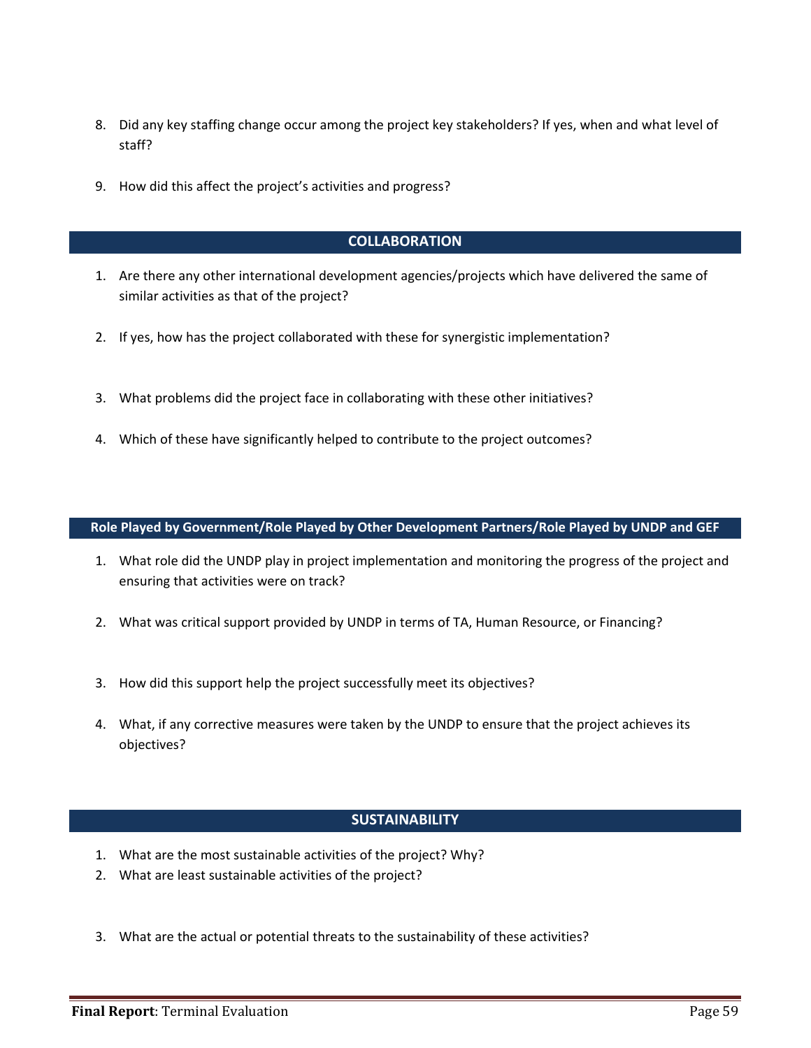8. Did any key staffing change occur among the project key stakeholders? If yes, when and what level of staff?

9. How did this affect the project's activities and progress?

## COLLABORATION

1. Are there any other international development agencies/projects which have delivered the same of similar activities as that of the project?

2. If yes, how has the project collaborated with these for synergistic implementation?

3. What problems did the project face in collaborating with these other initiatives?

4. Which of these have significantly helped to contribute to the project outcomes?

## Role Played by Government/Role Played by Other Development Partners/Role Played by UNDP and GEF

1. What role did the UNDP play in project implementation and monitoring the progress of the project and ensuring that activities were on track?

2. What was critical support provided by UNDP in terms of TA, Human Resource, or Financing?

3. How did this support help the project successfully meet its objectives?

4. What, if any corrective measures were taken by the UNDP to ensure that the project achieves its objectives?

## SUSTAINABILITY

1. What are the most sustainable activities of the project? Why?
2. What are least sustainable activities of the project?

3. What are the actual or potential threats to the sustainability of these activities?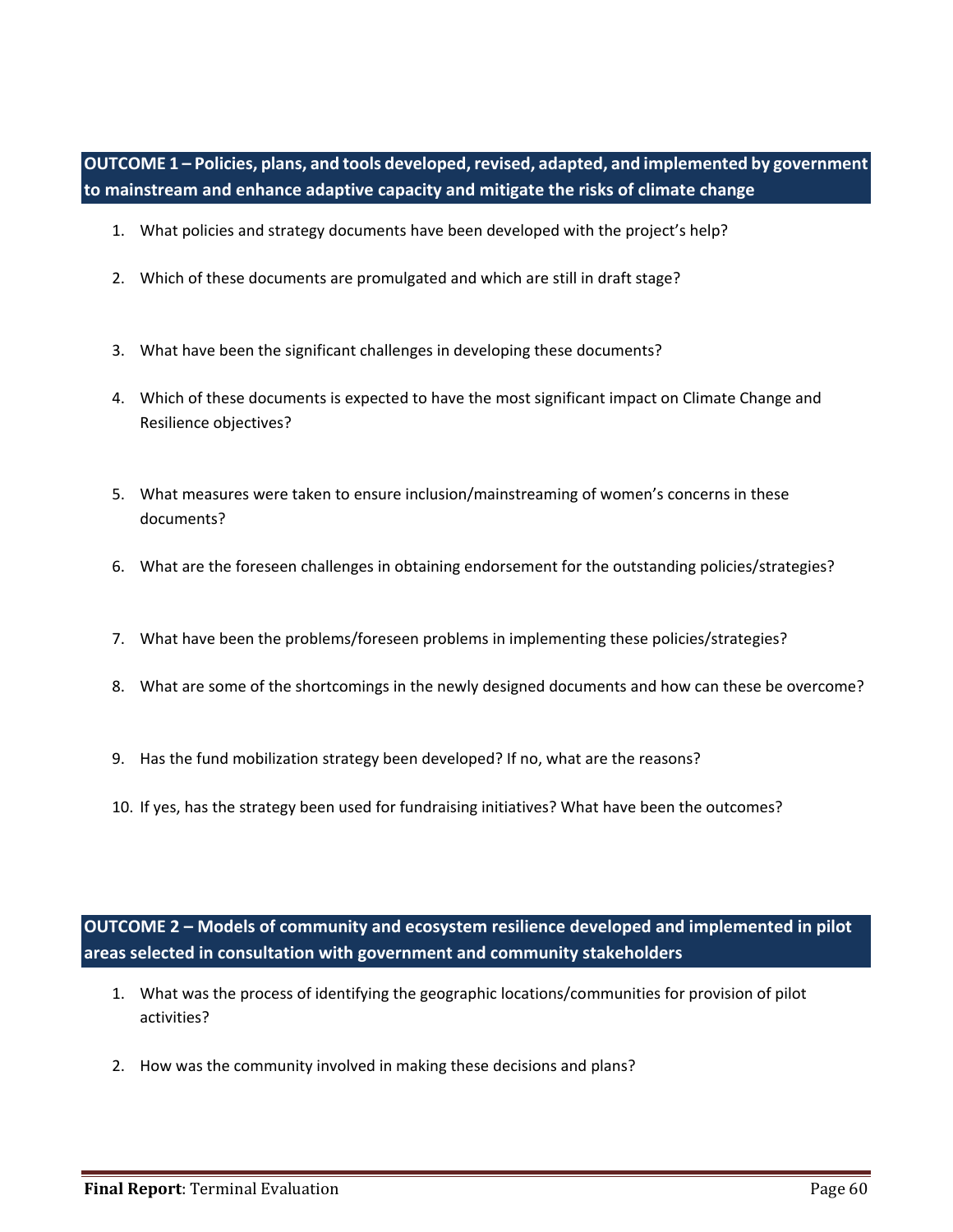**OUTCOME 1 – Policies, plans, and tools developed, revised, adapted, and implemented by government to mainstream and enhance adaptive capacity and mitigate the risks of climate change**

1. What policies and strategy documents have been developed with the project's help?
2. Which of these documents are promulgated and which are still in draft stage?
3. What have been the significant challenges in developing these documents?
4. Which of these documents is expected to have the most significant impact on Climate Change and Resilience objectives?
5. What measures were taken to ensure inclusion/mainstreaming of women's concerns in these documents?
6. What are the foreseen challenges in obtaining endorsement for the outstanding policies/strategies?
7. What have been the problems/foreseen problems in implementing these policies/strategies?
8. What are some of the shortcomings in the newly designed documents and how can these be overcome?
9. Has the fund mobilization strategy been developed? If no, what are the reasons?
10. If yes, has the strategy been used for fundraising initiatives? What have been the outcomes?

**OUTCOME 2 – Models of community and ecosystem resilience developed and implemented in pilot areas selected in consultation with government and community stakeholders**

1. What was the process of identifying the geographic locations/communities for provision of pilot activities?
2. How was the community involved in making these decisions and plans?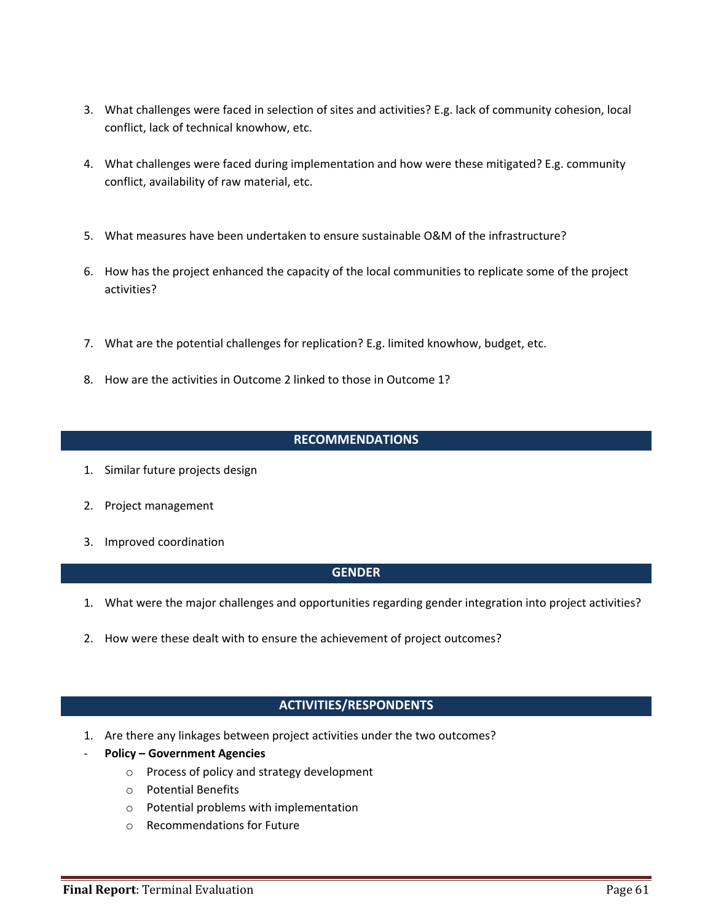3. What challenges were faced in selection of sites and activities? E.g. lack of community cohesion, local conflict, lack of technical knowhow, etc.

4. What challenges were faced during implementation and how were these mitigated? E.g. community conflict, availability of raw material, etc.

5. What measures have been undertaken to ensure sustainable O&M of the infrastructure?

6. How has the project enhanced the capacity of the local communities to replicate some of the project activities?

7. What are the potential challenges for replication? E.g. limited knowhow, budget, etc.

8. How are the activities in Outcome 2 linked to those in Outcome 1?

## RECOMMENDATIONS

1. Similar future projects design

2. Project management

3. Improved coordination

## GENDER

1. What were the major challenges and opportunities regarding gender integration into project activities?

2. How were these dealt with to ensure the achievement of project outcomes?

## ACTIVITIES/RESPONDENTS

1. Are there any linkages between project activities under the two outcomes?

- **Policy – Government Agencies**
    - Process of policy and strategy development
    - Potential Benefits
    - Potential problems with implementation
    - Recommendations for Future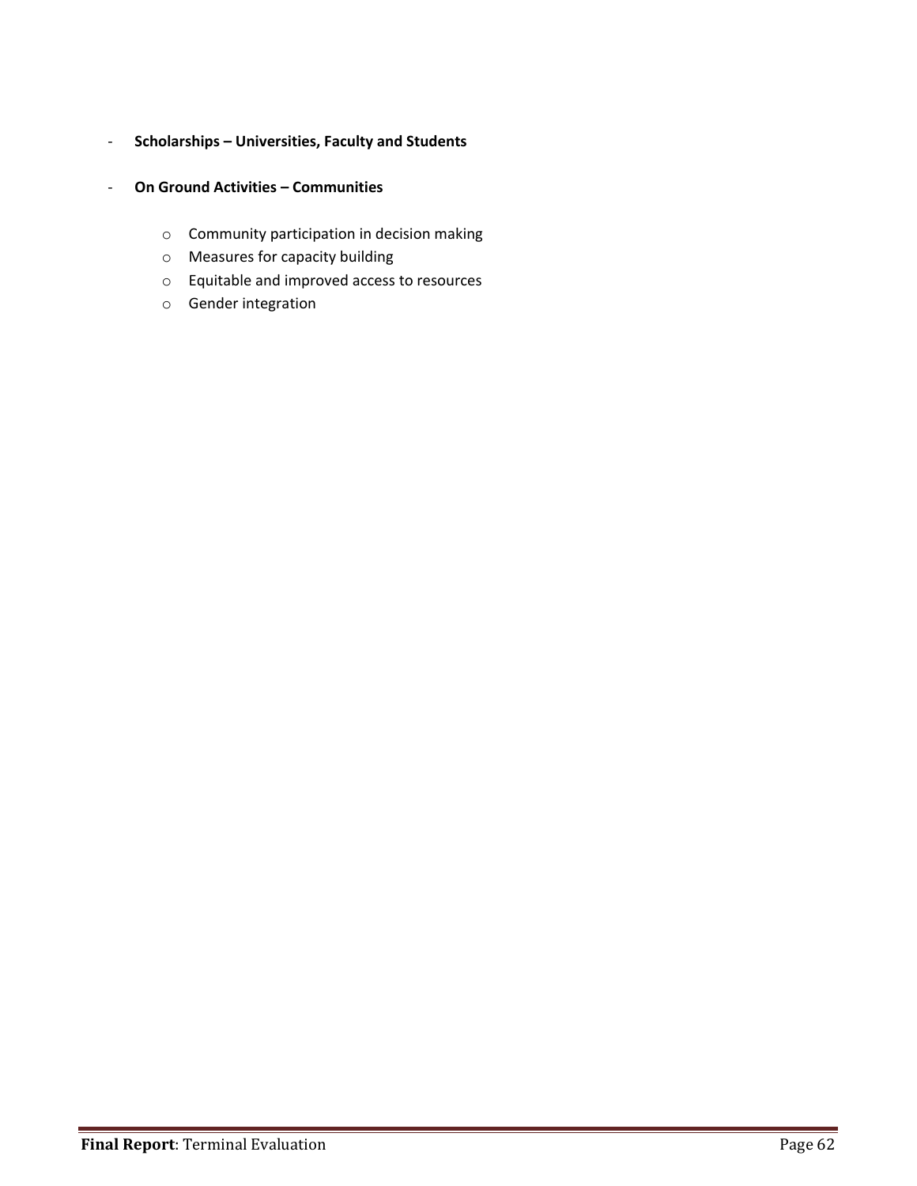- **Scholarships – Universities, Faculty and Students**

- **On Ground Activities – Communities**

    - Community participation in decision making
    - Measures for capacity building
    - Equitable and improved access to resources
    - Gender integration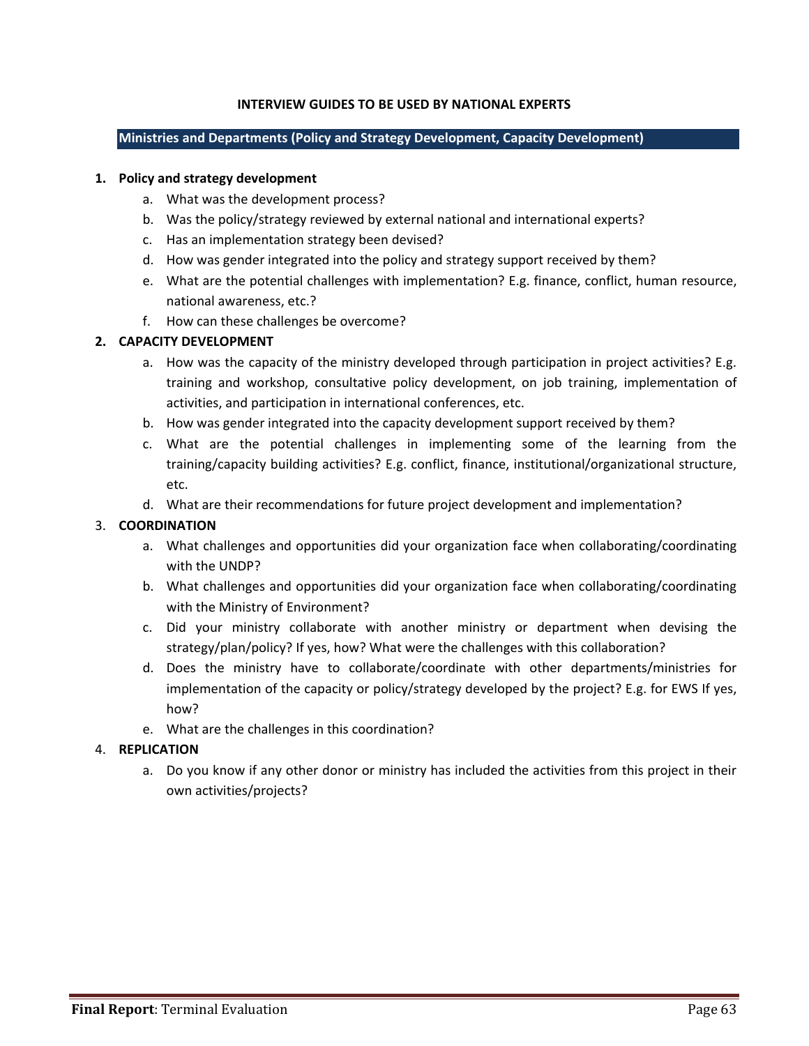**INTERVIEW GUIDES TO BE USED BY NATIONAL EXPERTS**

## Ministries and Departments (Policy and Strategy Development, Capacity Development)

1. **Policy and strategy development**
   a. What was the development process?
   b. Was the policy/strategy reviewed by external national and international experts?
   c. Has an implementation strategy been devised?
   d. How was gender integrated into the policy and strategy support received by them?
   e. What are the potential challenges with implementation? E.g. finance, conflict, human resource, national awareness, etc.?
   f. How can these challenges be overcome?

2. **CAPACITY DEVELOPMENT**
   a. How was the capacity of the ministry developed through participation in project activities? E.g. training and workshop, consultative policy development, on job training, implementation of activities, and participation in international conferences, etc.
   b. How was gender integrated into the capacity development support received by them?
   c. What are the potential challenges in implementing some of the learning from the training/capacity building activities? E.g. conflict, finance, institutional/organizational structure, etc.
   d. What are their recommendations for future project development and implementation?

3. **COORDINATION**
   a. What challenges and opportunities did your organization face when collaborating/coordinating with the UNDP?
   b. What challenges and opportunities did your organization face when collaborating/coordinating with the Ministry of Environment?
   c. Did your ministry collaborate with another ministry or department when devising the strategy/plan/policy? If yes, how? What were the challenges with this collaboration?
   d. Does the ministry have to collaborate/coordinate with other departments/ministries for implementation of the capacity or policy/strategy developed by the project? E.g. for EWS If yes, how?
   e. What are the challenges in this coordination?

4. **REPLICATION**
   a. Do you know if any other donor or ministry has included the activities from this project in their own activities/projects?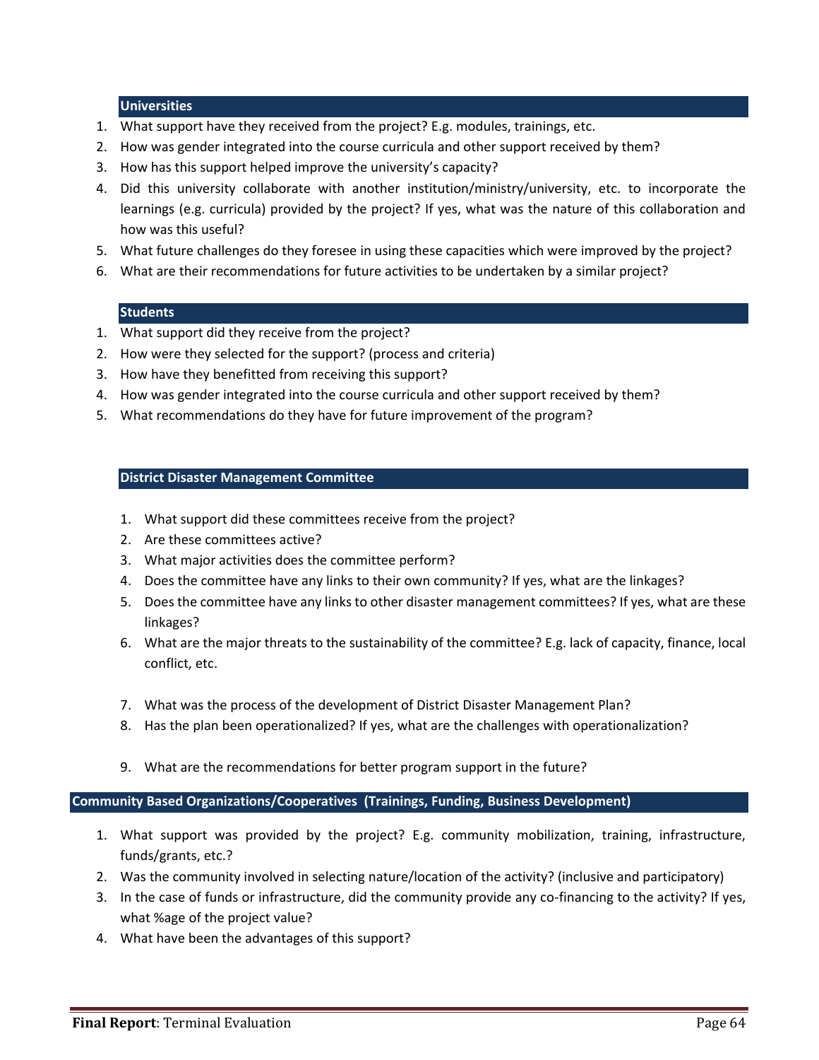#### Universities

1. What support have they received from the project? E.g. modules, trainings, etc.
2. How was gender integrated into the course curricula and other support received by them?
3. How has this support helped improve the university's capacity?
4. Did this university collaborate with another institution/ministry/university, etc. to incorporate the learnings (e.g. curricula) provided by the project? If yes, what was the nature of this collaboration and how was this useful?
5. What future challenges do they foresee in using these capacities which were improved by the project?
6. What are their recommendations for future activities to be undertaken by a similar project?

#### Students

1. What support did they receive from the project?
2. How were they selected for the support? (process and criteria)
3. How have they benefitted from receiving this support?
4. How was gender integrated into the course curricula and other support received by them?
5. What recommendations do they have for future improvement of the program?

#### District Disaster Management Committee

1. What support did these committees receive from the project?
2. Are these committees active?
3. What major activities does the committee perform?
4. Does the committee have any links to their own community? If yes, what are the linkages?
5. Does the committee have any links to other disaster management committees? If yes, what are these linkages?
6. What are the major threats to the sustainability of the committee? E.g. lack of capacity, finance, local conflict, etc.
7. What was the process of the development of District Disaster Management Plan?
8. Has the plan been operationalized? If yes, what are the challenges with operationalization?
9. What are the recommendations for better program support in the future?

#### Community Based Organizations/Cooperatives (Trainings, Funding, Business Development)

1. What support was provided by the project? E.g. community mobilization, training, infrastructure, funds/grants, etc.?
2. Was the community involved in selecting nature/location of the activity? (inclusive and participatory)
3. In the case of funds or infrastructure, did the community provide any co-financing to the activity? If yes, what %age of the project value?
4. What have been the advantages of this support?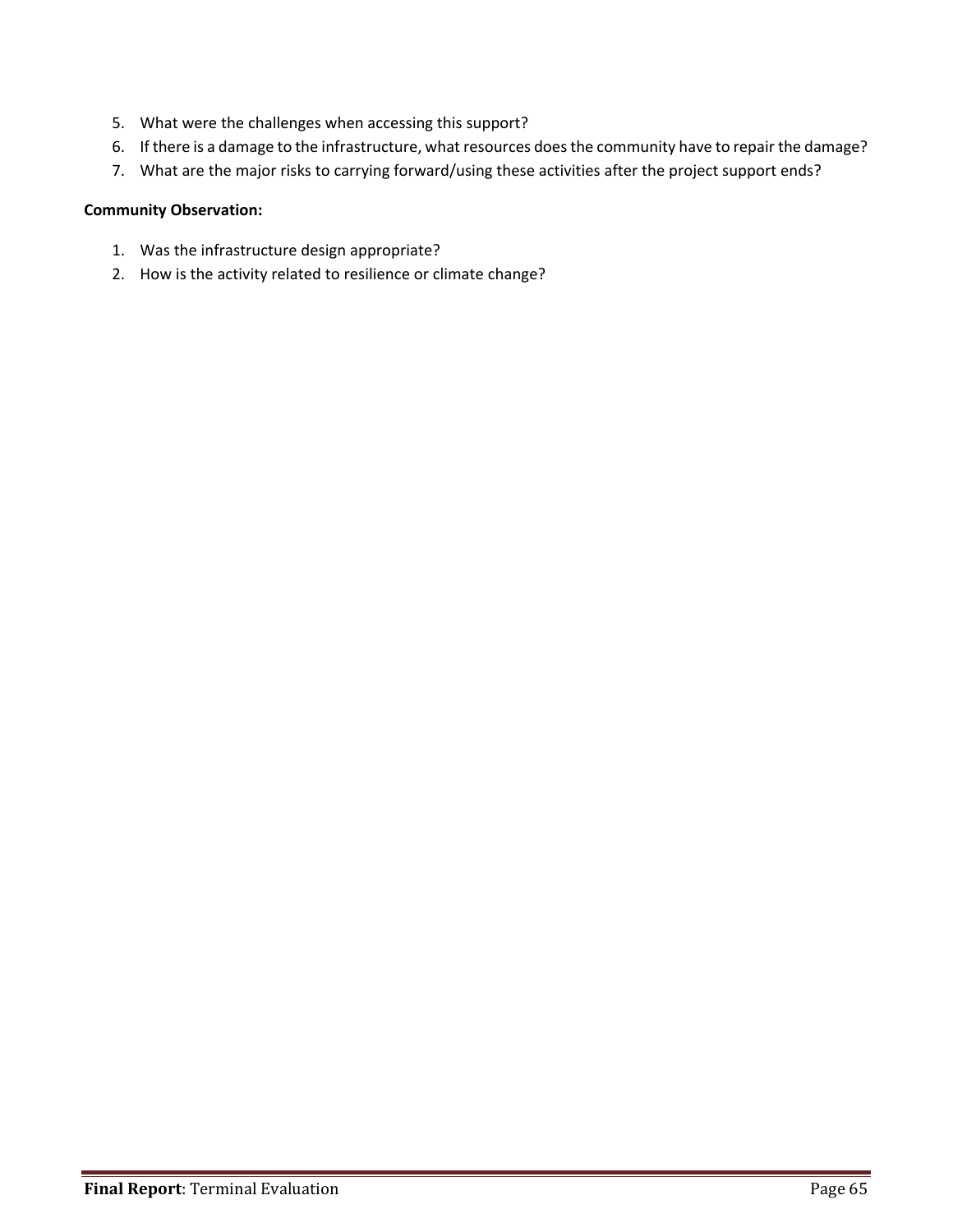5. What were the challenges when accessing this support?
6. If there is a damage to the infrastructure, what resources does the community have to repair the damage?
7. What are the major risks to carrying forward/using these activities after the project support ends?

**Community Observation:**

1. Was the infrastructure design appropriate?
2. How is the activity related to resilience or climate change?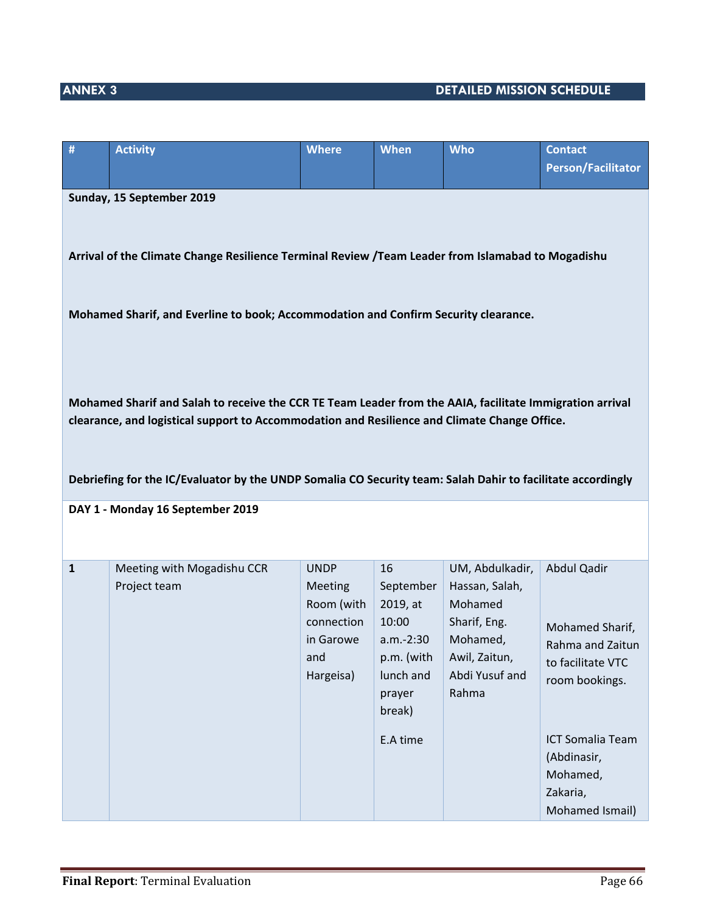## ANNEX 3 DETAILED MISSION SCHEDULE

| # | Activity | Where | When | Who | Contact Person/Facilitator |
|---|---|---|---|---|---|
| **Sunday, 15 September 2019** | | | | | |
| **Arrival of the Climate Change Resilience Terminal Review /Team Leader from Islamabad to Mogadishu** | | | | | |
| **Mohamed Sharif, and Everline to book; Accommodation and Confirm Security clearance.** | | | | | |
| **Mohamed Sharif and Salah to receive the CCR TE Team Leader from the AAIA, facilitate Immigration arrival clearance, and logistical support to Accommodation and Resilience and Climate Change Office.** | | | | | |
| **Debriefing for the IC/Evaluator by the UNDP Somalia CO Security team: Salah Dahir to facilitate accordingly** | | | | | |
| **DAY 1 - Monday 16 September 2019** | | | | | |
| 1 | Meeting with Mogadishu CCR Project team | UNDP Meeting Room (with connection in Garowe and Hargeisa) | 16 September 2019, at 10:00 a.m.-2:30 p.m. (with lunch and prayer break)<br><br>E.A time | UM, Abdulkadir, Hassan, Salah, Mohamed Sharif, Eng. Mohamed, Awil, Zaitun, Abdi Yusuf and Rahma | Abdul Qadir<br><br>Mohamed Sharif, Rahma and Zaitun to facilitate VTC room bookings.<br><br>ICT Somalia Team (Abdinasir, Mohamed, Zakaria, Mohamed Ismail) |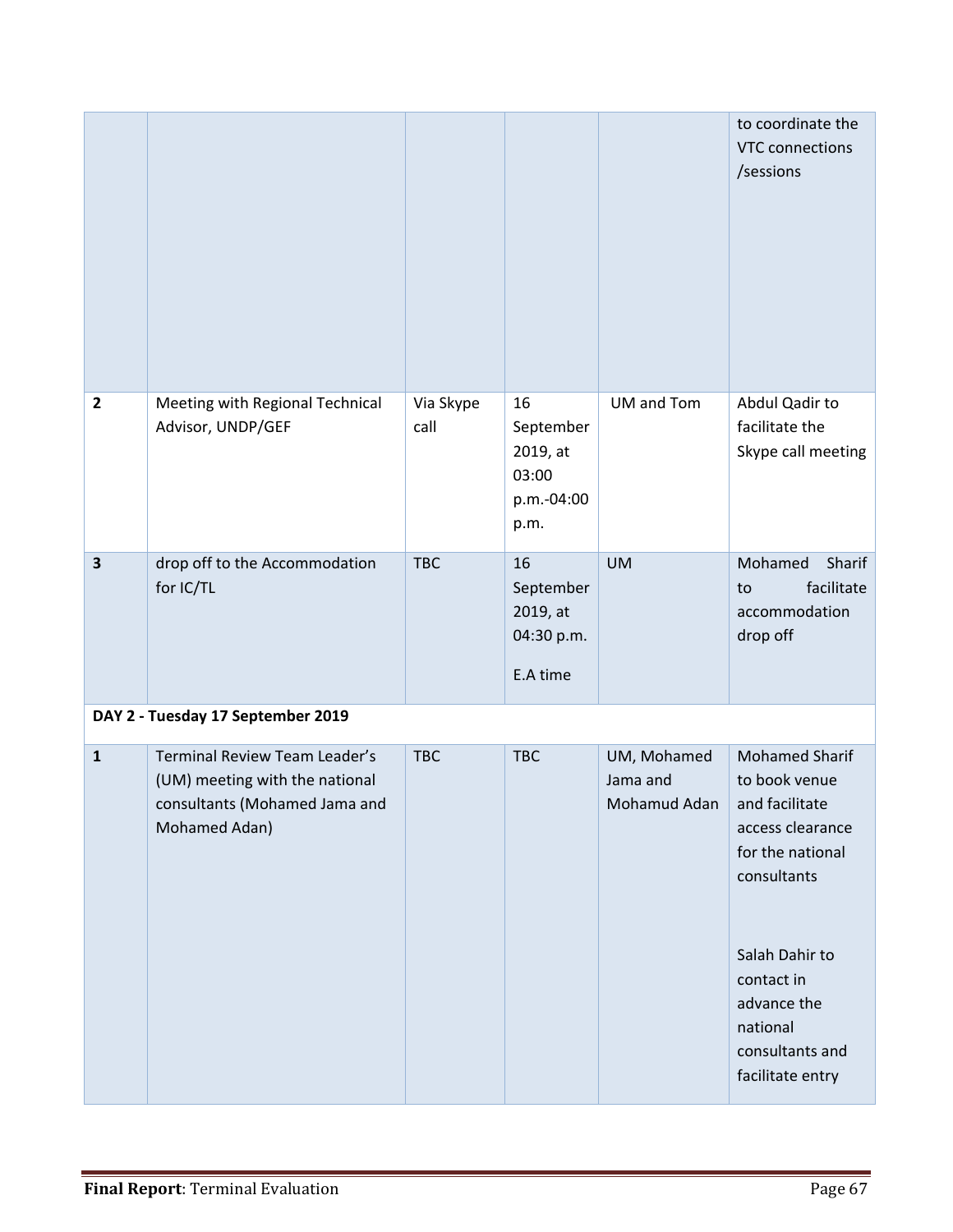| | | | | | |
|---|---|---|---|---|---|
| | | | | | to coordinate the VTC connections /sessions |
| 2 | Meeting with Regional Technical Advisor, UNDP/GEF | Via Skype call | 16 September 2019, at 03:00 p.m.-04:00 p.m. | UM and Tom | Abdul Qadir to facilitate the Skype call meeting |
| 3 | drop off to the Accommodation for IC/TL | TBC | 16 September 2019, at 04:30 p.m. E.A time | UM | Mohamed Sharif to facilitate accommodation drop off |
| **DAY 2 - Tuesday 17 September 2019** | | | | | |
| 1 | Terminal Review Team Leader's (UM) meeting with the national consultants (Mohamed Jama and Mohamed Adan) | TBC | TBC | UM, Mohamed Jama and Mohamud Adan | Mohamed Sharif to book venue and facilitate access clearance for the national consultants<br><br>Salah Dahir to contact in advance the national consultants and facilitate entry |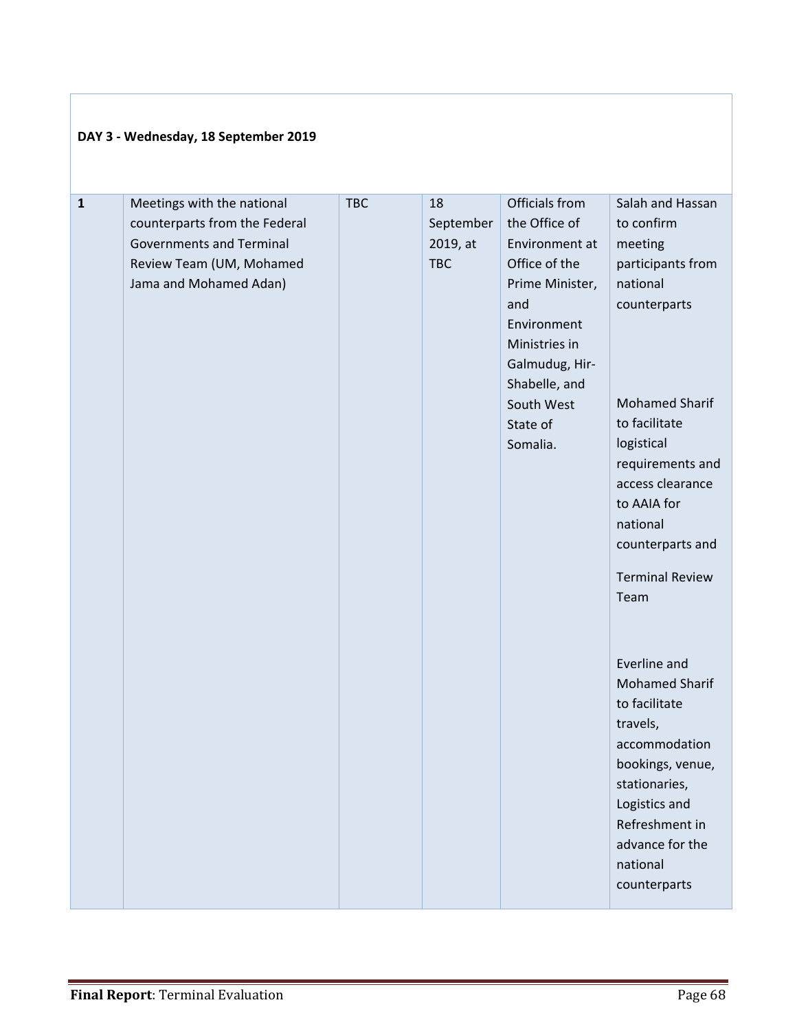| DAY 3 - Wednesday, 18 September 2019 | | | | | |
|---|---|---|---|---|---|
| **1** | Meetings with the national counterparts from the Federal Governments and Terminal Review Team (UM, Mohamed Jama and Mohamed Adan) | TBC | 18 September 2019, at TBC | Officials from the Office of Environment at Office of the Prime Minister, and Environment Ministries in Galmudug, Hir-Shabelle, and South West State of Somalia. | Salah and Hassan to confirm meeting participants from national counterparts<br><br>Mohamed Sharif to facilitate logistical requirements and access clearance to AAIA for national counterparts and<br><br>Terminal Review Team<br><br>Everline and Mohamed Sharif to facilitate travels, accommodation bookings, venue, stationaries, Logistics and Refreshment in advance for the national counterparts |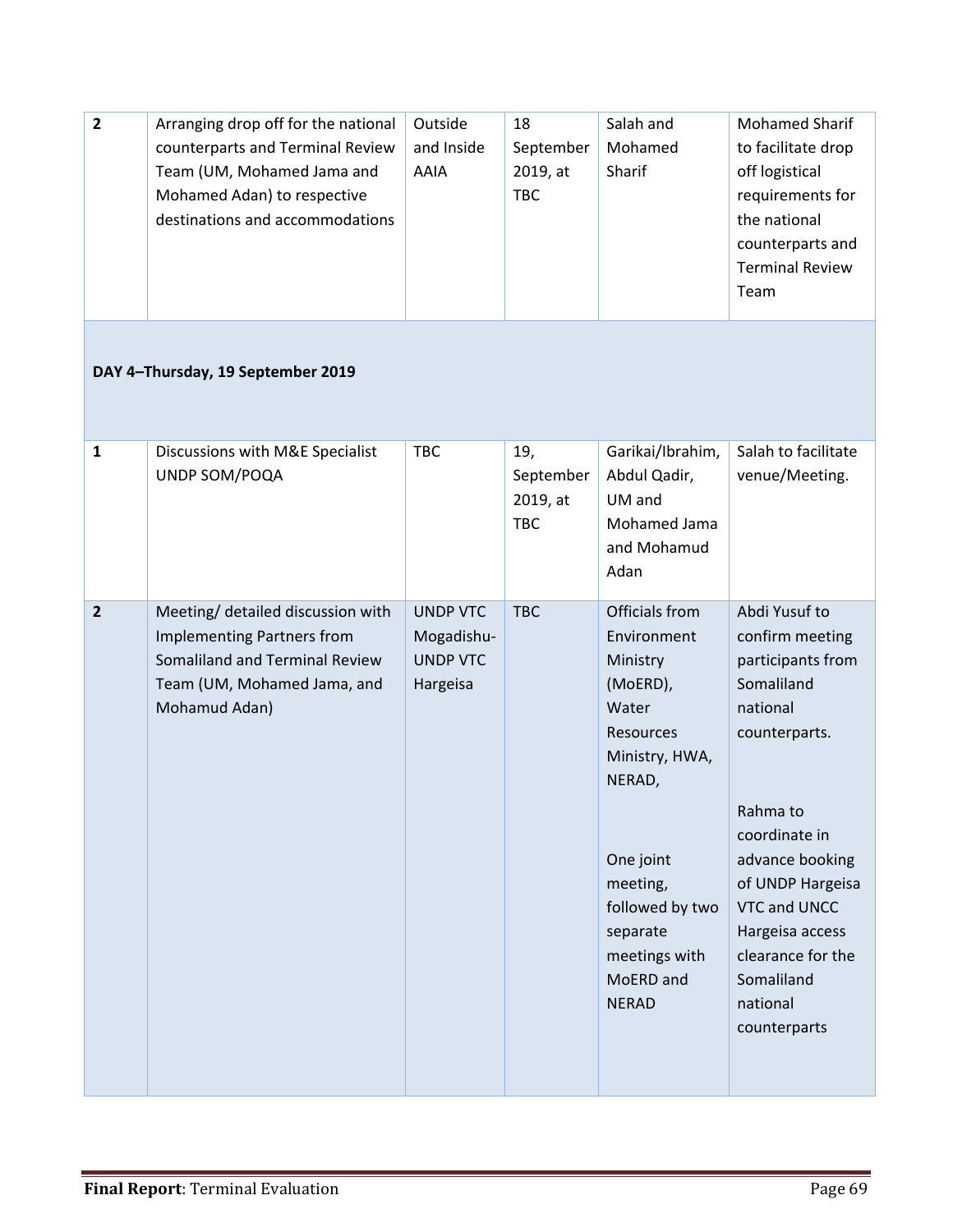| 2 | Arranging drop off for the national counterparts and Terminal Review Team (UM, Mohamed Jama and Mohamed Adan) to respective destinations and accommodations | Outside and Inside AAIA | 18 September 2019, at TBC | Salah and Mohamed Sharif | Mohamed Sharif to facilitate drop off logistical requirements for the national counterparts and Terminal Review Team |
|---|---|---|---|---|---|
| **DAY 4–Thursday, 19 September 2019** | | | | | |
| 1 | Discussions with M&E Specialist UNDP SOM/POQA | TBC | 19, September 2019, at TBC | Garikai/Ibrahim, Abdul Qadir, UM and Mohamed Jama and Mohamud Adan | Salah to facilitate venue/Meeting. |
| 2 | Meeting/ detailed discussion with Implementing Partners from Somaliland and Terminal Review Team (UM, Mohamed Jama, and Mohamud Adan) | UNDP VTC Mogadishu- UNDP VTC Hargeisa | TBC | Officials from Environment Ministry (MoERD), Water Resources Ministry, HWA, NERAD, <br><br> One joint meeting, followed by two separate meetings with MoERD and NERAD | Abdi Yusuf to confirm meeting participants from Somaliland national counterparts. <br><br> Rahma to coordinate in advance booking of UNDP Hargeisa VTC and UNCC Hargeisa access clearance for the Somaliland national counterparts |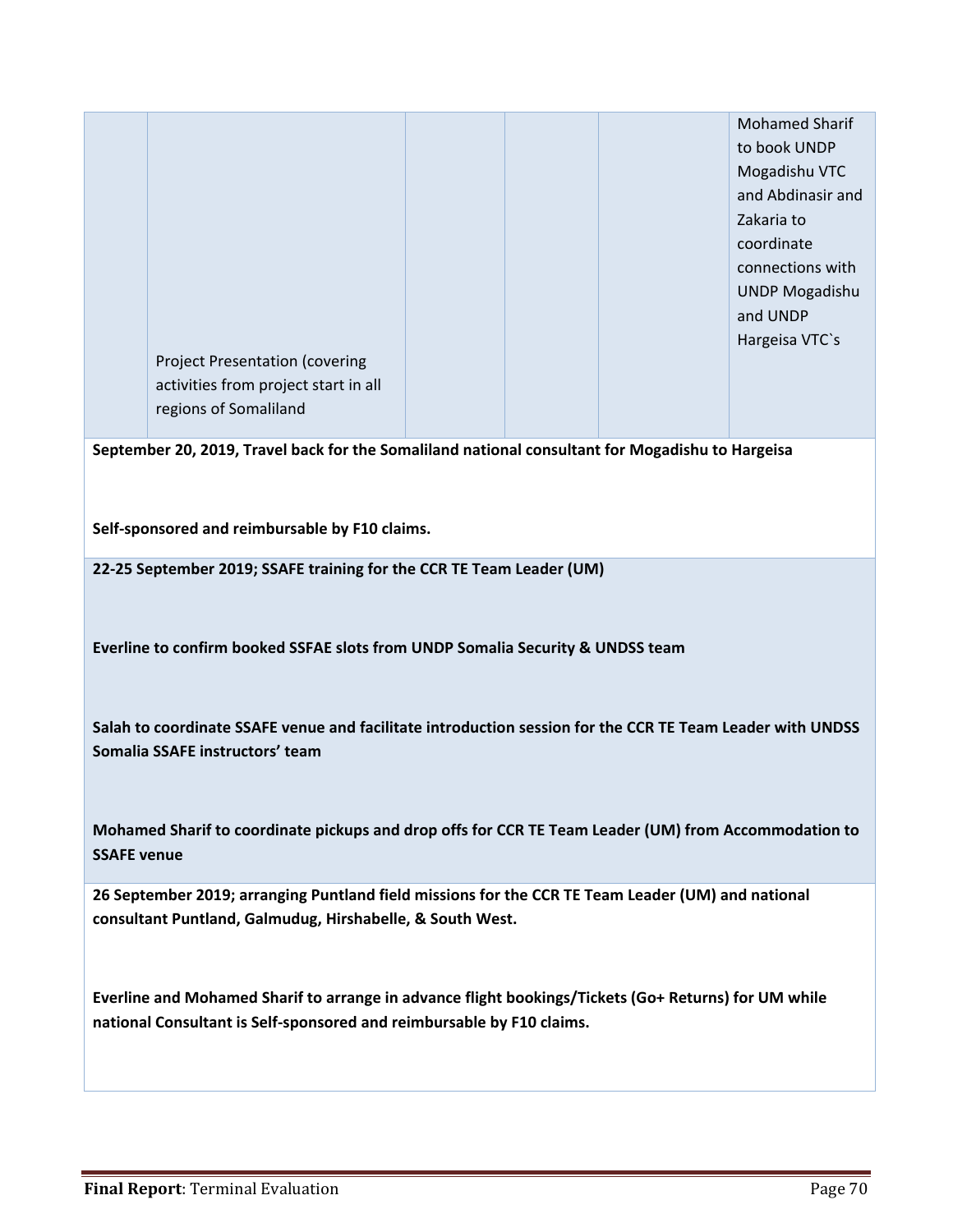|  | Project Presentation (covering activities from project start in all regions of Somaliland |  |  |  | Mohamed Sharif to book UNDP Mogadishu VTC and Abdinasir and Zakaria to coordinate connections with UNDP Mogadishu and UNDP Hargeisa VTC`s |
|---|---|---|---|---|---|
| **September 20, 2019, Travel back for the Somaliland national consultant for Mogadishu to Hargeisa**<br><br>**Self-sponsored and reimbursable by F10 claims.** | | | | | |
| **22-25 September 2019; SSAFE training for the CCR TE Team Leader (UM)**<br><br>**Everline to confirm booked SSFAE slots from UNDP Somalia Security & UNDSS team**<br><br>**Salah to coordinate SSAFE venue and facilitate introduction session for the CCR TE Team Leader with UNDSS Somalia SSAFE instructors' team**<br><br>**Mohamed Sharif to coordinate pickups and drop offs for CCR TE Team Leader (UM) from Accommodation to SSAFE venue** | | | | | |
| **26 September 2019; arranging Puntland field missions for the CCR TE Team Leader (UM) and national consultant Puntland, Galmudug, Hirshabelle, & South West.**<br><br>**Everline and Mohamed Sharif to arrange in advance flight bookings/Tickets (Go+ Returns) for UM while national Consultant is Self-sponsored and reimbursable by F10 claims.** | | | | | |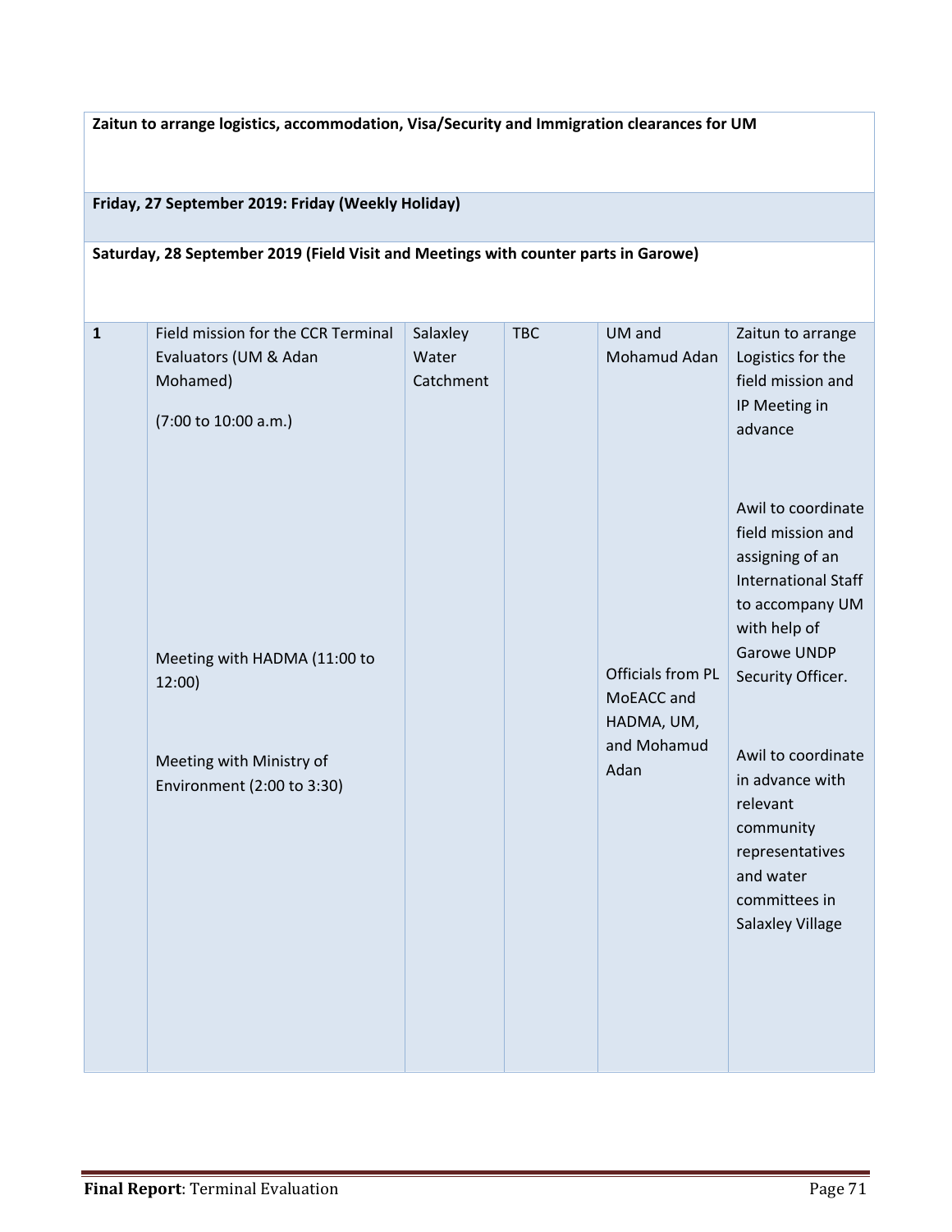| Zaitun to arrange logistics, accommodation, Visa/Security and Immigration clearances for UM | | | | | |
|---|---|---|---|---|---|
| **Friday, 27 September 2019: Friday (Weekly Holiday)** | | | | | |
| **Saturday, 28 September 2019 (Field Visit and Meetings with counter parts in Garowe)** | | | | | |
| 1 | Field mission for the CCR Terminal Evaluators (UM & Adan Mohamed)<br><br>(7:00 to 10:00 a.m.)<br><br>Meeting with HADMA (11:00 to 12:00)<br><br>Meeting with Ministry of Environment (2:00 to 3:30) | Salaxley Water Catchment | TBC | UM and Mohamud Adan<br><br>Officials from PL MoEACC and HADMA, UM, and Mohamud Adan | Zaitun to arrange Logistics for the field mission and IP Meeting in advance<br><br>Awil to coordinate field mission and assigning of an International Staff to accompany UM with help of Garowe UNDP Security Officer.<br><br>Awil to coordinate in advance with relevant community representatives and water committees in Salaxley Village |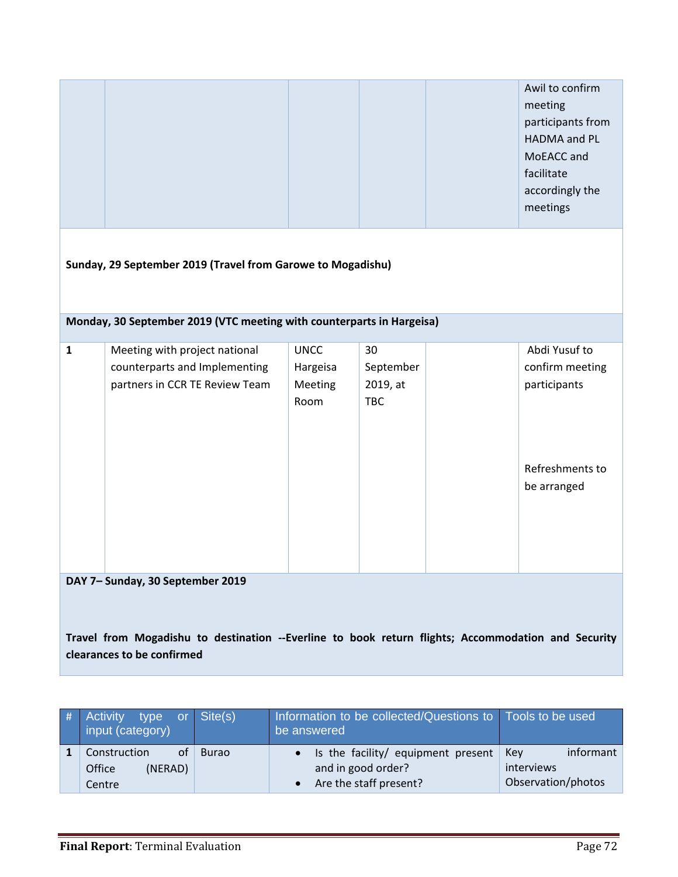| | | | | | |
|---|---|---|---|---|---|
| | | | | | Awil to confirm meeting participants from HADMA and PL MoEACC and facilitate accordingly the meetings |
| **Sunday, 29 September 2019 (Travel from Garowe to Mogadishu)** | | | | | |
| **Monday, 30 September 2019 (VTC meeting with counterparts in Hargeisa)** | | | | | |
| **1** | Meeting with project national counterparts and Implementing partners in CCR TE Review Team | UNCC Hargeisa Meeting Room | 30 September 2019, at TBC | | Abdi Yusuf to confirm meeting participants<br><br>Refreshments to be arranged |
| **DAY 7– Sunday, 30 September 2019**<br><br>**Travel from Mogadishu to destination --Everline to book return flights; Accommodation and Security clearances to be confirmed** | | | | | |

| # | Activity type or input (category) | Site(s) | Information to be collected/Questions to be answered | Tools to be used |
|---|---|---|---|---|
| **1** | Construction of Office (NERAD) Centre | Burao | • Is the facility/ equipment present and in good order?<br>• Are the staff present? | Key informant interviews Observation/photos |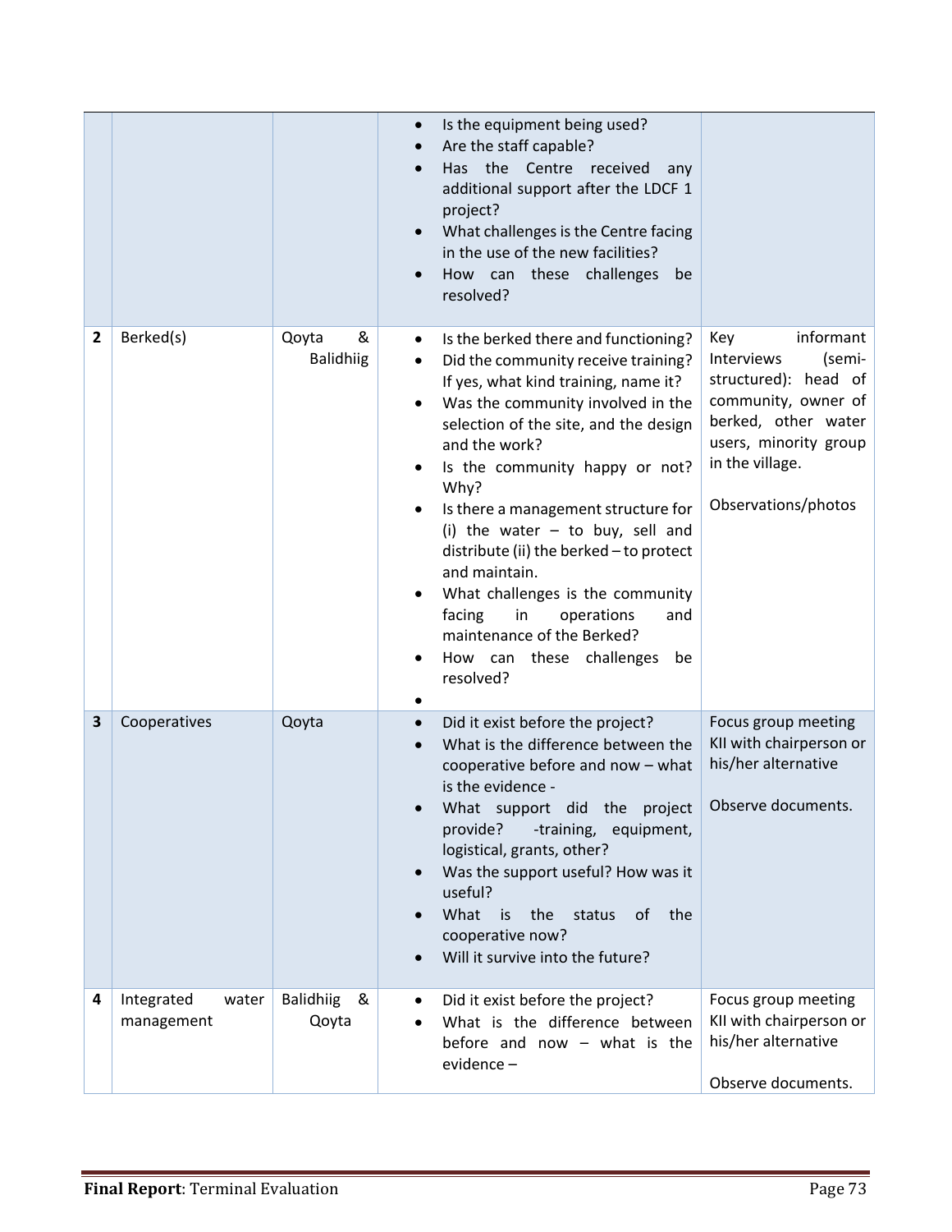| | | | | |
|---|---|---|---|---|
| | | | • Is the equipment being used?<br>• Are the staff capable?<br>• Has the Centre received any additional support after the LDCF 1 project?<br>• What challenges is the Centre facing in the use of the new facilities?<br>• How can these challenges be resolved? | |
| **2** | Berked(s) | Qoyta & Balidhiig | • Is the berked there and functioning?<br>• Did the community receive training? If yes, what kind training, name it?<br>• Was the community involved in the selection of the site, and the design and the work?<br>• Is the community happy or not? Why?<br>• Is there a management structure for (i) the water – to buy, sell and distribute (ii) the berked – to protect and maintain.<br>• What challenges is the community facing in operations and maintenance of the Berked?<br>• How can these challenges be resolved?<br>• | Key informant Interviews (semi-structured): head of community, owner of berked, other water users, minority group in the village.<br><br>Observations/photos |
| **3** | Cooperatives | Qoyta | • Did it exist before the project?<br>• What is the difference between the cooperative before and now – what is the evidence -<br>• What support did the project provide? -training, equipment, logistical, grants, other?<br>• Was the support useful? How was it useful?<br>• What is the status of the cooperative now?<br>• Will it survive into the future? | Focus group meeting KII with chairperson or his/her alternative<br><br>Observe documents. |
| **4** | Integrated water management | Balidhiig & Qoyta | • Did it exist before the project?<br>• What is the difference between before and now – what is the evidence – | Focus group meeting KII with chairperson or his/her alternative<br><br>Observe documents. |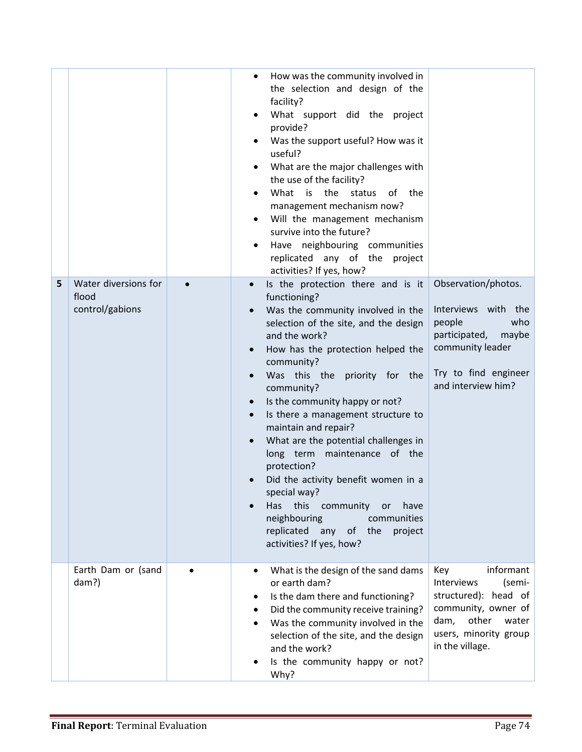| | | | | |
|---|---|---|---|---|
| | | | • How was the community involved in the selection and design of the facility?<br>• What support did the project provide?<br>• Was the support useful? How was it useful?<br>• What are the major challenges with the use of the facility?<br>• What is the status of the management mechanism now?<br>• Will the management mechanism survive into the future?<br>• Have neighbouring communities replicated any of the project activities? If yes, how? | |
| 5 | Water diversions for flood control/gabions | • | • Is the protection there and is it functioning?<br>• Was the community involved in the selection of the site, and the design and the work?<br>• How has the protection helped the community?<br>• Was this the priority for the community?<br>• Is the community happy or not?<br>• Is there a management structure to maintain and repair?<br>• What are the potential challenges in long term maintenance of the protection?<br>• Did the activity benefit women in a special way?<br>• Has this community or have neighbouring communities replicated any of the project activities? If yes, how? | Observation/photos.<br><br>Interviews with the people who participated, maybe community leader<br><br>Try to find engineer and interview him? |
| | Earth Dam or (sand dam?) | • | • What is the design of the sand dams or earth dam?<br>• Is the dam there and functioning?<br>• Did the community receive training?<br>• Was the community involved in the selection of the site, and the design and the work?<br>• Is the community happy or not? Why? | Key informant Interviews (semi-structured): head of community, owner of dam, other water users, minority group in the village. |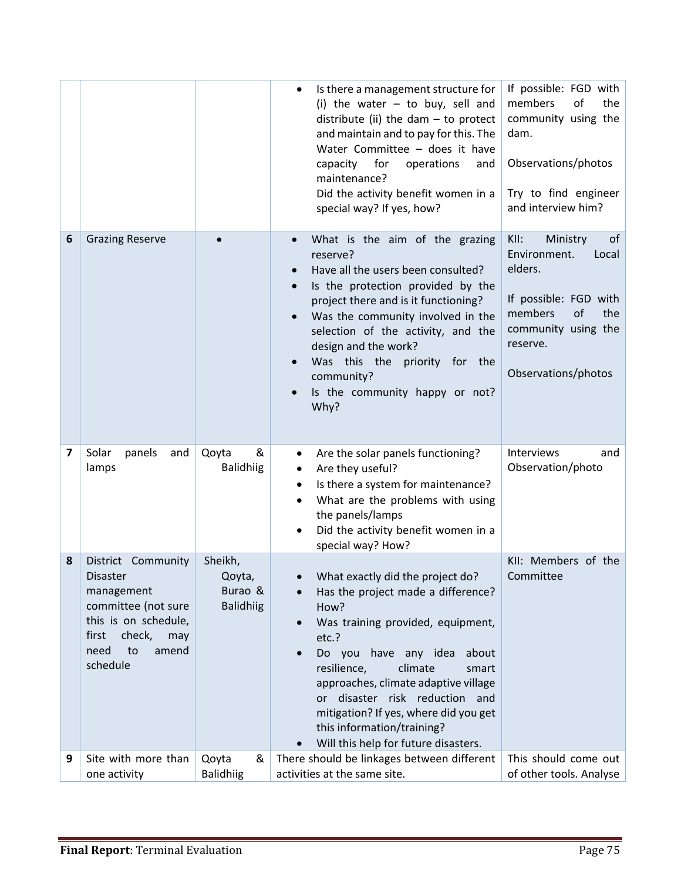| | | | | |
|---|---|---|---|---|
| | | | • Is there a management structure for (i) the water – to buy, sell and distribute (ii) the dam – to protect and maintain and to pay for this. The Water Committee – does it have capacity for operations and maintenance?<br>Did the activity benefit women in a special way? If yes, how? | If possible: FGD with members of the community using the dam.<br><br>Observations/photos<br><br>Try to find engineer and interview him? |
| **6** | Grazing Reserve | • | • What is the aim of the grazing reserve?<br>• Have all the users been consulted?<br>• Is the protection provided by the project there and is it functioning?<br>• Was the community involved in the selection of the activity, and the design and the work?<br>• Was this the priority for the community?<br>• Is the community happy or not? Why? | KII: Ministry of Environment. Local elders.<br><br>If possible: FGD with members of the community using the reserve.<br><br>Observations/photos |
| **7** | Solar panels and lamps | Qoyta & Balidhiig | • Are the solar panels functioning?<br>• Are they useful?<br>• Is there a system for maintenance?<br>• What are the problems with using the panels/lamps<br>• Did the activity benefit women in a special way? How? | Interviews and Observation/photo |
| **8** | District Community Disaster management committee (not sure this is on schedule, first check, may need to amend schedule | Sheikh, Qoyta, Burao & Balidhiig | • What exactly did the project do?<br>• Has the project made a difference? How?<br>• Was training provided, equipment, etc.?<br>• Do you have any idea about resilience, climate smart approaches, climate adaptive village or disaster risk reduction and mitigation? If yes, where did you get this information/training?<br>• Will this help for future disasters. | KII: Members of the Committee |
| **9** | Site with more than one activity | Qoyta & Balidhiig | There should be linkages between different activities at the same site. | This should come out of other tools. Analyse |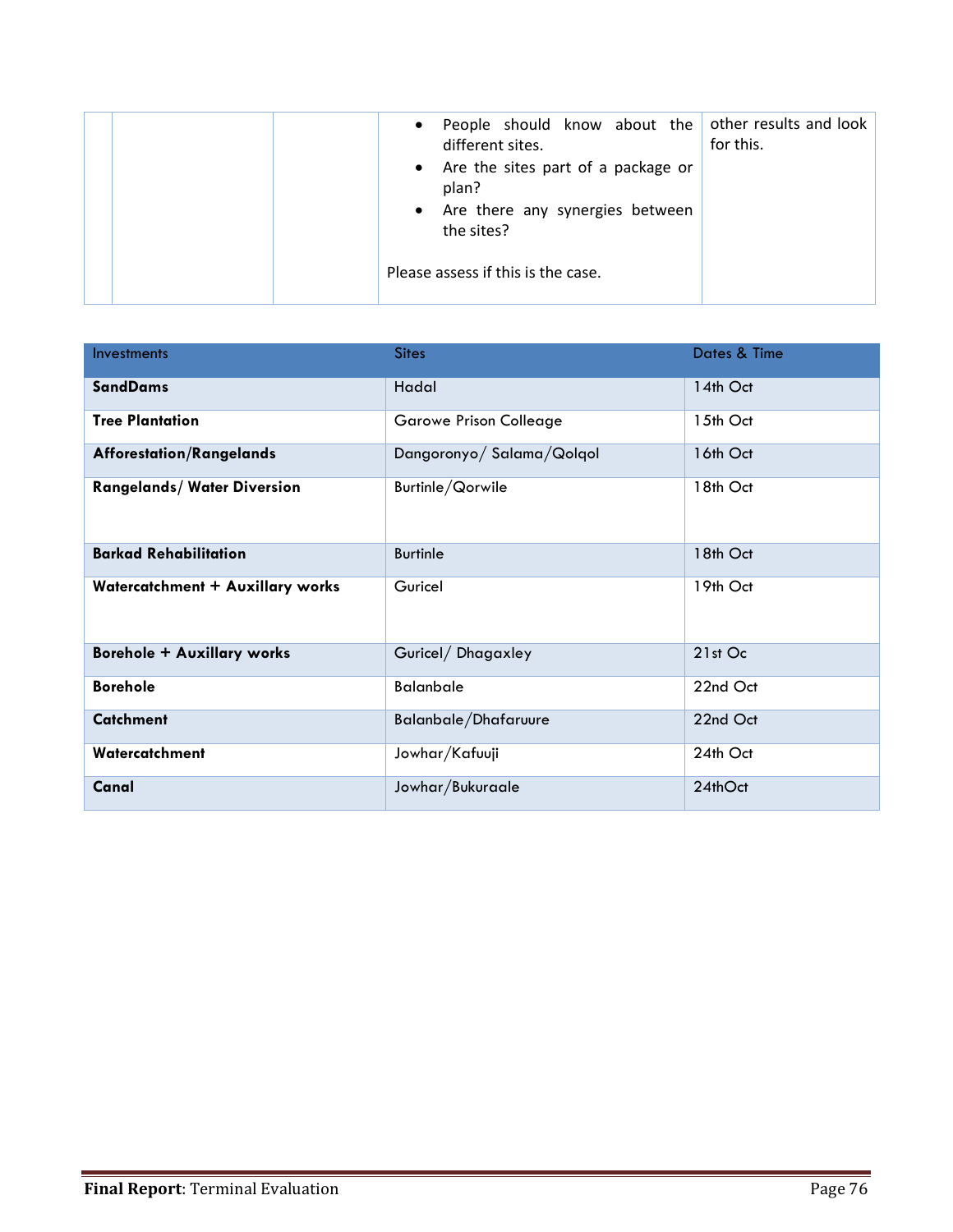| | | | • People should know about the different sites.<br>• Are the sites part of a package or plan?<br>• Are there any synergies between the sites?<br><br>Please assess if this is the case. | other results and look for this. |
|---|---|---|---|---|

| Investments | Sites | Dates & Time |
|---|---|---|
| **SandDams** | Hadal | 14th Oct |
| **Tree Plantation** | Garowe Prison Colleage | 15th Oct |
| **Afforestation/Rangelands** | Dangoronyo/ Salama/Qolqol | 16th Oct |
| **Rangelands/ Water Diversion** | Burtinle/Qorwile | 18th Oct |
| **Barkad Rehabilitation** | Burtinle | 18th Oct |
| **Watercatchment + Auxillary works** | Guricel | 19th Oct |
| **Borehole + Auxillary works** | Guricel/ Dhagaxley | 21st Oc |
| **Borehole** | Balanbale | 22nd Oct |
| **Catchment** | Balanbale/Dhafaruure | 22nd Oct |
| **Watercatchment** | Jowhar/Kafuuji | 24th Oct |
| **Canal** | Jowhar/Bukuraale | 24thOct |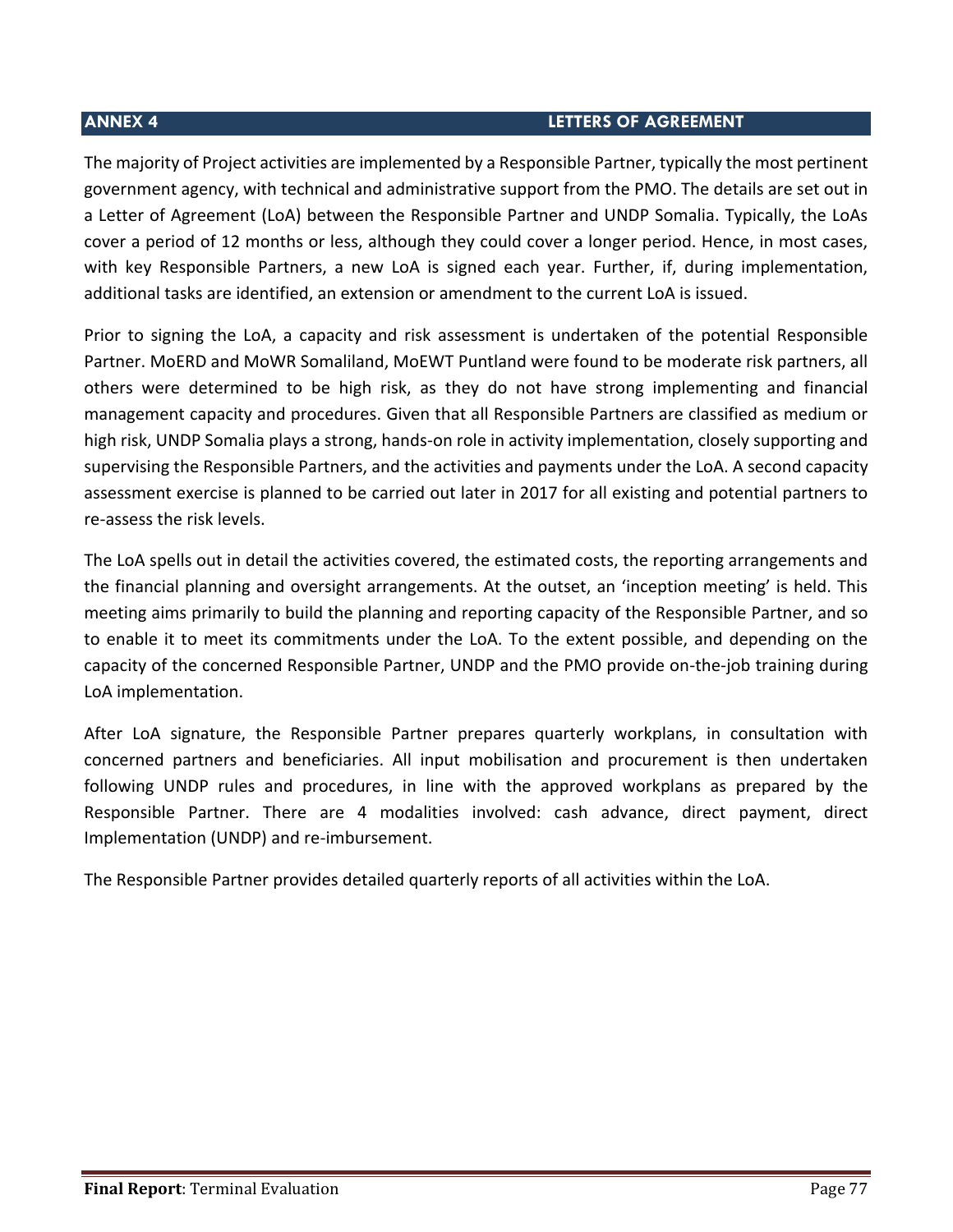## ANNEX 4 LETTERS OF AGREEMENT

The majority of Project activities are implemented by a Responsible Partner, typically the most pertinent government agency, with technical and administrative support from the PMO. The details are set out in a Letter of Agreement (LoA) between the Responsible Partner and UNDP Somalia. Typically, the LoAs cover a period of 12 months or less, although they could cover a longer period. Hence, in most cases, with key Responsible Partners, a new LoA is signed each year. Further, if, during implementation, additional tasks are identified, an extension or amendment to the current LoA is issued.

Prior to signing the LoA, a capacity and risk assessment is undertaken of the potential Responsible Partner. MoERD and MoWR Somaliland, MoEWT Puntland were found to be moderate risk partners, all others were determined to be high risk, as they do not have strong implementing and financial management capacity and procedures. Given that all Responsible Partners are classified as medium or high risk, UNDP Somalia plays a strong, hands-on role in activity implementation, closely supporting and supervising the Responsible Partners, and the activities and payments under the LoA. A second capacity assessment exercise is planned to be carried out later in 2017 for all existing and potential partners to re-assess the risk levels.

The LoA spells out in detail the activities covered, the estimated costs, the reporting arrangements and the financial planning and oversight arrangements. At the outset, an 'inception meeting' is held. This meeting aims primarily to build the planning and reporting capacity of the Responsible Partner, and so to enable it to meet its commitments under the LoA. To the extent possible, and depending on the capacity of the concerned Responsible Partner, UNDP and the PMO provide on-the-job training during LoA implementation.

After LoA signature, the Responsible Partner prepares quarterly workplans, in consultation with concerned partners and beneficiaries. All input mobilisation and procurement is then undertaken following UNDP rules and procedures, in line with the approved workplans as prepared by the Responsible Partner. There are 4 modalities involved: cash advance, direct payment, direct Implementation (UNDP) and re-imbursement.

The Responsible Partner provides detailed quarterly reports of all activities within the LoA.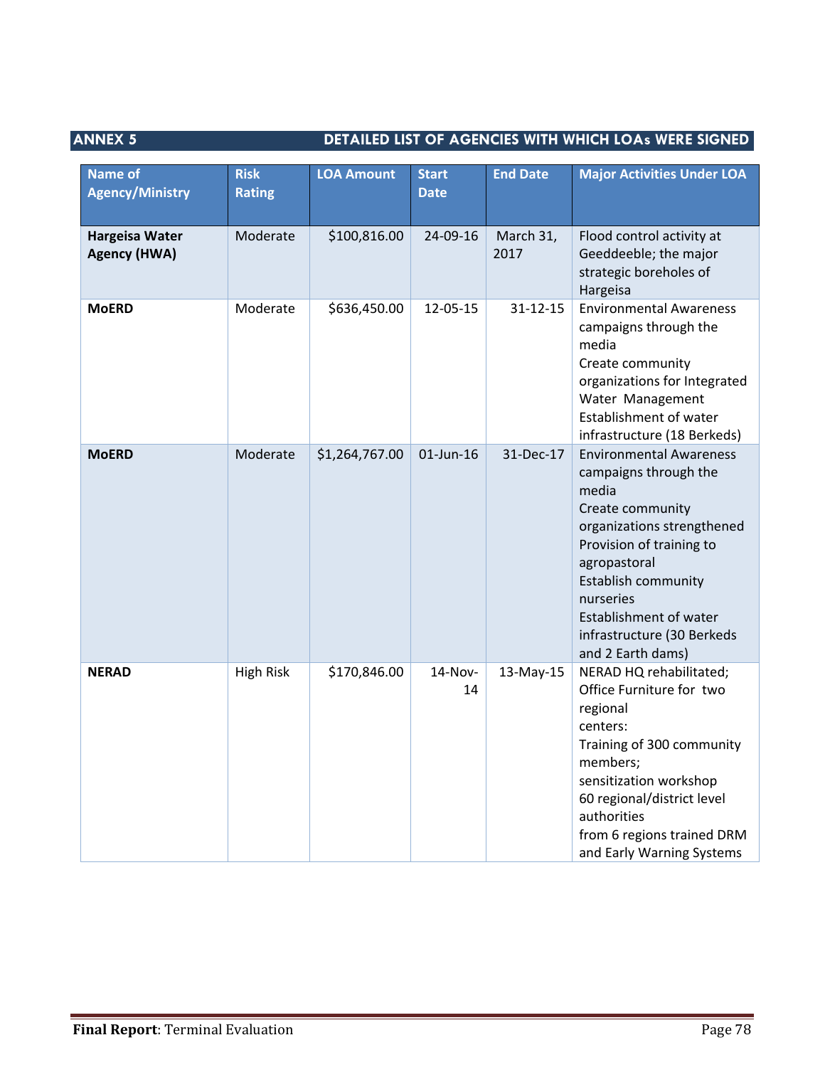## ANNEX 5 DETAILED LIST OF AGENCIES WITH WHICH LOAs WERE SIGNED

| Name of Agency/Ministry | Risk Rating | LOA Amount | Start Date | End Date | Major Activities Under LOA |
|---|---|---|---|---|---|
| **Hargeisa Water Agency (HWA)** | Moderate | $100,816.00 | 24-09-16 | March 31, 2017 | Flood control activity at Geeddeeble; the major strategic boreholes of Hargeisa |
| **MoERD** | Moderate | $636,450.00 | 12-05-15 | 31-12-15 | Environmental Awareness campaigns through the media<br>Create community organizations for Integrated Water Management<br>Establishment of water infrastructure (18 Berkeds) |
| **MoERD** | Moderate | $1,264,767.00 | 01-Jun-16 | 31-Dec-17 | Environmental Awareness campaigns through the media<br>Create community organizations strengthened<br>Provision of training to agropastoral<br>Establish community nurseries<br>Establishment of water infrastructure (30 Berkeds and 2 Earth dams) |
| **NERAD** | High Risk | $170,846.00 | 14-Nov-14 | 13-May-15 | NERAD HQ rehabilitated;<br>Office Furniture for two regional centers:<br>Training of 300 community members;<br>sensitization workshop<br>60 regional/district level authorities<br>from 6 regions trained DRM and Early Warning Systems |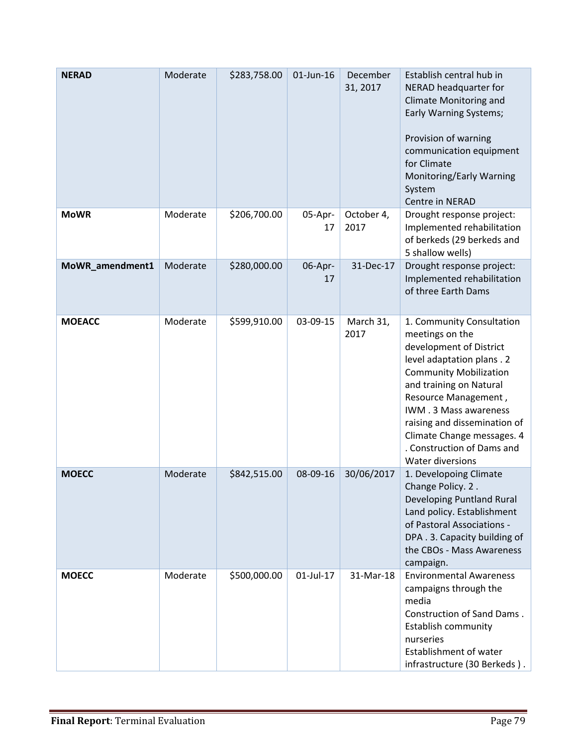| | | | | | |
|---|---|---|---|---|---|
| **NERAD** | Moderate | $283,758.00 | 01-Jun-16 | December 31, 2017 | Establish central hub in NERAD headquarter for Climate Monitoring and Early Warning Systems;<br><br>Provision of warning communication equipment for Climate Monitoring/Early Warning System<br>Centre in NERAD |
| **MoWR** | Moderate | $206,700.00 | 05-Apr-17 | October 4, 2017 | Drought response project: Implemented rehabilitation of berkeds (29 berkeds and 5 shallow wells) |
| **MoWR_amendment1** | Moderate | $280,000.00 | 06-Apr-17 | 31-Dec-17 | Drought response project: Implemented rehabilitation of three Earth Dams |
| **MOEACC** | Moderate | $599,910.00 | 03-09-15 | March 31, 2017 | 1. Community Consultation meetings on the development of District level adaptation plans . 2 Community Mobilization and training on Natural Resource Management , IWM . 3 Mass awareness raising and dissemination of Climate Change messages. 4 . Construction of Dams and Water diversions |
| **MOECC** | Moderate | $842,515.00 | 08-09-16 | 30/06/2017 | 1. Developoing Climate Change Policy. 2 . Developing Puntland Rural Land policy. Establishment of Pastoral Associations - DPA . 3. Capacity building of the CBOs - Mass Awareness campaign. |
| **MOECC** | Moderate | $500,000.00 | 01-Jul-17 | 31-Mar-18 | Environmental Awareness campaigns through the media<br>Construction of Sand Dams .<br>Establish community nurseries<br>Establishment of water infrastructure (30 Berkeds ) . |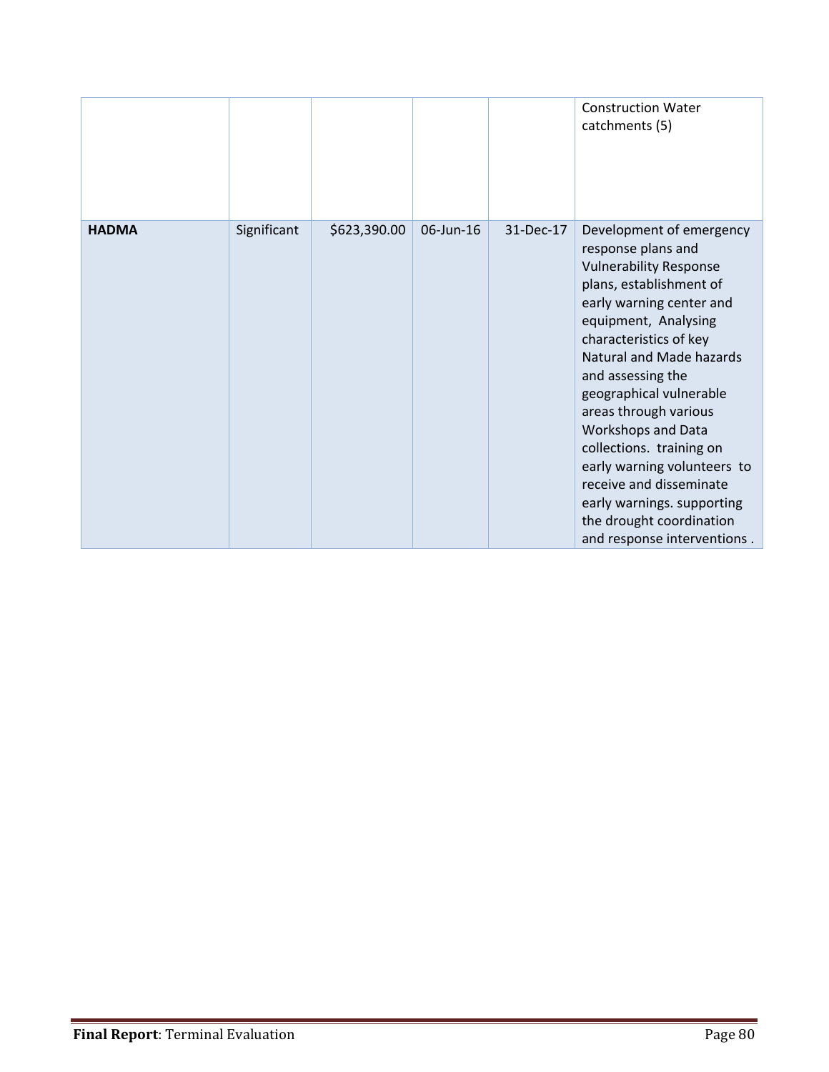| | | | | | |
|---|---|---|---|---|---|
| | | | | | Construction Water catchments (5) |
| **HADMA** | Significant | $623,390.00 | 06-Jun-16 | 31-Dec-17 | Development of emergency response plans and Vulnerability Response plans, establishment of early warning center and equipment, Analysing characteristics of key Natural and Made hazards and assessing the geographical vulnerable areas through various Workshops and Data collections. training on early warning volunteers to receive and disseminate early warnings. supporting the drought coordination and response interventions . |